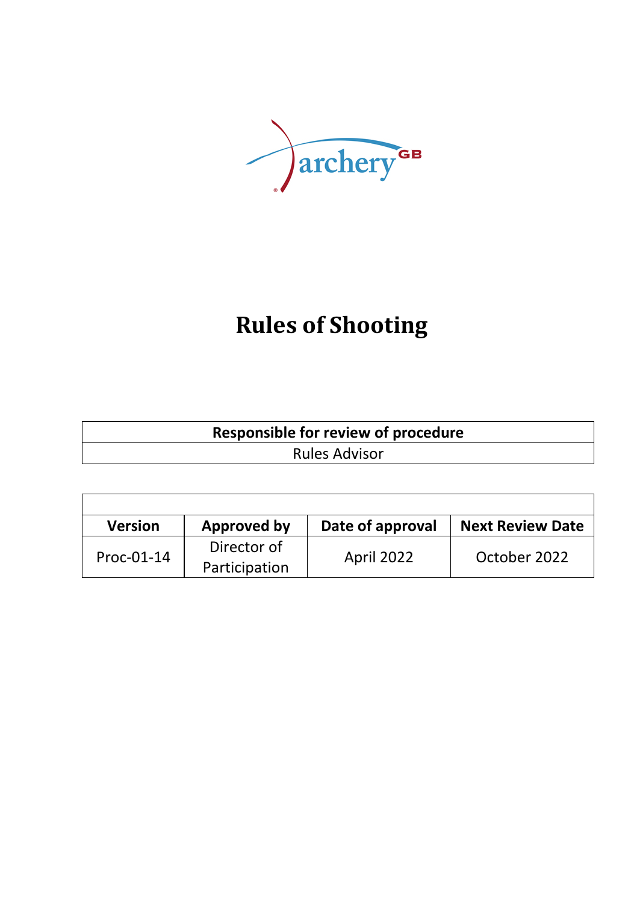# Rules of Shooting

| Responsible for review of procedure |
| --- |
| Rules Advisor |

| Version | Approved by | Date of approval | Next Review Date |
| --- | --- | --- | --- |
| Proc-01-14 | Director of Participation | April 2022 | October 2022 |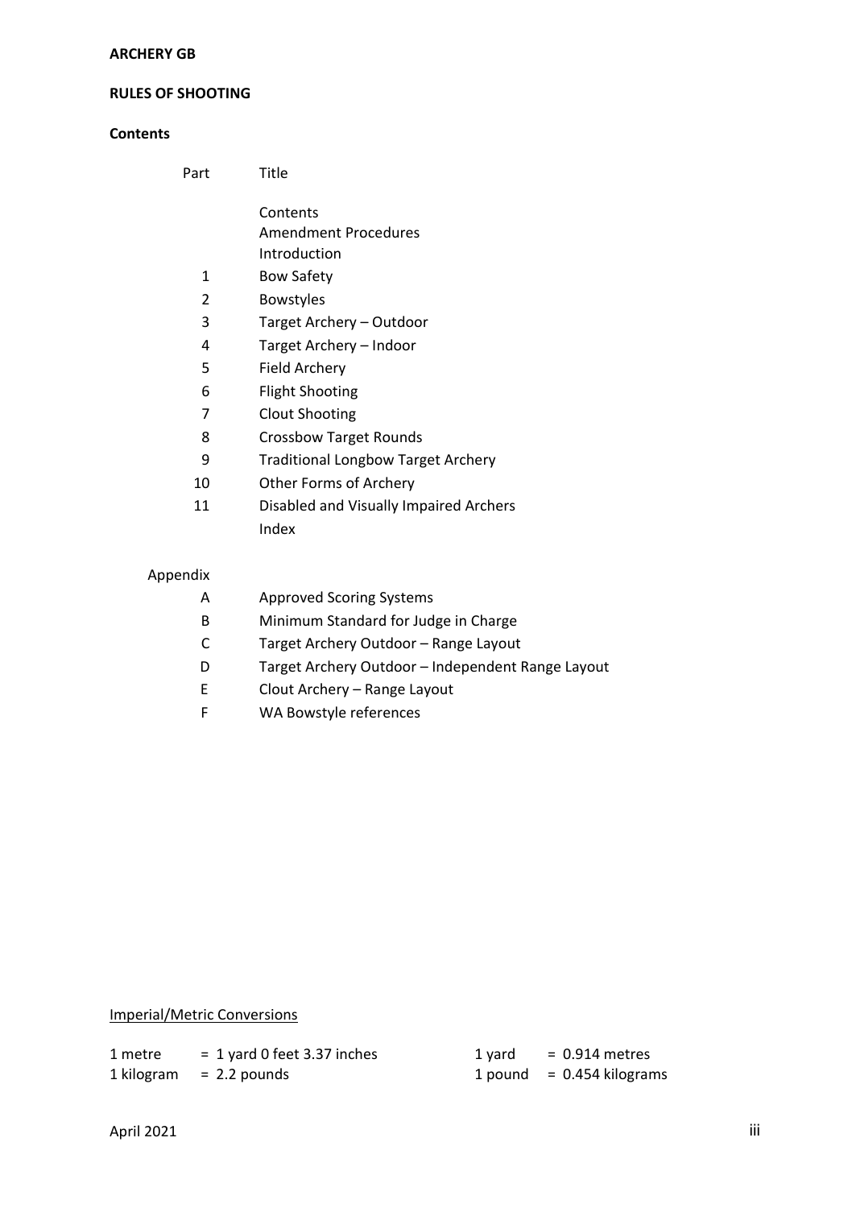**ARCHERY GB**

**RULES OF SHOOTING**

**Contents**

| Part | Title |
|---|---|
| | Contents |
| | Amendment Procedures |
| | Introduction |
| 1 | Bow Safety |
| 2 | Bowstyles |
| 3 | Target Archery – Outdoor |
| 4 | Target Archery – Indoor |
| 5 | Field Archery |
| 6 | Flight Shooting |
| 7 | Clout Shooting |
| 8 | Crossbow Target Rounds |
| 9 | Traditional Longbow Target Archery |
| 10 | Other Forms of Archery |
| 11 | Disabled and Visually Impaired Archers |
| | Index |

| Appendix | |
|---|---|
| A | Approved Scoring Systems |
| B | Minimum Standard for Judge in Charge |
| C | Target Archery Outdoor – Range Layout |
| D | Target Archery Outdoor – Independent Range Layout |
| E | Clout Archery – Range Layout |
| F | WA Bowstyle references |

Imperial/Metric Conversions

| | | | |
|---|---|---|---|
| 1 metre | = 1 yard 0 feet 3.37 inches | 1 yard | = 0.914 metres |
| 1 kilogram | = 2.2 pounds | 1 pound | = 0.454 kilograms |

April 2021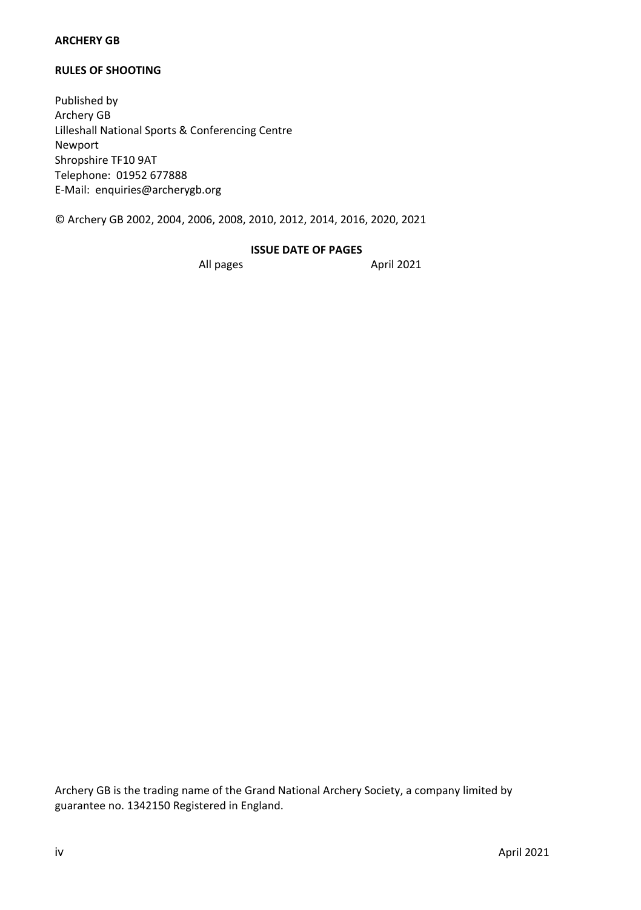**ARCHERY GB**

**RULES OF SHOOTING**

Published by
Archery GB
Lilleshall National Sports & Conferencing Centre
Newport
Shropshire TF10 9AT
Telephone: 01952 677888
E-Mail: enquiries@archerygb.org

© Archery GB 2002, 2004, 2006, 2008, 2010, 2012, 2014, 2016, 2020, 2021

**ISSUE DATE OF PAGES**

| All pages | April 2021 |
|---|---|

Archery GB is the trading name of the Grand National Archery Society, a company limited by guarantee no. 1342150 Registered in England.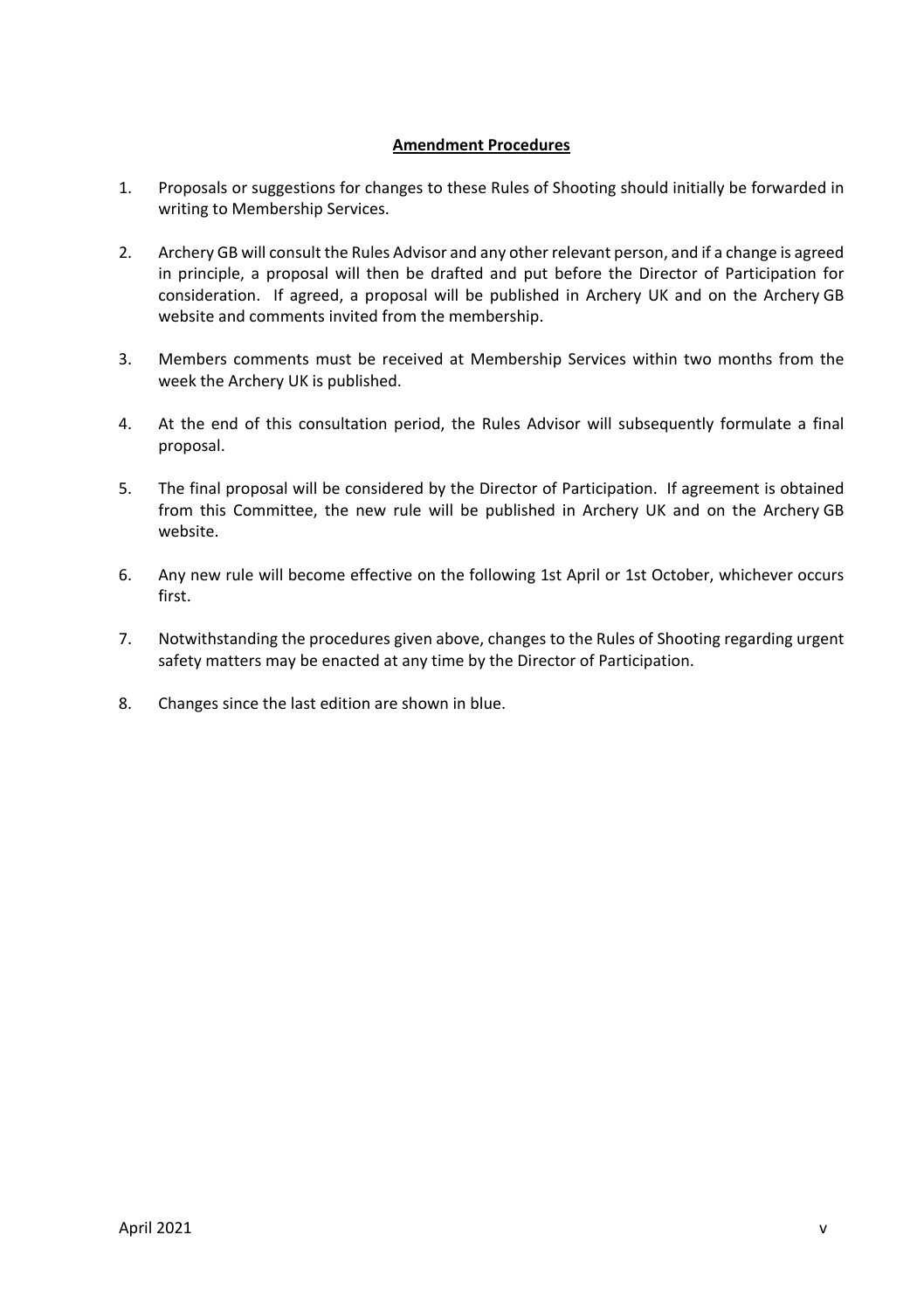## Amendment Procedures

1. Proposals or suggestions for changes to these Rules of Shooting should initially be forwarded in writing to Membership Services.

2. Archery GB will consult the Rules Advisor and any other relevant person, and if a change is agreed in principle, a proposal will then be drafted and put before the Director of Participation for consideration. If agreed, a proposal will be published in Archery UK and on the Archery GB website and comments invited from the membership.

3. Members comments must be received at Membership Services within two months from the week the Archery UK is published.

4. At the end of this consultation period, the Rules Advisor will subsequently formulate a final proposal.

5. The final proposal will be considered by the Director of Participation. If agreement is obtained from this Committee, the new rule will be published in Archery UK and on the Archery GB website.

6. Any new rule will become effective on the following 1st April or 1st October, whichever occurs first.

7. Notwithstanding the procedures given above, changes to the Rules of Shooting regarding urgent safety matters may be enacted at any time by the Director of Participation.

8. Changes since the last edition are shown in blue.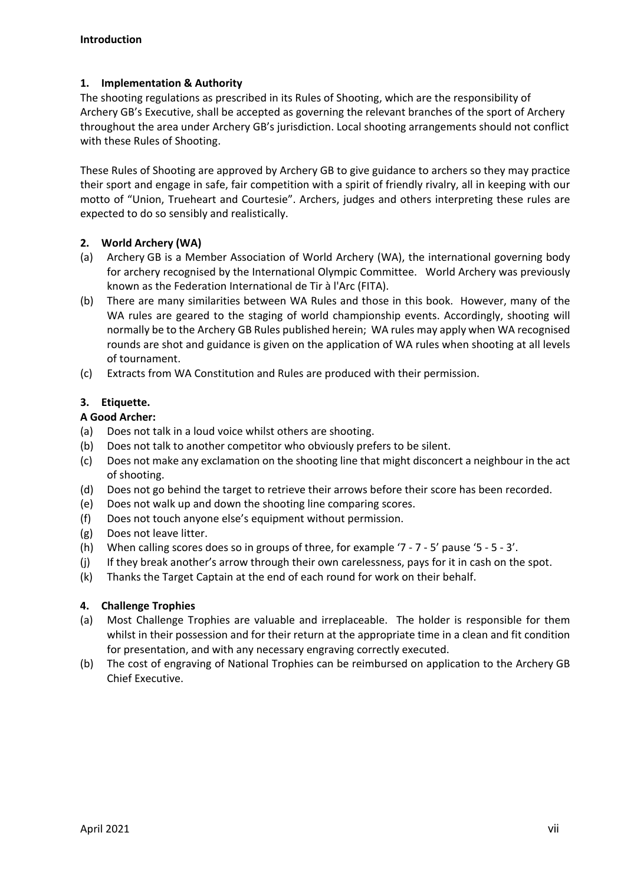# Introduction

## 1. Implementation & Authority

The shooting regulations as prescribed in its Rules of Shooting, which are the responsibility of Archery GB's Executive, shall be accepted as governing the relevant branches of the sport of Archery throughout the area under Archery GB's jurisdiction. Local shooting arrangements should not conflict with these Rules of Shooting.

These Rules of Shooting are approved by Archery GB to give guidance to archers so they may practice their sport and engage in safe, fair competition with a spirit of friendly rivalry, all in keeping with our motto of "Union, Trueheart and Courtesie". Archers, judges and others interpreting these rules are expected to do so sensibly and realistically.

## 2. World Archery (WA)

(a) Archery GB is a Member Association of World Archery (WA), the international governing body for archery recognised by the International Olympic Committee. World Archery was previously known as the Federation International de Tir à l'Arc (FITA).

(b) There are many similarities between WA Rules and those in this book. However, many of the WA rules are geared to the staging of world championship events. Accordingly, shooting will normally be to the Archery GB Rules published herein; WA rules may apply when WA recognised rounds are shot and guidance is given on the application of WA rules when shooting at all levels of tournament.

(c) Extracts from WA Constitution and Rules are produced with their permission.

## 3. Etiquette.

**A Good Archer:**

(a) Does not talk in a loud voice whilst others are shooting.

(b) Does not talk to another competitor who obviously prefers to be silent.

(c) Does not make any exclamation on the shooting line that might disconcert a neighbour in the act of shooting.

(d) Does not go behind the target to retrieve their arrows before their score has been recorded.

(e) Does not walk up and down the shooting line comparing scores.

(f) Does not touch anyone else's equipment without permission.

(g) Does not leave litter.

(h) When calling scores does so in groups of three, for example '7 - 7 - 5' pause '5 - 5 - 3'.

(j) If they break another's arrow through their own carelessness, pays for it in cash on the spot.

(k) Thanks the Target Captain at the end of each round for work on their behalf.

## 4. Challenge Trophies

(a) Most Challenge Trophies are valuable and irreplaceable. The holder is responsible for them whilst in their possession and for their return at the appropriate time in a clean and fit condition for presentation, and with any necessary engraving correctly executed.

(b) The cost of engraving of National Trophies can be reimbursed on application to the Archery GB Chief Executive.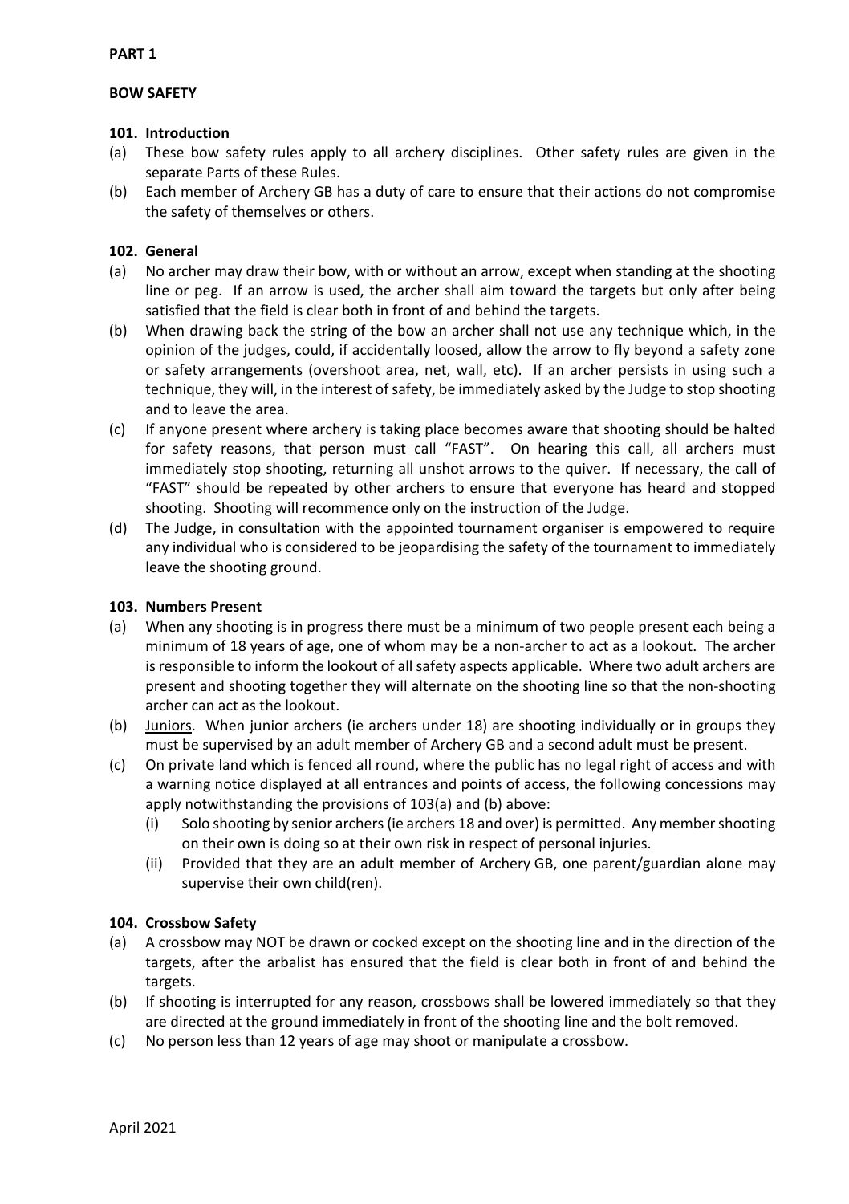**PART 1**

**BOW SAFETY**

**101. Introduction**

(a) These bow safety rules apply to all archery disciplines. Other safety rules are given in the separate Parts of these Rules.

(b) Each member of Archery GB has a duty of care to ensure that their actions do not compromise the safety of themselves or others.

**102. General**

(a) No archer may draw their bow, with or without an arrow, except when standing at the shooting line or peg. If an arrow is used, the archer shall aim toward the targets but only after being satisfied that the field is clear both in front of and behind the targets.

(b) When drawing back the string of the bow an archer shall not use any technique which, in the opinion of the judges, could, if accidentally loosed, allow the arrow to fly beyond a safety zone or safety arrangements (overshoot area, net, wall, etc). If an archer persists in using such a technique, they will, in the interest of safety, be immediately asked by the Judge to stop shooting and to leave the area.

(c) If anyone present where archery is taking place becomes aware that shooting should be halted for safety reasons, that person must call "FAST". On hearing this call, all archers must immediately stop shooting, returning all unshot arrows to the quiver. If necessary, the call of "FAST" should be repeated by other archers to ensure that everyone has heard and stopped shooting. Shooting will recommence only on the instruction of the Judge.

(d) The Judge, in consultation with the appointed tournament organiser is empowered to require any individual who is considered to be jeopardising the safety of the tournament to immediately leave the shooting ground.

**103. Numbers Present**

(a) When any shooting is in progress there must be a minimum of two people present each being a minimum of 18 years of age, one of whom may be a non-archer to act as a lookout. The archer is responsible to inform the lookout of all safety aspects applicable. Where two adult archers are present and shooting together they will alternate on the shooting line so that the non-shooting archer can act as the lookout.

(b) Juniors. When junior archers (ie archers under 18) are shooting individually or in groups they must be supervised by an adult member of Archery GB and a second adult must be present.

(c) On private land which is fenced all round, where the public has no legal right of access and with a warning notice displayed at all entrances and points of access, the following concessions may apply notwithstanding the provisions of 103(a) and (b) above:

   (i) Solo shooting by senior archers (ie archers 18 and over) is permitted. Any member shooting on their own is doing so at their own risk in respect of personal injuries.

   (ii) Provided that they are an adult member of Archery GB, one parent/guardian alone may supervise their own child(ren).

**104. Crossbow Safety**

(a) A crossbow may NOT be drawn or cocked except on the shooting line and in the direction of the targets, after the arbalist has ensured that the field is clear both in front of and behind the targets.

(b) If shooting is interrupted for any reason, crossbows shall be lowered immediately so that they are directed at the ground immediately in front of the shooting line and the bolt removed.

(c) No person less than 12 years of age may shoot or manipulate a crossbow.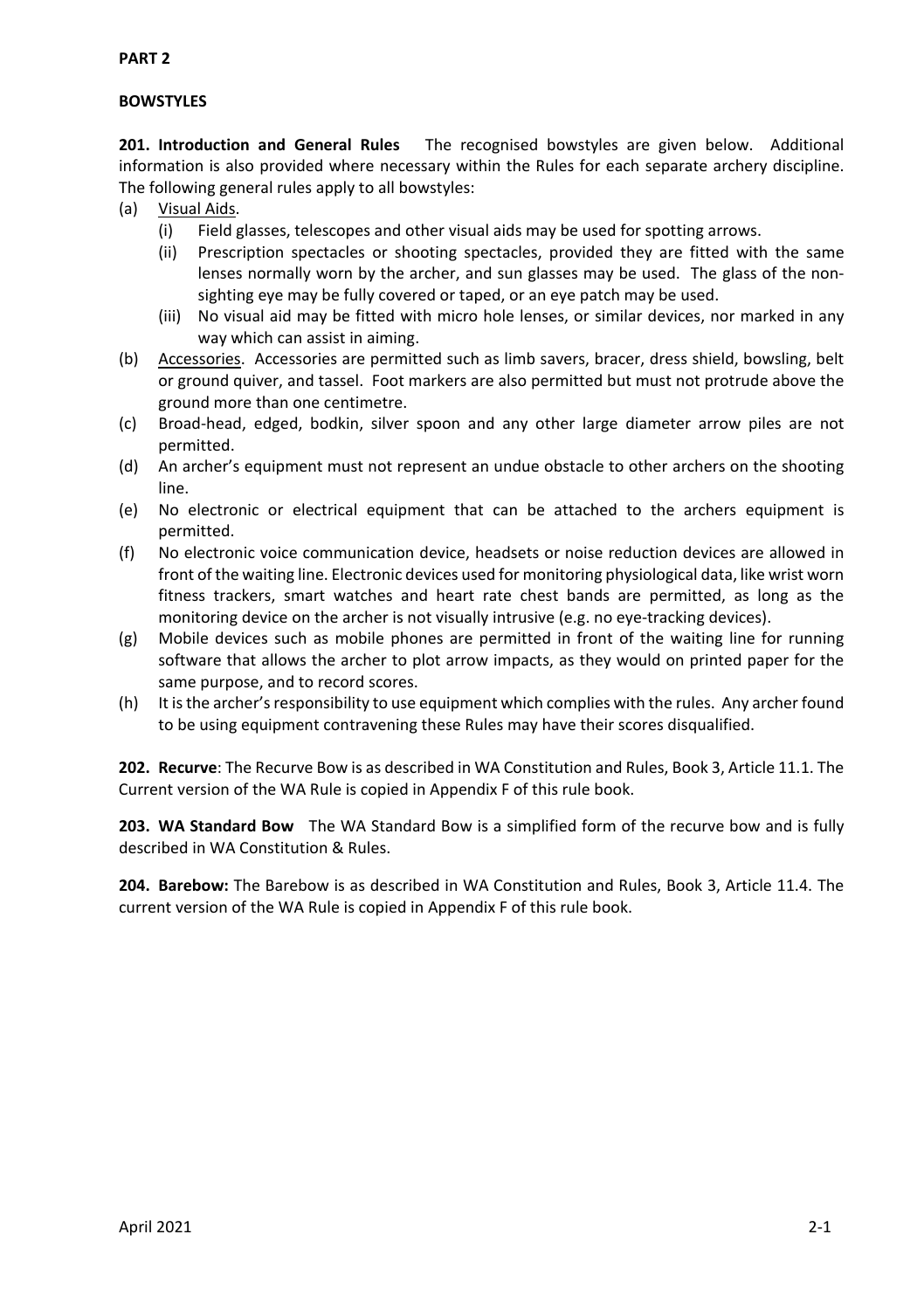**PART 2**

**BOWSTYLES**

**201. Introduction and General Rules** The recognised bowstyles are given below. Additional information is also provided where necessary within the Rules for each separate archery discipline. The following general rules apply to all bowstyles:

(a) Visual Aids.
   (i) Field glasses, telescopes and other visual aids may be used for spotting arrows.
   (ii) Prescription spectacles or shooting spectacles, provided they are fitted with the same lenses normally worn by the archer, and sun glasses may be used. The glass of the non-sighting eye may be fully covered or taped, or an eye patch may be used.
   (iii) No visual aid may be fitted with micro hole lenses, or similar devices, nor marked in any way which can assist in aiming.

(b) Accessories. Accessories are permitted such as limb savers, bracer, dress shield, bowsling, belt or ground quiver, and tassel. Foot markers are also permitted but must not protrude above the ground more than one centimetre.

(c) Broad-head, edged, bodkin, silver spoon and any other large diameter arrow piles are not permitted.

(d) An archer's equipment must not represent an undue obstacle to other archers on the shooting line.

(e) No electronic or electrical equipment that can be attached to the archers equipment is permitted.

(f) No electronic voice communication device, headsets or noise reduction devices are allowed in front of the waiting line. Electronic devices used for monitoring physiological data, like wrist worn fitness trackers, smart watches and heart rate chest bands are permitted, as long as the monitoring device on the archer is not visually intrusive (e.g. no eye-tracking devices).

(g) Mobile devices such as mobile phones are permitted in front of the waiting line for running software that allows the archer to plot arrow impacts, as they would on printed paper for the same purpose, and to record scores.

(h) It is the archer's responsibility to use equipment which complies with the rules. Any archer found to be using equipment contravening these Rules may have their scores disqualified.

**202. Recurve**: The Recurve Bow is as described in WA Constitution and Rules, Book 3, Article 11.1. The Current version of the WA Rule is copied in Appendix F of this rule book.

**203. WA Standard Bow** The WA Standard Bow is a simplified form of the recurve bow and is fully described in WA Constitution & Rules.

**204. Barebow:** The Barebow is as described in WA Constitution and Rules, Book 3, Article 11.4. The current version of the WA Rule is copied in Appendix F of this rule book.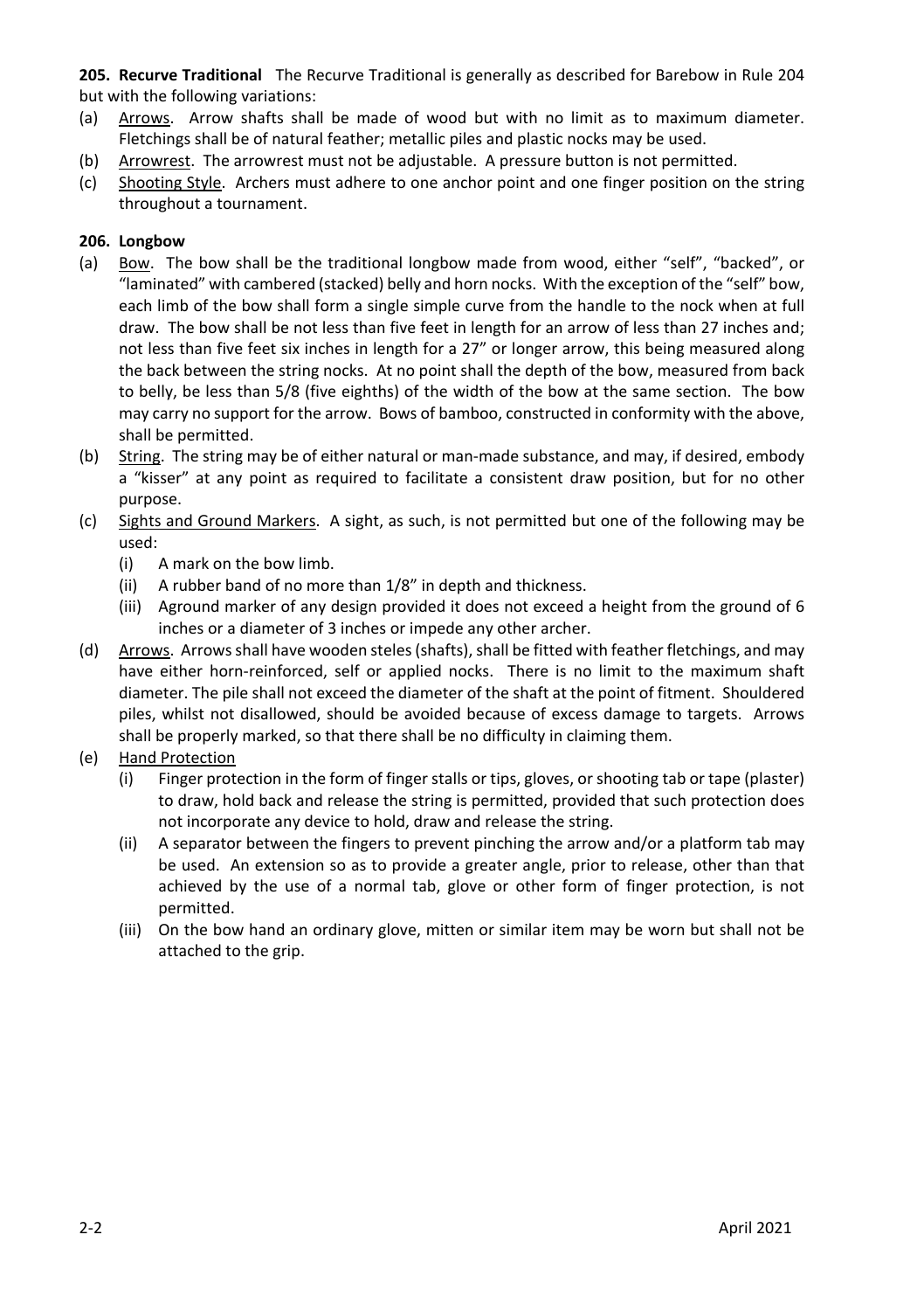**205. Recurve Traditional** The Recurve Traditional is generally as described for Barebow in Rule 204 but with the following variations:

(a) Arrows. Arrow shafts shall be made of wood but with no limit as to maximum diameter. Fletchings shall be of natural feather; metallic piles and plastic nocks may be used.

(b) Arrowrest. The arrowrest must not be adjustable. A pressure button is not permitted.

(c) Shooting Style. Archers must adhere to one anchor point and one finger position on the string throughout a tournament.

**206. Longbow**

(a) Bow. The bow shall be the traditional longbow made from wood, either "self", "backed", or "laminated" with cambered (stacked) belly and horn nocks. With the exception of the "self" bow, each limb of the bow shall form a single simple curve from the handle to the nock when at full draw. The bow shall be not less than five feet in length for an arrow of less than 27 inches and; not less than five feet six inches in length for a 27" or longer arrow, this being measured along the back between the string nocks. At no point shall the depth of the bow, measured from back to belly, be less than 5/8 (five eighths) of the width of the bow at the same section. The bow may carry no support for the arrow. Bows of bamboo, constructed in conformity with the above, shall be permitted.

(b) String. The string may be of either natural or man-made substance, and may, if desired, embody a "kisser" at any point as required to facilitate a consistent draw position, but for no other purpose.

(c) Sights and Ground Markers. A sight, as such, is not permitted but one of the following may be used:
   (i) A mark on the bow limb.
   (ii) A rubber band of no more than 1/8" in depth and thickness.
   (iii) Aground marker of any design provided it does not exceed a height from the ground of 6 inches or a diameter of 3 inches or impede any other archer.

(d) Arrows. Arrows shall have wooden steles (shafts), shall be fitted with feather fletchings, and may have either horn-reinforced, self or applied nocks. There is no limit to the maximum shaft diameter. The pile shall not exceed the diameter of the shaft at the point of fitment. Shouldered piles, whilst not disallowed, should be avoided because of excess damage to targets. Arrows shall be properly marked, so that there shall be no difficulty in claiming them.

(e) Hand Protection
   (i) Finger protection in the form of finger stalls or tips, gloves, or shooting tab or tape (plaster) to draw, hold back and release the string is permitted, provided that such protection does not incorporate any device to hold, draw and release the string.
   (ii) A separator between the fingers to prevent pinching the arrow and/or a platform tab may be used. An extension so as to provide a greater angle, prior to release, other than that achieved by the use of a normal tab, glove or other form of finger protection, is not permitted.
   (iii) On the bow hand an ordinary glove, mitten or similar item may be worn but shall not be attached to the grip.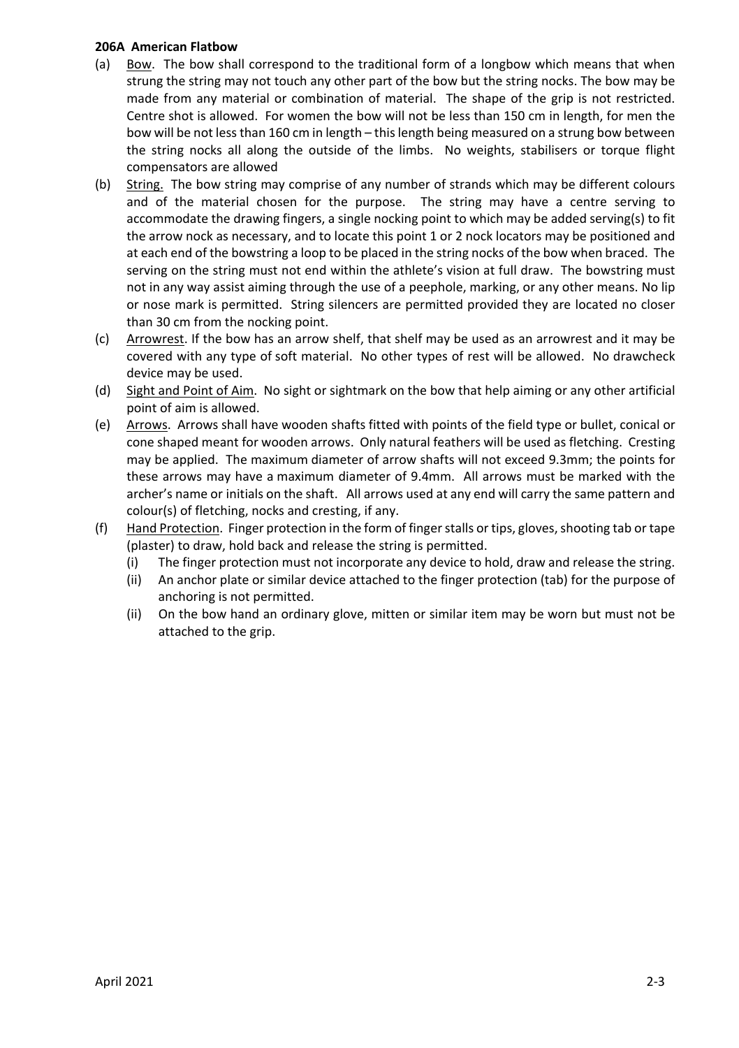**206A American Flatbow**

(a) Bow. The bow shall correspond to the traditional form of a longbow which means that when strung the string may not touch any other part of the bow but the string nocks. The bow may be made from any material or combination of material. The shape of the grip is not restricted. Centre shot is allowed. For women the bow will not be less than 150 cm in length, for men the bow will be not less than 160 cm in length – this length being measured on a strung bow between the string nocks all along the outside of the limbs. No weights, stabilisers or torque flight compensators are allowed

(b) String. The bow string may comprise of any number of strands which may be different colours and of the material chosen for the purpose. The string may have a centre serving to accommodate the drawing fingers, a single nocking point to which may be added serving(s) to fit the arrow nock as necessary, and to locate this point 1 or 2 nock locators may be positioned and at each end of the bowstring a loop to be placed in the string nocks of the bow when braced. The serving on the string must not end within the athlete's vision at full draw. The bowstring must not in any way assist aiming through the use of a peephole, marking, or any other means. No lip or nose mark is permitted. String silencers are permitted provided they are located no closer than 30 cm from the nocking point.

(c) Arrowrest. If the bow has an arrow shelf, that shelf may be used as an arrowrest and it may be covered with any type of soft material. No other types of rest will be allowed. No drawcheck device may be used.

(d) Sight and Point of Aim. No sight or sightmark on the bow that help aiming or any other artificial point of aim is allowed.

(e) Arrows. Arrows shall have wooden shafts fitted with points of the field type or bullet, conical or cone shaped meant for wooden arrows. Only natural feathers will be used as fletching. Cresting may be applied. The maximum diameter of arrow shafts will not exceed 9.3mm; the points for these arrows may have a maximum diameter of 9.4mm. All arrows must be marked with the archer's name or initials on the shaft. All arrows used at any end will carry the same pattern and colour(s) of fletching, nocks and cresting, if any.

(f) Hand Protection. Finger protection in the form of finger stalls or tips, gloves, shooting tab or tape (plaster) to draw, hold back and release the string is permitted.
  - (i) The finger protection must not incorporate any device to hold, draw and release the string.
  - (ii) An anchor plate or similar device attached to the finger protection (tab) for the purpose of anchoring is not permitted.
  - (ii) On the bow hand an ordinary glove, mitten or similar item may be worn but must not be attached to the grip.

April 2021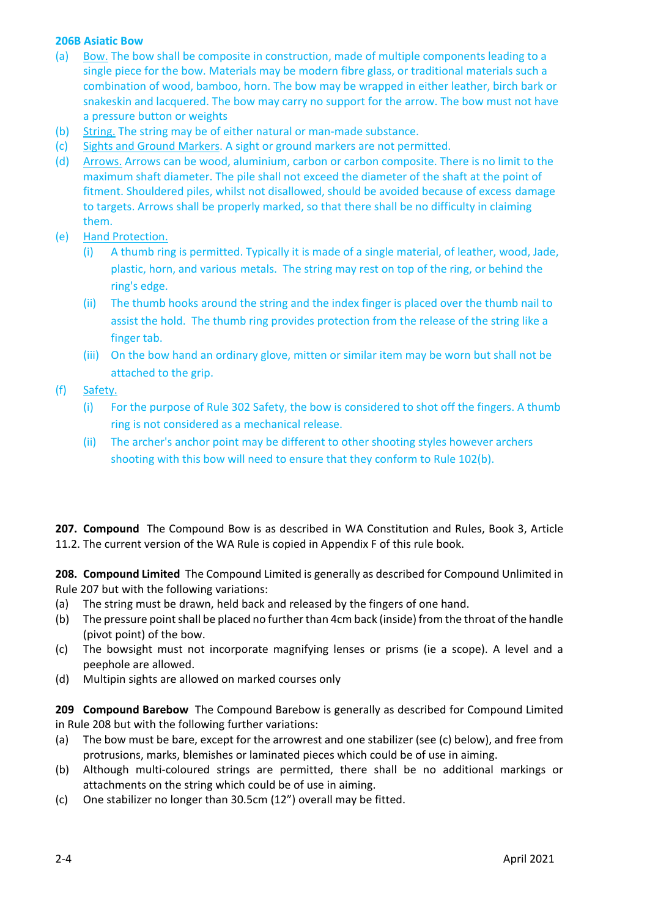**206B Asiatic Bow**

(a) Bow. The bow shall be composite in construction, made of multiple components leading to a single piece for the bow. Materials may be modern fibre glass, or traditional materials such a combination of wood, bamboo, horn. The bow may be wrapped in either leather, birch bark or snakeskin and lacquered. The bow may carry no support for the arrow. The bow must not have a pressure button or weights

(b) String. The string may be of either natural or man-made substance.

(c) Sights and Ground Markers. A sight or ground markers are not permitted.

(d) Arrows. Arrows can be wood, aluminium, carbon or carbon composite. There is no limit to the maximum shaft diameter. The pile shall not exceed the diameter of the shaft at the point of fitment. Shouldered piles, whilst not disallowed, should be avoided because of excess damage to targets. Arrows shall be properly marked, so that there shall be no difficulty in claiming them.

(e) Hand Protection.

(i) A thumb ring is permitted. Typically it is made of a single material, of leather, wood, Jade, plastic, horn, and various metals. The string may rest on top of the ring, or behind the ring's edge.

(ii) The thumb hooks around the string and the index finger is placed over the thumb nail to assist the hold. The thumb ring provides protection from the release of the string like a finger tab.

(iii) On the bow hand an ordinary glove, mitten or similar item may be worn but shall not be attached to the grip.

(f) Safety.

(i) For the purpose of Rule 302 Safety, the bow is considered to shot off the fingers. A thumb ring is not considered as a mechanical release.

(ii) The archer's anchor point may be different to other shooting styles however archers shooting with this bow will need to ensure that they conform to Rule 102(b).

**207. Compound** The Compound Bow is as described in WA Constitution and Rules, Book 3, Article 11.2. The current version of the WA Rule is copied in Appendix F of this rule book.

**208. Compound Limited** The Compound Limited is generally as described for Compound Unlimited in Rule 207 but with the following variations:

(a) The string must be drawn, held back and released by the fingers of one hand.

(b) The pressure point shall be placed no further than 4cm back (inside) from the throat of the handle (pivot point) of the bow.

(c) The bowsight must not incorporate magnifying lenses or prisms (ie a scope). A level and a peephole are allowed.

(d) Multipin sights are allowed on marked courses only

**209 Compound Barebow** The Compound Barebow is generally as described for Compound Limited in Rule 208 but with the following further variations:

(a) The bow must be bare, except for the arrowrest and one stabilizer (see (c) below), and free from protrusions, marks, blemishes or laminated pieces which could be of use in aiming.

(b) Although multi-coloured strings are permitted, there shall be no additional markings or attachments on the string which could be of use in aiming.

(c) One stabilizer no longer than 30.5cm (12") overall may be fitted.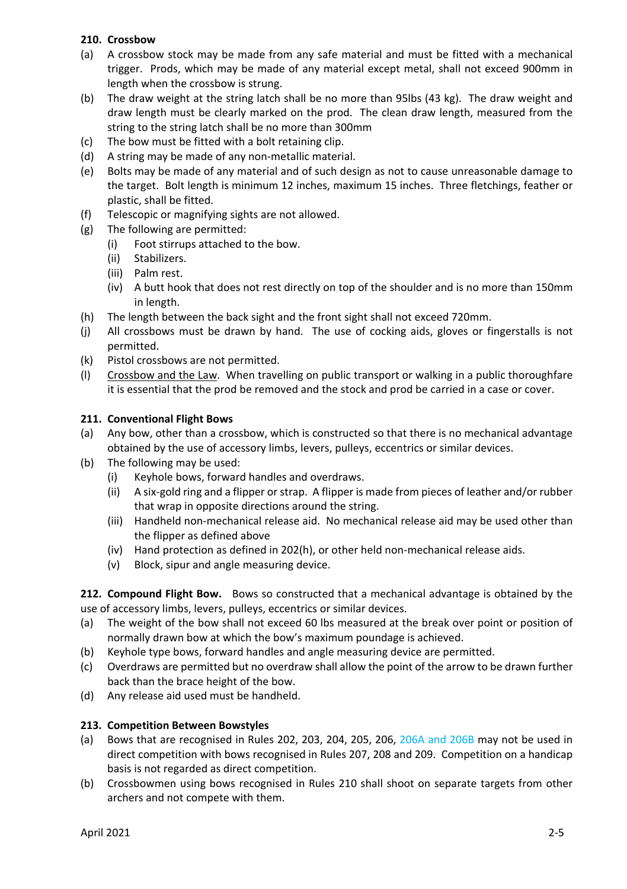### 210. Crossbow

(a) A crossbow stock may be made from any safe material and must be fitted with a mechanical trigger. Prods, which may be made of any material except metal, shall not exceed 900mm in length when the crossbow is strung.

(b) The draw weight at the string latch shall be no more than 95lbs (43 kg). The draw weight and draw length must be clearly marked on the prod. The clean draw length, measured from the string to the string latch shall be no more than 300mm

(c) The bow must be fitted with a bolt retaining clip.

(d) A string may be made of any non-metallic material.

(e) Bolts may be made of any material and of such design as not to cause unreasonable damage to the target. Bolt length is minimum 12 inches, maximum 15 inches. Three fletchings, feather or plastic, shall be fitted.

(f) Telescopic or magnifying sights are not allowed.

(g) The following are permitted:
   - (i) Foot stirrups attached to the bow.
   - (ii) Stabilizers.
   - (iii) Palm rest.
   - (iv) A butt hook that does not rest directly on top of the shoulder and is no more than 150mm in length.

(h) The length between the back sight and the front sight shall not exceed 720mm.

(j) All crossbows must be drawn by hand. The use of cocking aids, gloves or fingerstalls is not permitted.

(k) Pistol crossbows are not permitted.

(l) Crossbow and the Law. When travelling on public transport or walking in a public thoroughfare it is essential that the prod be removed and the stock and prod be carried in a case or cover.

### 211. Conventional Flight Bows

(a) Any bow, other than a crossbow, which is constructed so that there is no mechanical advantage obtained by the use of accessory limbs, levers, pulleys, eccentrics or similar devices.

(b) The following may be used:
   - (i) Keyhole bows, forward handles and overdraws.
   - (ii) A six-gold ring and a flipper or strap. A flipper is made from pieces of leather and/or rubber that wrap in opposite directions around the string.
   - (iii) Handheld non-mechanical release aid. No mechanical release aid may be used other than the flipper as defined above
   - (iv) Hand protection as defined in 202(h), or other held non-mechanical release aids.
   - (v) Block, sipur and angle measuring device.

**212. Compound Flight Bow.** Bows so constructed that a mechanical advantage is obtained by the use of accessory limbs, levers, pulleys, eccentrics or similar devices.

(a) The weight of the bow shall not exceed 60 lbs measured at the break over point or position of normally drawn bow at which the bow's maximum poundage is achieved.

(b) Keyhole type bows, forward handles and angle measuring device are permitted.

(c) Overdraws are permitted but no overdraw shall allow the point of the arrow to be drawn further back than the brace height of the bow.

(d) Any release aid used must be handheld.

### 213. Competition Between Bowstyles

(a) Bows that are recognised in Rules 202, 203, 204, 205, 206, 206A and 206B may not be used in direct competition with bows recognised in Rules 207, 208 and 209. Competition on a handicap basis is not regarded as direct competition.

(b) Crossbowmen using bows recognised in Rules 210 shall shoot on separate targets from other archers and not compete with them.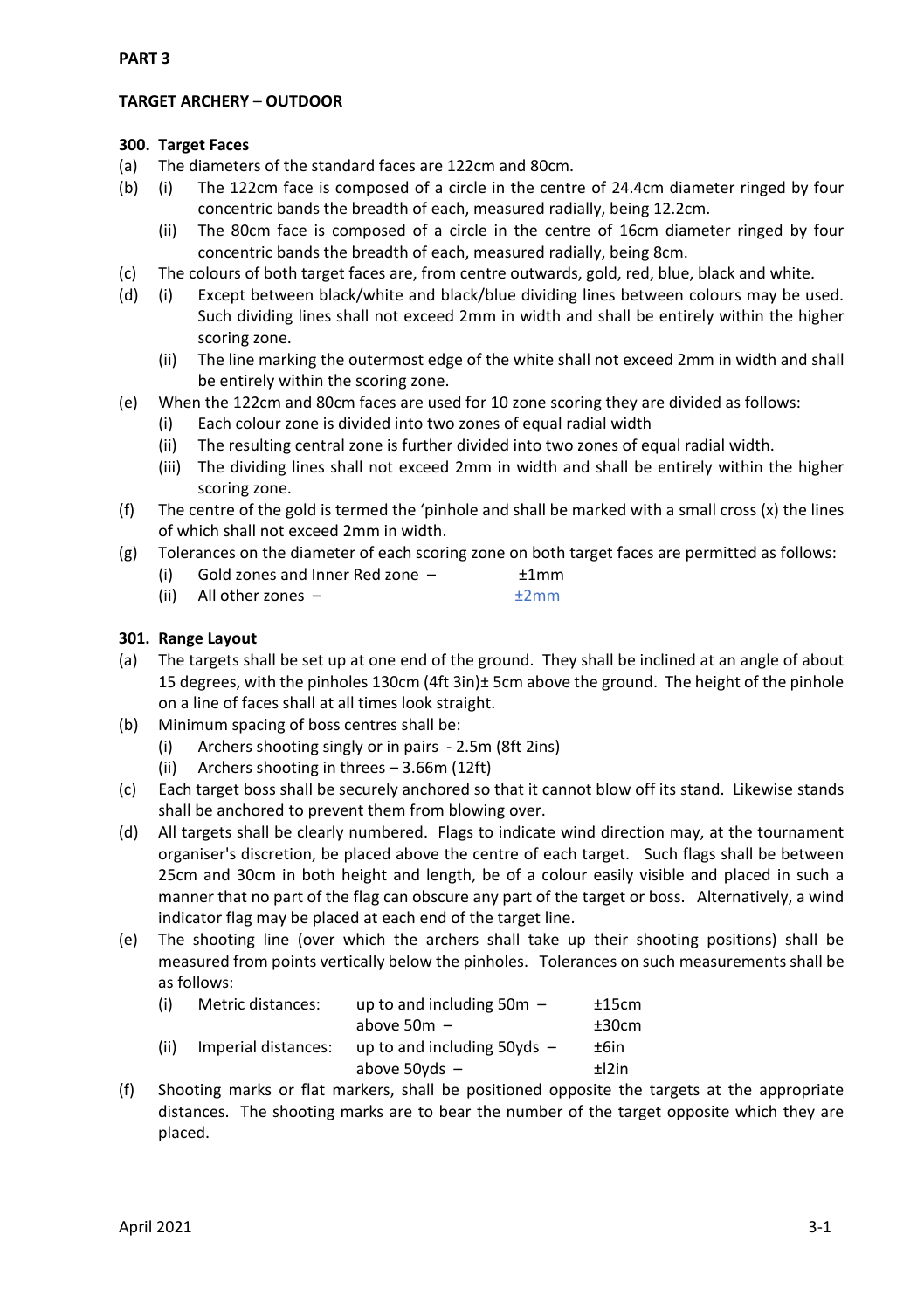**PART 3**

**TARGET ARCHERY – OUTDOOR**

**300. Target Faces**

(a) The diameters of the standard faces are 122cm and 80cm.

(b) (i) The 122cm face is composed of a circle in the centre of 24.4cm diameter ringed by four concentric bands the breadth of each, measured radially, being 12.2cm.

(ii) The 80cm face is composed of a circle in the centre of 16cm diameter ringed by four concentric bands the breadth of each, measured radially, being 8cm.

(c) The colours of both target faces are, from centre outwards, gold, red, blue, black and white.

(d) (i) Except between black/white and black/blue dividing lines between colours may be used. Such dividing lines shall not exceed 2mm in width and shall be entirely within the higher scoring zone.

(ii) The line marking the outermost edge of the white shall not exceed 2mm in width and shall be entirely within the scoring zone.

(e) When the 122cm and 80cm faces are used for 10 zone scoring they are divided as follows:

(i) Each colour zone is divided into two zones of equal radial width

(ii) The resulting central zone is further divided into two zones of equal radial width.

(iii) The dividing lines shall not exceed 2mm in width and shall be entirely within the higher scoring zone.

(f) The centre of the gold is termed the 'pinhole and shall be marked with a small cross (x) the lines of which shall not exceed 2mm in width.

(g) Tolerances on the diameter of each scoring zone on both target faces are permitted as follows:

(i) Gold zones and Inner Red zone – ±1mm

(ii) All other zones – ±2mm

**301. Range Layout**

(a) The targets shall be set up at one end of the ground. They shall be inclined at an angle of about 15 degrees, with the pinholes 130cm (4ft 3in)± 5cm above the ground. The height of the pinhole on a line of faces shall at all times look straight.

(b) Minimum spacing of boss centres shall be:

(i) Archers shooting singly or in pairs - 2.5m (8ft 2ins)

(ii) Archers shooting in threes – 3.66m (12ft)

(c) Each target boss shall be securely anchored so that it cannot blow off its stand. Likewise stands shall be anchored to prevent them from blowing over.

(d) All targets shall be clearly numbered. Flags to indicate wind direction may, at the tournament organiser's discretion, be placed above the centre of each target. Such flags shall be between 25cm and 30cm in both height and length, be of a colour easily visible and placed in such a manner that no part of the flag can obscure any part of the target or boss. Alternatively, a wind indicator flag may be placed at each end of the target line.

(e) The shooting line (over which the archers shall take up their shooting positions) shall be measured from points vertically below the pinholes. Tolerances on such measurements shall be as follows:

| | | | |
|---|---|---|---|
| (i) | Metric distances: | up to and including 50m – | ±15cm |
| | | above 50m – | ±30cm |
| (ii) | Imperial distances: | up to and including 50yds – | ±6in |
| | | above 50yds – | ±l2in |

(f) Shooting marks or flat markers, shall be positioned opposite the targets at the appropriate distances. The shooting marks are to bear the number of the target opposite which they are placed.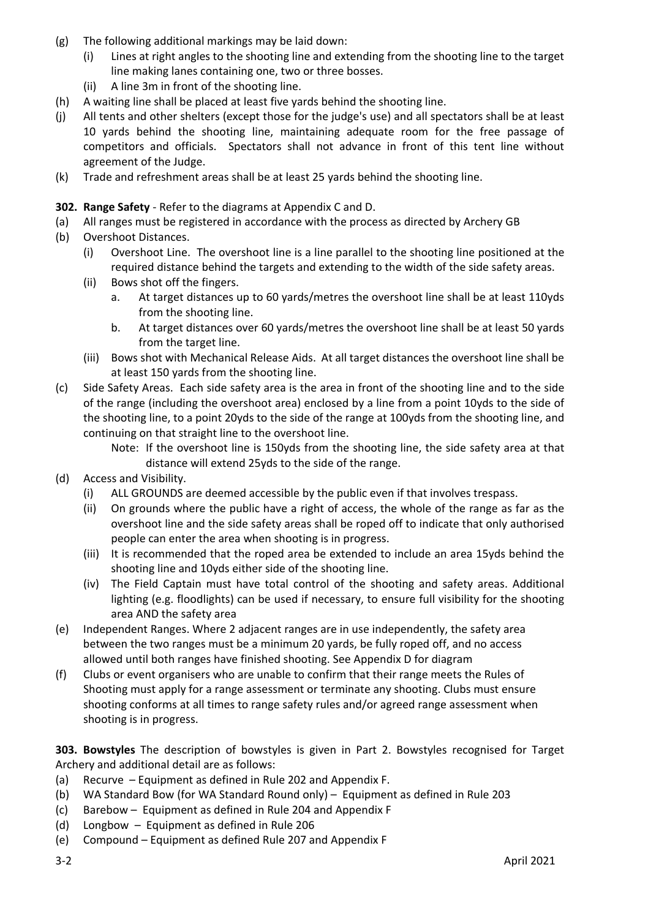(g) The following additional markings may be laid down:
   (i) Lines at right angles to the shooting line and extending from the shooting line to the target line making lanes containing one, two or three bosses.
   (ii) A line 3m in front of the shooting line.

(h) A waiting line shall be placed at least five yards behind the shooting line.

(j) All tents and other shelters (except those for the judge's use) and all spectators shall be at least 10 yards behind the shooting line, maintaining adequate room for the free passage of competitors and officials. Spectators shall not advance in front of this tent line without agreement of the Judge.

(k) Trade and refreshment areas shall be at least 25 yards behind the shooting line.

**302. Range Safety** - Refer to the diagrams at Appendix C and D.

(a) All ranges must be registered in accordance with the process as directed by Archery GB

(b) Overshoot Distances.
   (i) Overshoot Line. The overshoot line is a line parallel to the shooting line positioned at the required distance behind the targets and extending to the width of the side safety areas.
   (ii) Bows shot off the fingers.
      a. At target distances up to 60 yards/metres the overshoot line shall be at least 110yds from the shooting line.
      b. At target distances over 60 yards/metres the overshoot line shall be at least 50 yards from the target line.
   (iii) Bows shot with Mechanical Release Aids. At all target distances the overshoot line shall be at least 150 yards from the shooting line.

(c) Side Safety Areas. Each side safety area is the area in front of the shooting line and to the side of the range (including the overshoot area) enclosed by a line from a point 10yds to the side of the shooting line, to a point 20yds to the side of the range at 100yds from the shooting line, and continuing on that straight line to the overshoot line.

   Note: If the overshoot line is 150yds from the shooting line, the side safety area at that distance will extend 25yds to the side of the range.

(d) Access and Visibility.
   (i) ALL GROUNDS are deemed accessible by the public even if that involves trespass.
   (ii) On grounds where the public have a right of access, the whole of the range as far as the overshoot line and the side safety areas shall be roped off to indicate that only authorised people can enter the area when shooting is in progress.
   (iii) It is recommended that the roped area be extended to include an area 15yds behind the shooting line and 10yds either side of the shooting line.
   (iv) The Field Captain must have total control of the shooting and safety areas. Additional lighting (e.g. floodlights) can be used if necessary, to ensure full visibility for the shooting area AND the safety area

(e) Independent Ranges. Where 2 adjacent ranges are in use independently, the safety area between the two ranges must be a minimum 20 yards, be fully roped off, and no access allowed until both ranges have finished shooting. See Appendix D for diagram

(f) Clubs or event organisers who are unable to confirm that their range meets the Rules of Shooting must apply for a range assessment or terminate any shooting. Clubs must ensure shooting conforms at all times to range safety rules and/or agreed range assessment when shooting is in progress.

**303. Bowstyles** The description of bowstyles is given in Part 2. Bowstyles recognised for Target Archery and additional detail are as follows:

(a) Recurve – Equipment as defined in Rule 202 and Appendix F.

(b) WA Standard Bow (for WA Standard Round only) – Equipment as defined in Rule 203

(c) Barebow – Equipment as defined in Rule 204 and Appendix F

(d) Longbow – Equipment as defined in Rule 206

(e) Compound – Equipment as defined Rule 207 and Appendix F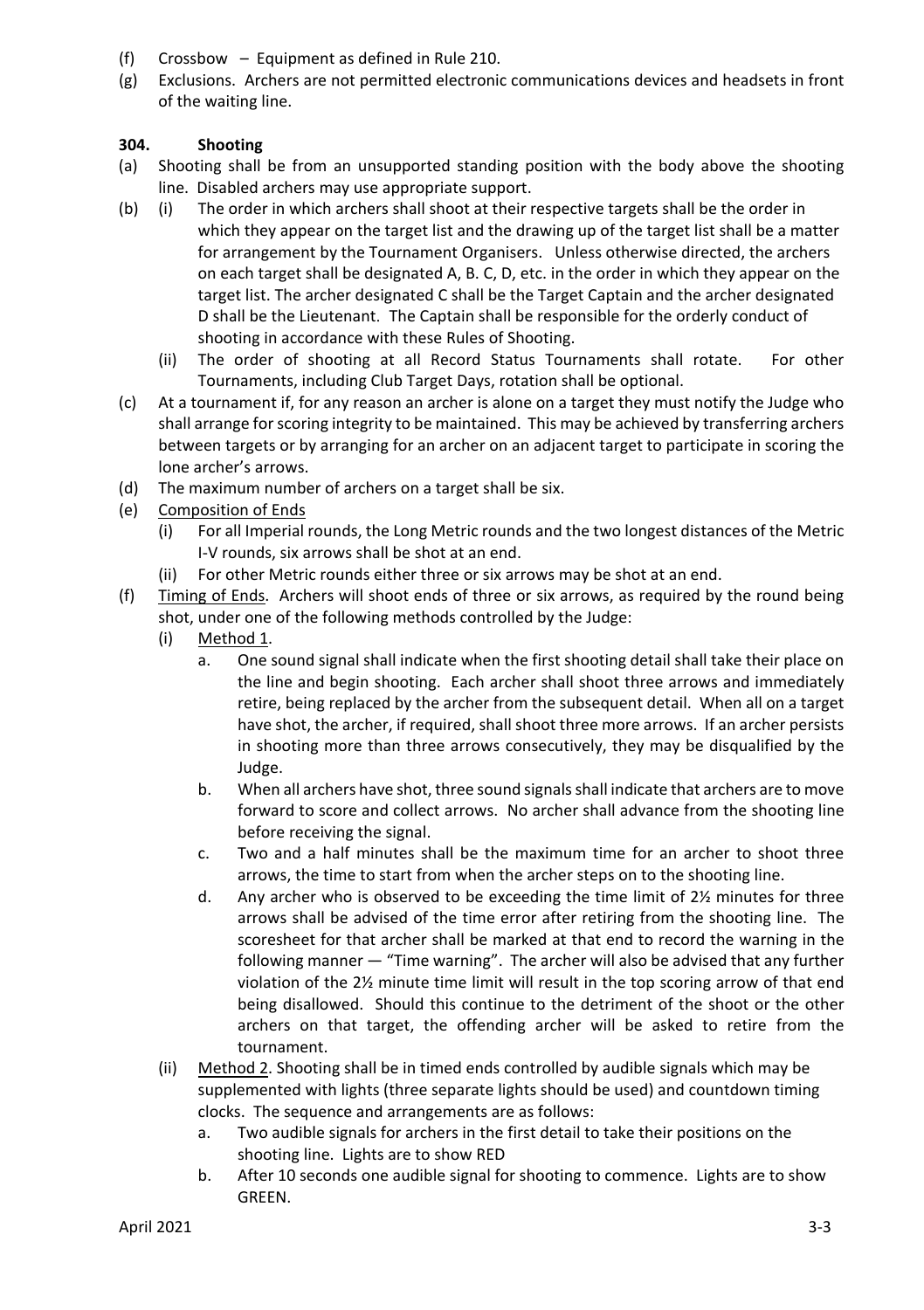(f) Crossbow – Equipment as defined in Rule 210.

(g) Exclusions. Archers are not permitted electronic communications devices and headsets in front of the waiting line.

**304. Shooting**

(a) Shooting shall be from an unsupported standing position with the body above the shooting line. Disabled archers may use appropriate support.

(b) (i) The order in which archers shall shoot at their respective targets shall be the order in which they appear on the target list and the drawing up of the target list shall be a matter for arrangement by the Tournament Organisers. Unless otherwise directed, the archers on each target shall be designated A, B. C, D, etc. in the order in which they appear on the target list. The archer designated C shall be the Target Captain and the archer designated D shall be the Lieutenant. The Captain shall be responsible for the orderly conduct of shooting in accordance with these Rules of Shooting.

(ii) The order of shooting at all Record Status Tournaments shall rotate. For other Tournaments, including Club Target Days, rotation shall be optional.

(c) At a tournament if, for any reason an archer is alone on a target they must notify the Judge who shall arrange for scoring integrity to be maintained. This may be achieved by transferring archers between targets or by arranging for an archer on an adjacent target to participate in scoring the lone archer's arrows.

(d) The maximum number of archers on a target shall be six.

(e) Composition of Ends

(i) For all Imperial rounds, the Long Metric rounds and the two longest distances of the Metric I-V rounds, six arrows shall be shot at an end.

(ii) For other Metric rounds either three or six arrows may be shot at an end.

(f) Timing of Ends. Archers will shoot ends of three or six arrows, as required by the round being shot, under one of the following methods controlled by the Judge:

(i) Method 1.

a. One sound signal shall indicate when the first shooting detail shall take their place on the line and begin shooting. Each archer shall shoot three arrows and immediately retire, being replaced by the archer from the subsequent detail. When all on a target have shot, the archer, if required, shall shoot three more arrows. If an archer persists in shooting more than three arrows consecutively, they may be disqualified by the Judge.

b. When all archers have shot, three sound signals shall indicate that archers are to move forward to score and collect arrows. No archer shall advance from the shooting line before receiving the signal.

c. Two and a half minutes shall be the maximum time for an archer to shoot three arrows, the time to start from when the archer steps on to the shooting line.

d. Any archer who is observed to be exceeding the time limit of 2½ minutes for three arrows shall be advised of the time error after retiring from the shooting line. The scoresheet for that archer shall be marked at that end to record the warning in the following manner — "Time warning". The archer will also be advised that any further violation of the 2½ minute time limit will result in the top scoring arrow of that end being disallowed. Should this continue to the detriment of the shoot or the other archers on that target, the offending archer will be asked to retire from the tournament.

(ii) Method 2. Shooting shall be in timed ends controlled by audible signals which may be supplemented with lights (three separate lights should be used) and countdown timing clocks. The sequence and arrangements are as follows:

a. Two audible signals for archers in the first detail to take their positions on the shooting line. Lights are to show RED

b. After 10 seconds one audible signal for shooting to commence. Lights are to show GREEN.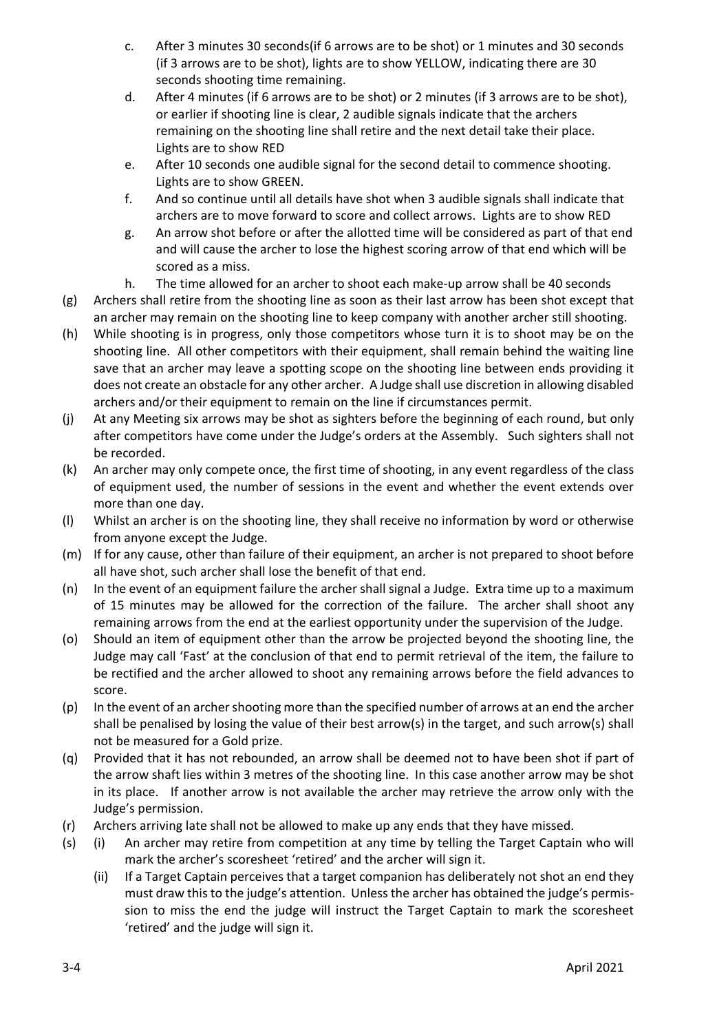c. After 3 minutes 30 seconds(if 6 arrows are to be shot) or 1 minutes and 30 seconds (if 3 arrows are to be shot), lights are to show YELLOW, indicating there are 30 seconds shooting time remaining.

d. After 4 minutes (if 6 arrows are to be shot) or 2 minutes (if 3 arrows are to be shot), or earlier if shooting line is clear, 2 audible signals indicate that the archers remaining on the shooting line shall retire and the next detail take their place. Lights are to show RED

e. After 10 seconds one audible signal for the second detail to commence shooting. Lights are to show GREEN.

f. And so continue until all details have shot when 3 audible signals shall indicate that archers are to move forward to score and collect arrows. Lights are to show RED

g. An arrow shot before or after the allotted time will be considered as part of that end and will cause the archer to lose the highest scoring arrow of that end which will be scored as a miss.

h. The time allowed for an archer to shoot each make-up arrow shall be 40 seconds

(g) Archers shall retire from the shooting line as soon as their last arrow has been shot except that an archer may remain on the shooting line to keep company with another archer still shooting.

(h) While shooting is in progress, only those competitors whose turn it is to shoot may be on the shooting line. All other competitors with their equipment, shall remain behind the waiting line save that an archer may leave a spotting scope on the shooting line between ends providing it does not create an obstacle for any other archer. A Judge shall use discretion in allowing disabled archers and/or their equipment to remain on the line if circumstances permit.

(j) At any Meeting six arrows may be shot as sighters before the beginning of each round, but only after competitors have come under the Judge's orders at the Assembly. Such sighters shall not be recorded.

(k) An archer may only compete once, the first time of shooting, in any event regardless of the class of equipment used, the number of sessions in the event and whether the event extends over more than one day.

(l) Whilst an archer is on the shooting line, they shall receive no information by word or otherwise from anyone except the Judge.

(m) If for any cause, other than failure of their equipment, an archer is not prepared to shoot before all have shot, such archer shall lose the benefit of that end.

(n) In the event of an equipment failure the archer shall signal a Judge. Extra time up to a maximum of 15 minutes may be allowed for the correction of the failure. The archer shall shoot any remaining arrows from the end at the earliest opportunity under the supervision of the Judge.

(o) Should an item of equipment other than the arrow be projected beyond the shooting line, the Judge may call 'Fast' at the conclusion of that end to permit retrieval of the item, the failure to be rectified and the archer allowed to shoot any remaining arrows before the field advances to score.

(p) In the event of an archer shooting more than the specified number of arrows at an end the archer shall be penalised by losing the value of their best arrow(s) in the target, and such arrow(s) shall not be measured for a Gold prize.

(q) Provided that it has not rebounded, an arrow shall be deemed not to have been shot if part of the arrow shaft lies within 3 metres of the shooting line. In this case another arrow may be shot in its place. If another arrow is not available the archer may retrieve the arrow only with the Judge's permission.

(r) Archers arriving late shall not be allowed to make up any ends that they have missed.

(s) (i) An archer may retire from competition at any time by telling the Target Captain who will mark the archer's scoresheet 'retired' and the archer will sign it.

(ii) If a Target Captain perceives that a target companion has deliberately not shot an end they must draw this to the judge's attention. Unless the archer has obtained the judge's permission to miss the end the judge will instruct the Target Captain to mark the scoresheet 'retired' and the judge will sign it.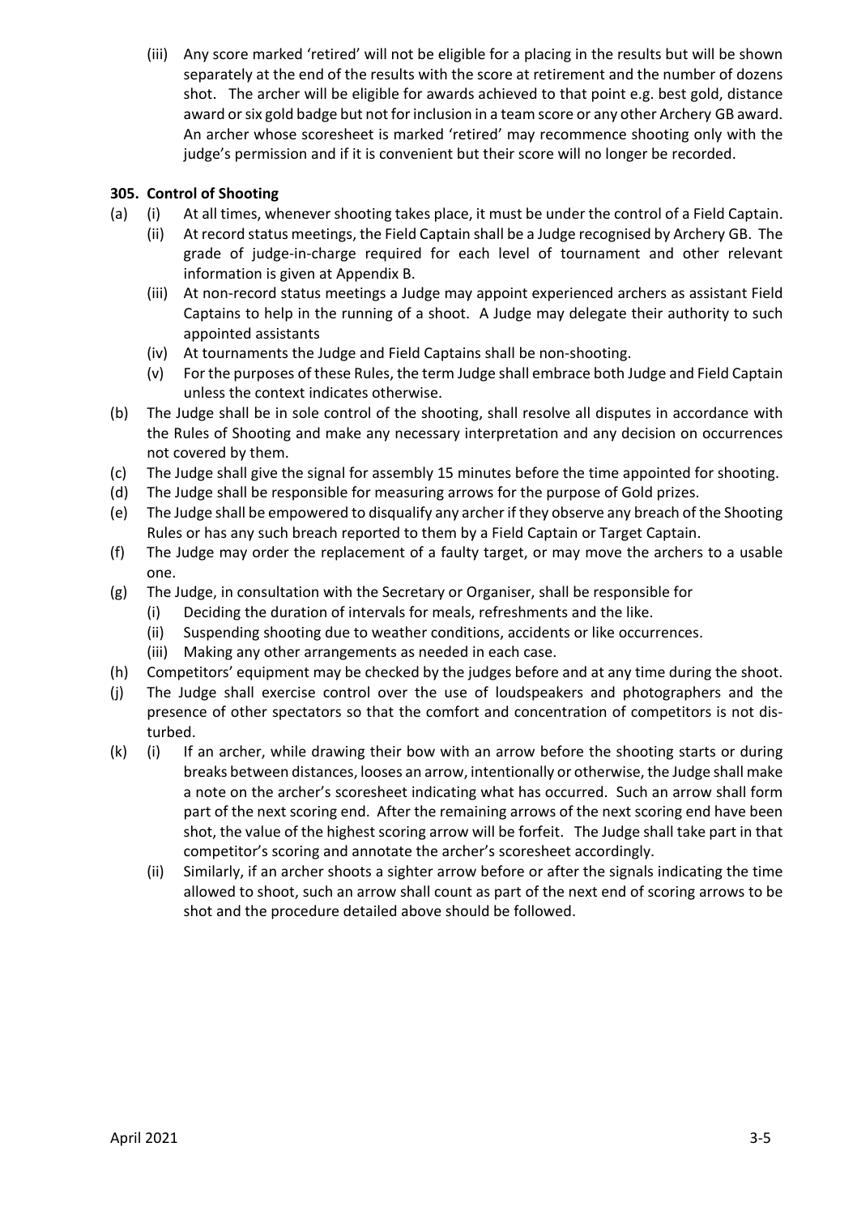(iii) Any score marked 'retired' will not be eligible for a placing in the results but will be shown separately at the end of the results with the score at retirement and the number of dozens shot. The archer will be eligible for awards achieved to that point e.g. best gold, distance award or six gold badge but not for inclusion in a team score or any other Archery GB award. An archer whose scoresheet is marked 'retired' may recommence shooting only with the judge's permission and if it is convenient but their score will no longer be recorded.

**305. Control of Shooting**

(a) (i) At all times, whenever shooting takes place, it must be under the control of a Field Captain.

(ii) At record status meetings, the Field Captain shall be a Judge recognised by Archery GB. The grade of judge-in-charge required for each level of tournament and other relevant information is given at Appendix B.

(iii) At non-record status meetings a Judge may appoint experienced archers as assistant Field Captains to help in the running of a shoot. A Judge may delegate their authority to such appointed assistants

(iv) At tournaments the Judge and Field Captains shall be non-shooting.

(v) For the purposes of these Rules, the term Judge shall embrace both Judge and Field Captain unless the context indicates otherwise.

(b) The Judge shall be in sole control of the shooting, shall resolve all disputes in accordance with the Rules of Shooting and make any necessary interpretation and any decision on occurrences not covered by them.

(c) The Judge shall give the signal for assembly 15 minutes before the time appointed for shooting.

(d) The Judge shall be responsible for measuring arrows for the purpose of Gold prizes.

(e) The Judge shall be empowered to disqualify any archer if they observe any breach of the Shooting Rules or has any such breach reported to them by a Field Captain or Target Captain.

(f) The Judge may order the replacement of a faulty target, or may move the archers to a usable one.

(g) The Judge, in consultation with the Secretary or Organiser, shall be responsible for

(i) Deciding the duration of intervals for meals, refreshments and the like.

(ii) Suspending shooting due to weather conditions, accidents or like occurrences.

(iii) Making any other arrangements as needed in each case.

(h) Competitors' equipment may be checked by the judges before and at any time during the shoot.

(j) The Judge shall exercise control over the use of loudspeakers and photographers and the presence of other spectators so that the comfort and concentration of competitors is not disturbed.

(k) (i) If an archer, while drawing their bow with an arrow before the shooting starts or during breaks between distances, looses an arrow, intentionally or otherwise, the Judge shall make a note on the archer's scoresheet indicating what has occurred. Such an arrow shall form part of the next scoring end. After the remaining arrows of the next scoring end have been shot, the value of the highest scoring arrow will be forfeit. The Judge shall take part in that competitor's scoring and annotate the archer's scoresheet accordingly.

(ii) Similarly, if an archer shoots a sighter arrow before or after the signals indicating the time allowed to shoot, such an arrow shall count as part of the next end of scoring arrows to be shot and the procedure detailed above should be followed.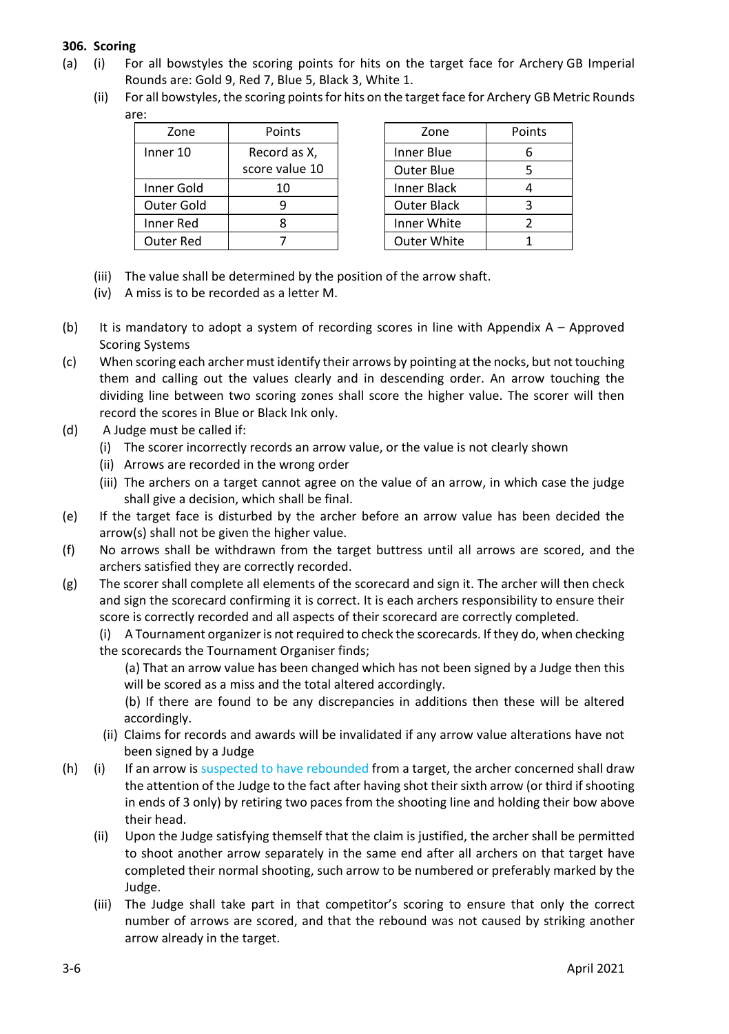### 306. Scoring

(a) (i) For all bowstyles the scoring points for hits on the target face for Archery GB Imperial Rounds are: Gold 9, Red 7, Blue 5, Black 3, White 1.

(ii) For all bowstyles, the scoring points for hits on the target face for Archery GB Metric Rounds are:

| Zone | Points |
|---|---|
| Inner 10 | Record as X, score value 10 |
| Inner Gold | 10 |
| Outer Gold | 9 |
| Inner Red | 8 |
| Outer Red | 7 |

| Zone | Points |
|---|---|
| Inner Blue | 6 |
| Outer Blue | 5 |
| Inner Black | 4 |
| Outer Black | 3 |
| Inner White | 2 |
| Outer White | 1 |

(iii) The value shall be determined by the position of the arrow shaft.

(iv) A miss is to be recorded as a letter M.

(b) It is mandatory to adopt a system of recording scores in line with Appendix A – Approved Scoring Systems

(c) When scoring each archer must identify their arrows by pointing at the nocks, but not touching them and calling out the values clearly and in descending order. An arrow touching the dividing line between two scoring zones shall score the higher value. The scorer will then record the scores in Blue or Black Ink only.

(d) A Judge must be called if:

(i) The scorer incorrectly records an arrow value, or the value is not clearly shown

(ii) Arrows are recorded in the wrong order

(iii) The archers on a target cannot agree on the value of an arrow, in which case the judge shall give a decision, which shall be final.

(e) If the target face is disturbed by the archer before an arrow value has been decided the arrow(s) shall not be given the higher value.

(f) No arrows shall be withdrawn from the target buttress until all arrows are scored, and the archers satisfied they are correctly recorded.

(g) The scorer shall complete all elements of the scorecard and sign it. The archer will then check and sign the scorecard confirming it is correct. It is each archers responsibility to ensure their score is correctly recorded and all aspects of their scorecard are correctly completed.

(i) A Tournament organizer is not required to check the scorecards. If they do, when checking the scorecards the Tournament Organiser finds;

(a) That an arrow value has been changed which has not been signed by a Judge then this will be scored as a miss and the total altered accordingly.

(b) If there are found to be any discrepancies in additions then these will be altered accordingly.

(ii) Claims for records and awards will be invalidated if any arrow value alterations have not been signed by a Judge

(h) (i) If an arrow is suspected to have rebounded from a target, the archer concerned shall draw the attention of the Judge to the fact after having shot their sixth arrow (or third if shooting in ends of 3 only) by retiring two paces from the shooting line and holding their bow above their head.

(ii) Upon the Judge satisfying themself that the claim is justified, the archer shall be permitted to shoot another arrow separately in the same end after all archers on that target have completed their normal shooting, such arrow to be numbered or preferably marked by the Judge.

(iii) The Judge shall take part in that competitor's scoring to ensure that only the correct number of arrows are scored, and that the rebound was not caused by striking another arrow already in the target.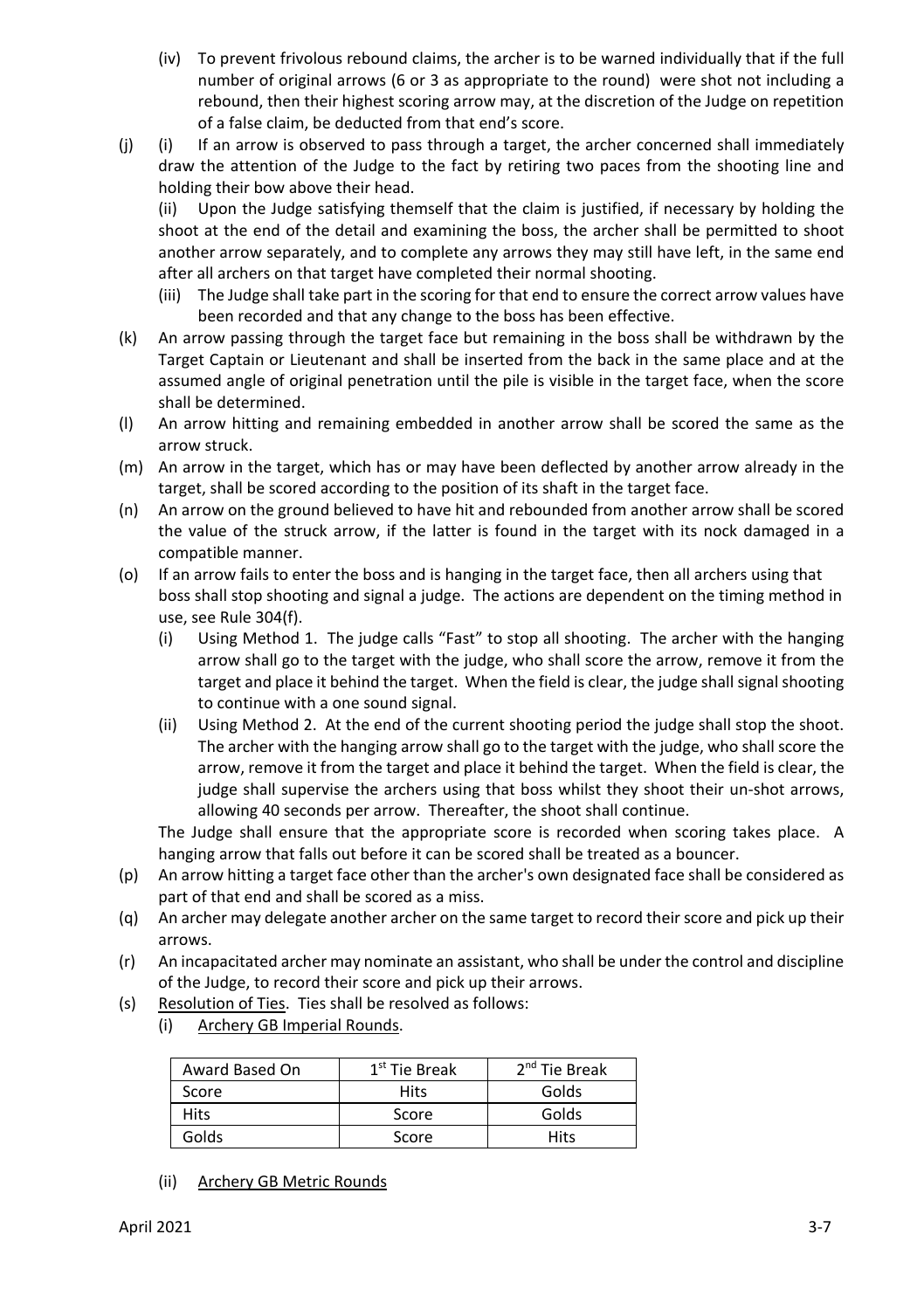(iv) To prevent frivolous rebound claims, the archer is to be warned individually that if the full number of original arrows (6 or 3 as appropriate to the round) were shot not including a rebound, then their highest scoring arrow may, at the discretion of the Judge on repetition of a false claim, be deducted from that end's score.

(j) (i) If an arrow is observed to pass through a target, the archer concerned shall immediately draw the attention of the Judge to the fact by retiring two paces from the shooting line and holding their bow above their head.

(ii) Upon the Judge satisfying themself that the claim is justified, if necessary by holding the shoot at the end of the detail and examining the boss, the archer shall be permitted to shoot another arrow separately, and to complete any arrows they may still have left, in the same end after all archers on that target have completed their normal shooting.

(iii) The Judge shall take part in the scoring for that end to ensure the correct arrow values have been recorded and that any change to the boss has been effective.

(k) An arrow passing through the target face but remaining in the boss shall be withdrawn by the Target Captain or Lieutenant and shall be inserted from the back in the same place and at the assumed angle of original penetration until the pile is visible in the target face, when the score shall be determined.

(l) An arrow hitting and remaining embedded in another arrow shall be scored the same as the arrow struck.

(m) An arrow in the target, which has or may have been deflected by another arrow already in the target, shall be scored according to the position of its shaft in the target face.

(n) An arrow on the ground believed to have hit and rebounded from another arrow shall be scored the value of the struck arrow, if the latter is found in the target with its nock damaged in a compatible manner.

(o) If an arrow fails to enter the boss and is hanging in the target face, then all archers using that boss shall stop shooting and signal a judge. The actions are dependent on the timing method in use, see Rule 304(f).

(i) Using Method 1. The judge calls "Fast" to stop all shooting. The archer with the hanging arrow shall go to the target with the judge, who shall score the arrow, remove it from the target and place it behind the target. When the field is clear, the judge shall signal shooting to continue with a one sound signal.

(ii) Using Method 2. At the end of the current shooting period the judge shall stop the shoot. The archer with the hanging arrow shall go to the target with the judge, who shall score the arrow, remove it from the target and place it behind the target. When the field is clear, the judge shall supervise the archers using that boss whilst they shoot their un-shot arrows, allowing 40 seconds per arrow. Thereafter, the shoot shall continue.

The Judge shall ensure that the appropriate score is recorded when scoring takes place. A hanging arrow that falls out before it can be scored shall be treated as a bouncer.

(p) An arrow hitting a target face other than the archer's own designated face shall be considered as part of that end and shall be scored as a miss.

(q) An archer may delegate another archer on the same target to record their score and pick up their arrows.

(r) An incapacitated archer may nominate an assistant, who shall be under the control and discipline of the Judge, to record their score and pick up their arrows.

(s) Resolution of Ties. Ties shall be resolved as follows:

(i) Archery GB Imperial Rounds.

| Award Based On | 1st Tie Break | 2nd Tie Break |
|---|---|---|
| Score | Hits | Golds |
| Hits | Score | Golds |
| Golds | Score | Hits |

(ii) Archery GB Metric Rounds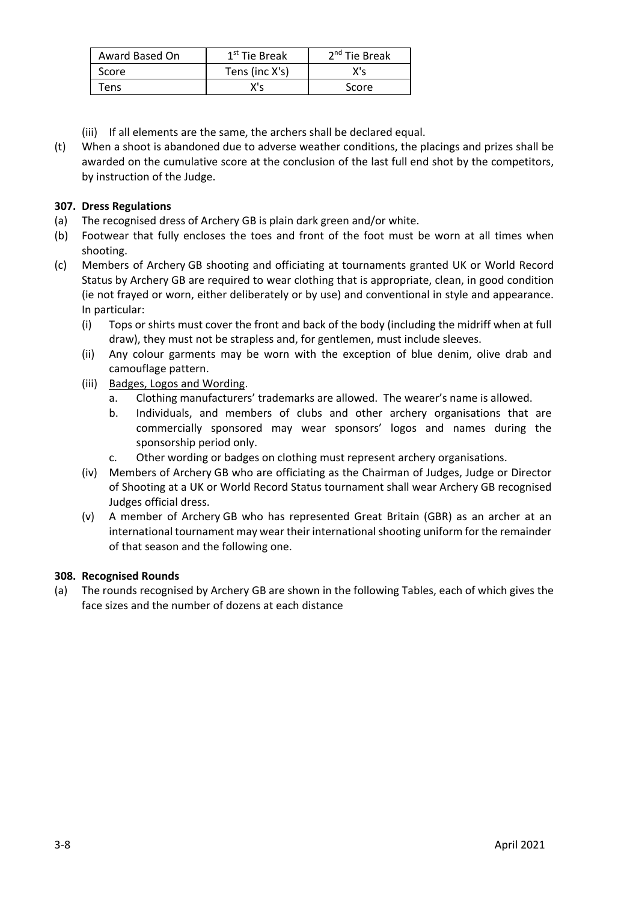| Award Based On | 1st Tie Break | 2nd Tie Break |
|---|---|---|
| Score | Tens (inc X's) | X's |
| Tens | X's | Score |

(iii) If all elements are the same, the archers shall be declared equal.

(t) When a shoot is abandoned due to adverse weather conditions, the placings and prizes shall be awarded on the cumulative score at the conclusion of the last full end shot by the competitors, by instruction of the Judge.

**307. Dress Regulations**

(a) The recognised dress of Archery GB is plain dark green and/or white.

(b) Footwear that fully encloses the toes and front of the foot must be worn at all times when shooting.

(c) Members of Archery GB shooting and officiating at tournaments granted UK or World Record Status by Archery GB are required to wear clothing that is appropriate, clean, in good condition (ie not frayed or worn, either deliberately or by use) and conventional in style and appearance. In particular:

  (i) Tops or shirts must cover the front and back of the body (including the midriff when at full draw), they must not be strapless and, for gentlemen, must include sleeves.

  (ii) Any colour garments may be worn with the exception of blue denim, olive drab and camouflage pattern.

  (iii) Badges, Logos and Wording.

    a. Clothing manufacturers' trademarks are allowed. The wearer's name is allowed.

    b. Individuals, and members of clubs and other archery organisations that are commercially sponsored may wear sponsors' logos and names during the sponsorship period only.

    c. Other wording or badges on clothing must represent archery organisations.

  (iv) Members of Archery GB who are officiating as the Chairman of Judges, Judge or Director of Shooting at a UK or World Record Status tournament shall wear Archery GB recognised Judges official dress.

  (v) A member of Archery GB who has represented Great Britain (GBR) as an archer at an international tournament may wear their international shooting uniform for the remainder of that season and the following one.

**308. Recognised Rounds**

(a) The rounds recognised by Archery GB are shown in the following Tables, each of which gives the face sizes and the number of dozens at each distance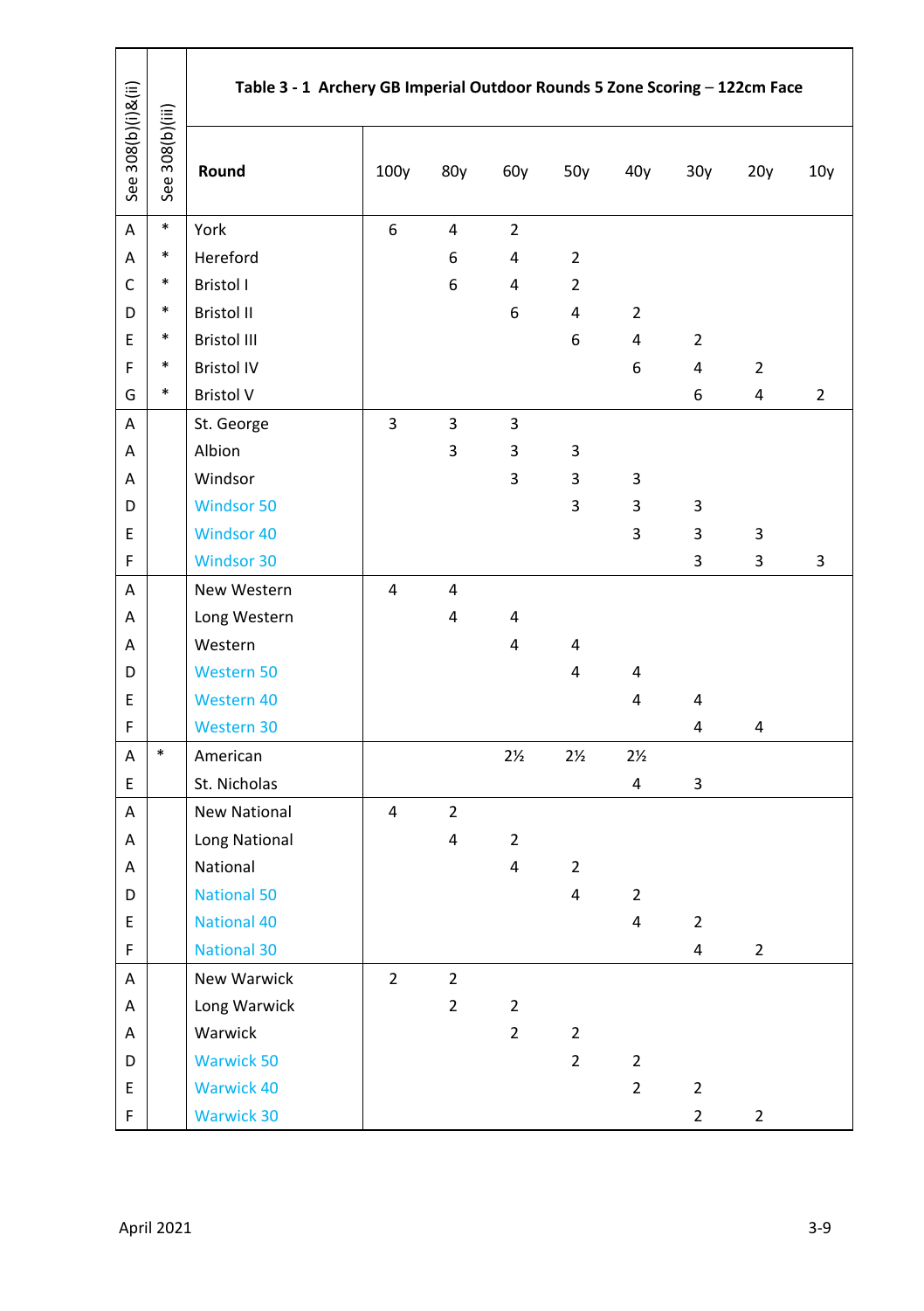| See 308(b)(i)&(ii) | See 308(b)(iii) | **Table 3 - 1 Archery GB Imperial Outdoor Rounds 5 Zone Scoring – 122cm Face** | | | | | | | | |
|---|---|---|---|---|---|---|---|---|---|---|
| | | **Round** | 100y | 80y | 60y | 50y | 40y | 30y | 20y | 10y |
| A | * | York | 6 | 4 | 2 | | | | | |
| A | * | Hereford | | 6 | 4 | 2 | | | | |
| C | * | Bristol I | | 6 | 4 | 2 | | | | |
| D | * | Bristol II | | | 6 | 4 | 2 | | | |
| E | * | Bristol III | | | | 6 | 4 | 2 | | |
| F | * | Bristol IV | | | | | 6 | 4 | 2 | |
| G | * | Bristol V | | | | | | 6 | 4 | 2 |
| A | | St. George | 3 | 3 | 3 | | | | | |
| A | | Albion | | 3 | 3 | 3 | | | | |
| A | | Windsor | | | 3 | 3 | 3 | | | |
| D | | Windsor 50 | | | | 3 | 3 | 3 | | |
| E | | Windsor 40 | | | | | 3 | 3 | 3 | |
| F | | Windsor 30 | | | | | | 3 | 3 | 3 |
| A | | New Western | 4 | 4 | | | | | | |
| A | | Long Western | | 4 | 4 | | | | | |
| A | | Western | | | 4 | 4 | | | | |
| D | | Western 50 | | | | 4 | 4 | | | |
| E | | Western 40 | | | | | 4 | 4 | | |
| F | | Western 30 | | | | | | 4 | 4 | |
| A | * | American | | | 2½ | 2½ | 2½ | | | |
| E | | St. Nicholas | | | | | 4 | 3 | | |
| A | | New National | 4 | 2 | | | | | | |
| A | | Long National | | 4 | 2 | | | | | |
| A | | National | | | 4 | 2 | | | | |
| D | | National 50 | | | | 4 | 2 | | | |
| E | | National 40 | | | | | 4 | 2 | | |
| F | | National 30 | | | | | | 4 | 2 | |
| A | | New Warwick | 2 | 2 | | | | | | |
| A | | Long Warwick | | 2 | 2 | | | | | |
| A | | Warwick | | | 2 | 2 | | | | |
| D | | Warwick 50 | | | | 2 | 2 | | | |
| E | | Warwick 40 | | | | | 2 | 2 | | |
| F | | Warwick 30 | | | | | | 2 | 2 | |

April 2021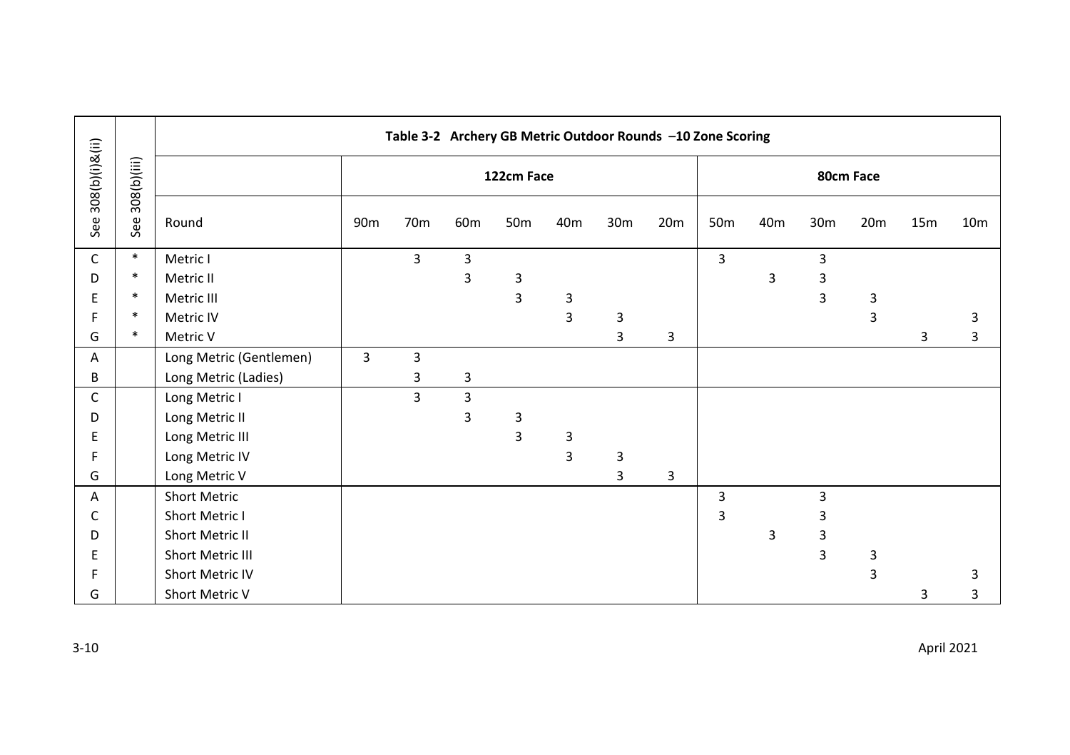| See 308(b)(i)&(ii) | See 308(b)(iii) | Table 3-2 Archery GB Metric Outdoor Rounds –10 Zone Scoring | | | | | | | | | | | | | | |
|---|---|---|---|---|---|---|---|---|---|---|---|---|---|---|---|---|
| | | | 122cm Face | | | | | | | 80cm Face | | | | | | |
| | | Round | 90m | 70m | 60m | 50m | 40m | 30m | 20m | 50m | 40m | 30m | 20m | 15m | 10m |
| C | * | Metric I | | 3 | 3 | | | | | 3 | | 3 | | | |
| D | * | Metric II | | | 3 | 3 | | | | | 3 | 3 | | | |
| E | * | Metric III | | | | 3 | 3 | | | | | 3 | 3 | | |
| F | * | Metric IV | | | | | 3 | 3 | | | | | 3 | | 3 |
| G | * | Metric V | | | | | | 3 | 3 | | | | | 3 | 3 |
| A | | Long Metric (Gentlemen) | 3 | 3 | | | | | | | | | | | |
| B | | Long Metric (Ladies) | | 3 | 3 | | | | | | | | | | |
| C | | Long Metric I | | 3 | 3 | | | | | | | | | | |
| D | | Long Metric II | | | 3 | 3 | | | | | | | | | |
| E | | Long Metric III | | | | 3 | 3 | | | | | | | | |
| F | | Long Metric IV | | | | | 3 | 3 | | | | | | | |
| G | | Long Metric V | | | | | | 3 | 3 | | | | | | |
| A | | Short Metric | | | | | | | | 3 | | 3 | | | |
| C | | Short Metric I | | | | | | | | 3 | | 3 | | | |
| D | | Short Metric II | | | | | | | | | 3 | 3 | | | |
| E | | Short Metric III | | | | | | | | | | 3 | 3 | | |
| F | | Short Metric IV | | | | | | | | | | | 3 | | 3 |
| G | | Short Metric V | | | | | | | | | | | | 3 | 3 |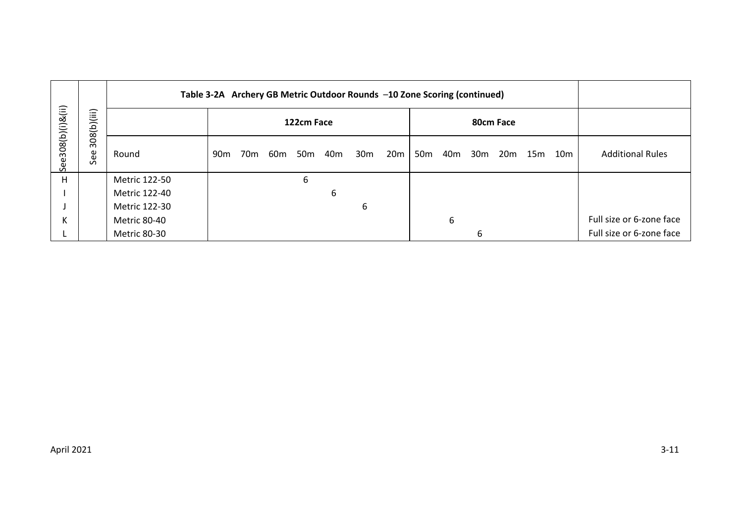| See308(b)(i)&(ii) | See 308(b)(iii) | Table 3-2A Archery GB Metric Outdoor Rounds –10 Zone Scoring (continued) | | | | | | | | | | | | | | | |
|---|---|---|---|---|---|---|---|---|---|---|---|---|---|---|---|---|---|
| | | | 122cm Face | | | | | | | 80cm Face | | | | | | | |
| | | Round | 90m | 70m | 60m | 50m | 40m | 30m | 20m | 50m | 40m | 30m | 20m | 15m | 10m | Additional Rules |
| H | | Metric 122-50 | | | | 6 | | | | | | | | | | |
| I | | Metric 122-40 | | | | | 6 | | | | | | | | | |
| J | | Metric 122-30 | | | | | | 6 | | | | | | | | |
| K | | Metric 80-40 | | | | | | | | | 6 | | | | | Full size or 6-zone face |
| L | | Metric 80-30 | | | | | | | | | | 6 | | | | Full size or 6-zone face |

April 2021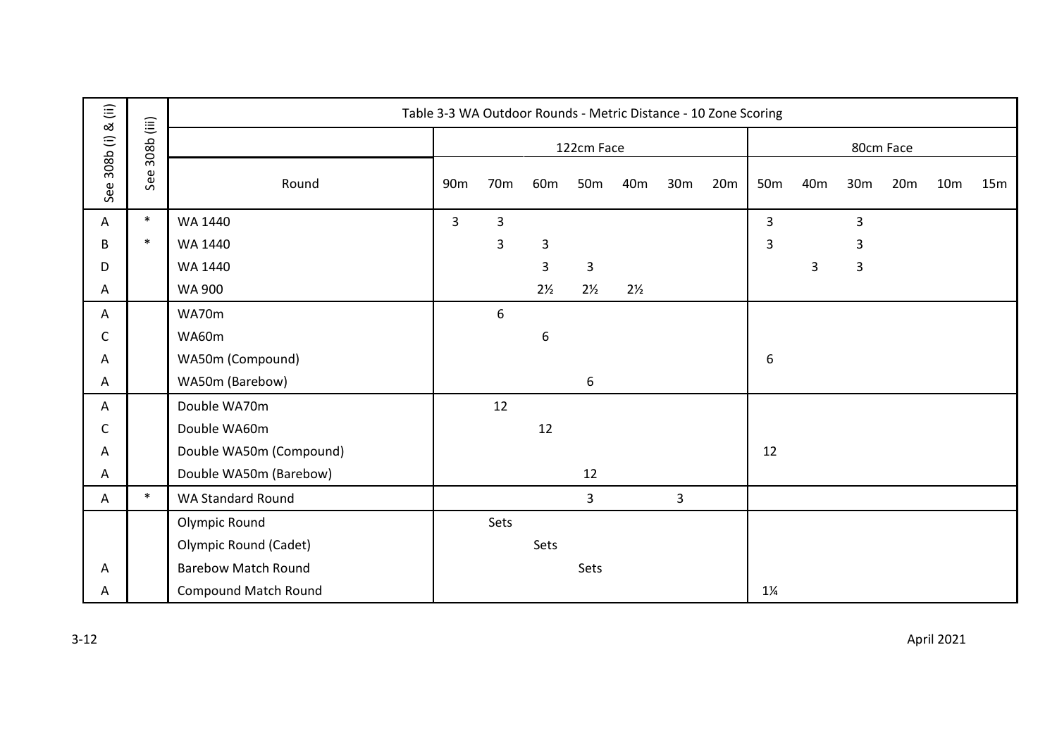| See 308b (i) & (ii) | See 308b (iii) | Table 3-3 WA Outdoor Rounds - Metric Distance - 10 Zone Scoring | | | | | | | | | | | | | | |
|---|---|---|---|---|---|---|---|---|---|---|---|---|---|---|---|---|
| | | | 122cm Face | | | | | | | 80cm Face | | | | | | |
| | | Round | 90m | 70m | 60m | 50m | 40m | 30m | 20m | 50m | 40m | 30m | 20m | 10m | 15m |
| A | * | WA 1440 | 3 | 3 | | | | | | 3 | | 3 | | | |
| B | * | WA 1440 | | 3 | 3 | | | | | 3 | | 3 | | | |
| D | | WA 1440 | | | 3 | 3 | | | | | 3 | 3 | | | |
| A | | WA 900 | | | 2½ | 2½ | 2½ | | | | | | | | |
| A | | WA70m | | 6 | | | | | | | | | | | |
| C | | WA60m | | | 6 | | | | | | | | | | |
| A | | WA50m (Compound) | | | | | | | | 6 | | | | | |
| A | | WA50m (Barebow) | | | | 6 | | | | | | | | | |
| A | | Double WA70m | | 12 | | | | | | | | | | | |
| C | | Double WA60m | | | 12 | | | | | | | | | | |
| A | | Double WA50m (Compound) | | | | | | | | 12 | | | | | |
| A | | Double WA50m (Barebow) | | | | 12 | | | | | | | | | |
| A | * | WA Standard Round | | | | 3 | | 3 | | | | | | | |
| | | Olympic Round | | Sets | | | | | | | | | | | |
| | | Olympic Round (Cadet) | | | Sets | | | | | | | | | | |
| A | | Barebow Match Round | | | | Sets | | | | | | | | | |
| A | | Compound Match Round | | | | | | | | 1¼ | | | | | |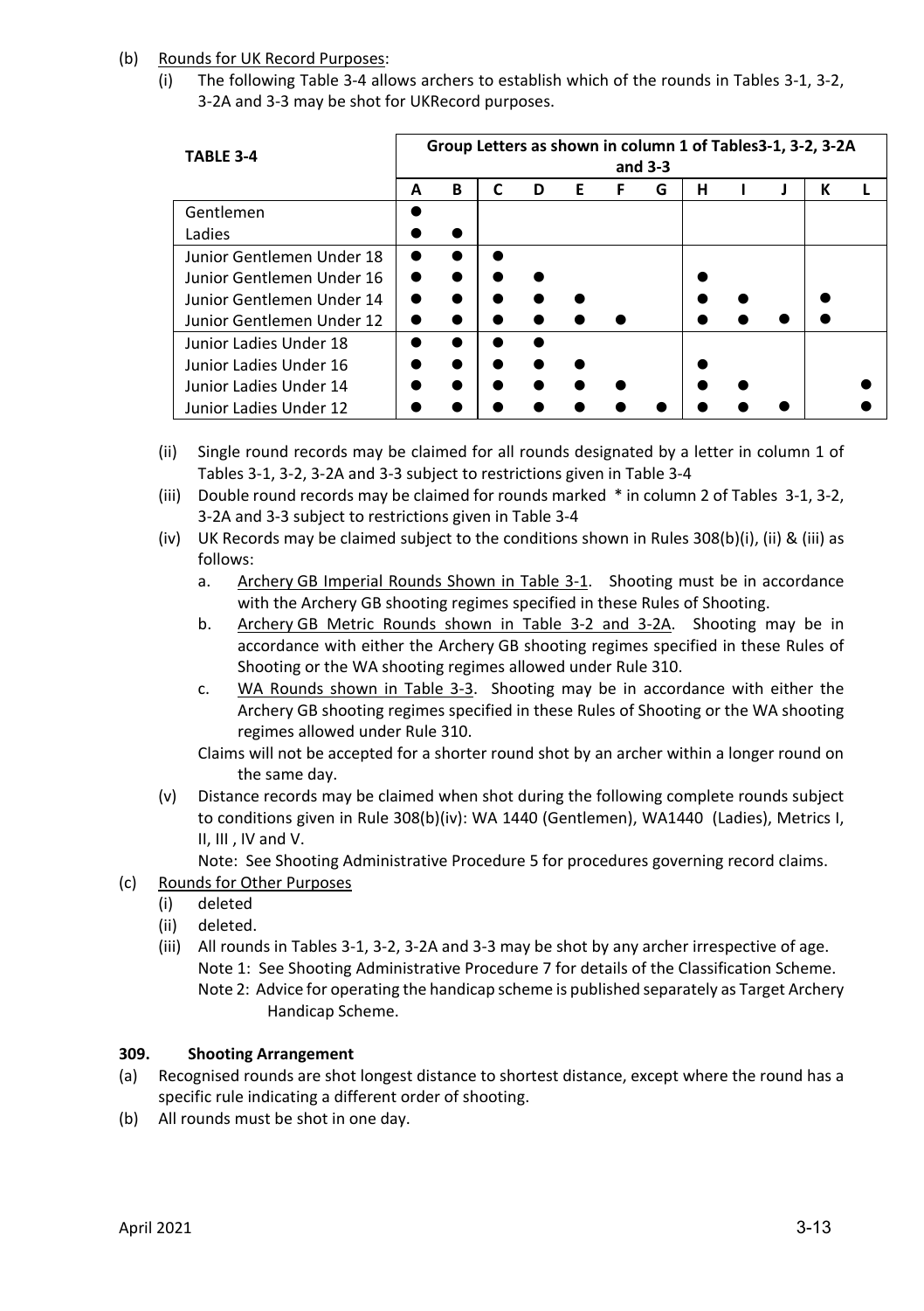(b) Rounds for UK Record Purposes:

(i) The following Table 3-4 allows archers to establish which of the rounds in Tables 3-1, 3-2, 3-2A and 3-3 may be shot for UKRecord purposes.

| TABLE 3-4 | Group Letters as shown in column 1 of Tables3-1, 3-2, 3-2A and 3-3 | | | | | | | | | | | |
|---|---|---|---|---|---|---|---|---|---|---|---|---|
| | A | B | C | D | E | F | G | H | I | J | K | L |
| Gentlemen | ● | | | | | | | | | | | |
| Ladies | ● | ● | | | | | | | | | | |
| Junior Gentlemen Under 18 | ● | ● | ● | | | | | | | | | |
| Junior Gentlemen Under 16 | ● | ● | ● | ● | | | | ● | | | | |
| Junior Gentlemen Under 14 | ● | ● | ● | ● | ● | | | ● | ● | | ● | |
| Junior Gentlemen Under 12 | ● | ● | ● | ● | ● | ● | | ● | ● | ● | ● | |
| Junior Ladies Under 18 | ● | ● | ● | ● | | | | | | | | |
| Junior Ladies Under 16 | ● | ● | ● | ● | ● | | | ● | | | | |
| Junior Ladies Under 14 | ● | ● | ● | ● | ● | ● | | ● | ● | | | ● |
| Junior Ladies Under 12 | ● | ● | ● | ● | ● | ● | ● | ● | ● | ● | | ● |

(ii) Single round records may be claimed for all rounds designated by a letter in column 1 of Tables 3-1, 3-2, 3-2A and 3-3 subject to restrictions given in Table 3-4

(iii) Double round records may be claimed for rounds marked * in column 2 of Tables 3-1, 3-2, 3-2A and 3-3 subject to restrictions given in Table 3-4

(iv) UK Records may be claimed subject to the conditions shown in Rules 308(b)(i), (ii) & (iii) as follows:

a. Archery GB Imperial Rounds Shown in Table 3-1. Shooting must be in accordance with the Archery GB shooting regimes specified in these Rules of Shooting.

b. Archery GB Metric Rounds shown in Table 3-2 and 3-2A. Shooting may be in accordance with either the Archery GB shooting regimes specified in these Rules of Shooting or the WA shooting regimes allowed under Rule 310.

c. WA Rounds shown in Table 3-3. Shooting may be in accordance with either the Archery GB shooting regimes specified in these Rules of Shooting or the WA shooting regimes allowed under Rule 310.

Claims will not be accepted for a shorter round shot by an archer within a longer round on the same day.

(v) Distance records may be claimed when shot during the following complete rounds subject to conditions given in Rule 308(b)(iv): WA 1440 (Gentlemen), WA1440 (Ladies), Metrics I, II, III , IV and V.

Note: See Shooting Administrative Procedure 5 for procedures governing record claims.

(c) Rounds for Other Purposes

(i) deleted

(ii) deleted.

(iii) All rounds in Tables 3-1, 3-2, 3-2A and 3-3 may be shot by any archer irrespective of age.

Note 1: See Shooting Administrative Procedure 7 for details of the Classification Scheme.

Note 2: Advice for operating the handicap scheme is published separately as Target Archery Handicap Scheme.

## 309. Shooting Arrangement

(a) Recognised rounds are shot longest distance to shortest distance, except where the round has a specific rule indicating a different order of shooting.

(b) All rounds must be shot in one day.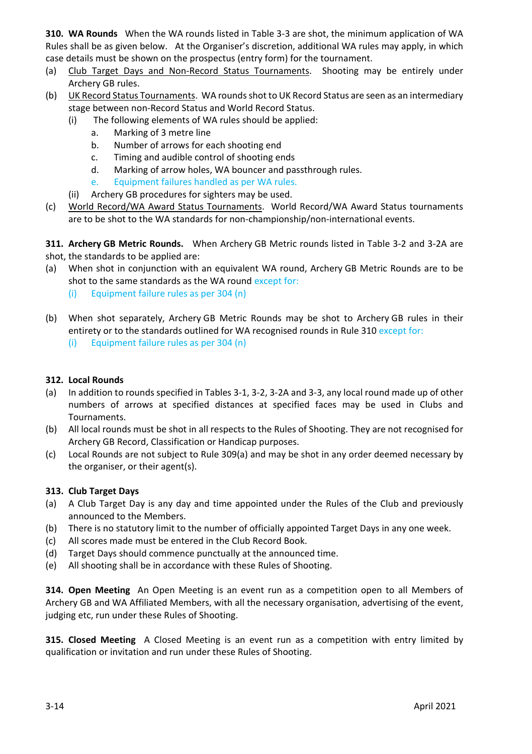**310. WA Rounds** When the WA rounds listed in Table 3-3 are shot, the minimum application of WA Rules shall be as given below. At the Organiser's discretion, additional WA rules may apply, in which case details must be shown on the prospectus (entry form) for the tournament.

(a) Club Target Days and Non-Record Status Tournaments. Shooting may be entirely under Archery GB rules.

(b) UK Record Status Tournaments. WA rounds shot to UK Record Status are seen as an intermediary stage between non-Record Status and World Record Status.
   (i) The following elements of WA rules should be applied:
      a. Marking of 3 metre line
      b. Number of arrows for each shooting end
      c. Timing and audible control of shooting ends
      d. Marking of arrow holes, WA bouncer and passthrough rules.
      e. Equipment failures handled as per WA rules.
   (ii) Archery GB procedures for sighters may be used.

(c) World Record/WA Award Status Tournaments. World Record/WA Award Status tournaments are to be shot to the WA standards for non-championship/non-international events.

**311. Archery GB Metric Rounds.** When Archery GB Metric rounds listed in Table 3-2 and 3-2A are shot, the standards to be applied are:

(a) When shot in conjunction with an equivalent WA round, Archery GB Metric Rounds are to be shot to the same standards as the WA round except for:
   (i) Equipment failure rules as per 304 (n)

(b) When shot separately, Archery GB Metric Rounds may be shot to Archery GB rules in their entirety or to the standards outlined for WA recognised rounds in Rule 310 except for:
   (i) Equipment failure rules as per 304 (n)

**312. Local Rounds**

(a) In addition to rounds specified in Tables 3-1, 3-2, 3-2A and 3-3, any local round made up of other numbers of arrows at specified distances at specified faces may be used in Clubs and Tournaments.

(b) All local rounds must be shot in all respects to the Rules of Shooting. They are not recognised for Archery GB Record, Classification or Handicap purposes.

(c) Local Rounds are not subject to Rule 309(a) and may be shot in any order deemed necessary by the organiser, or their agent(s).

**313. Club Target Days**

(a) A Club Target Day is any day and time appointed under the Rules of the Club and previously announced to the Members.

(b) There is no statutory limit to the number of officially appointed Target Days in any one week.

(c) All scores made must be entered in the Club Record Book.

(d) Target Days should commence punctually at the announced time.

(e) All shooting shall be in accordance with these Rules of Shooting.

**314. Open Meeting** An Open Meeting is an event run as a competition open to all Members of Archery GB and WA Affiliated Members, with all the necessary organisation, advertising of the event, judging etc, run under these Rules of Shooting.

**315. Closed Meeting** A Closed Meeting is an event run as a competition with entry limited by qualification or invitation and run under these Rules of Shooting.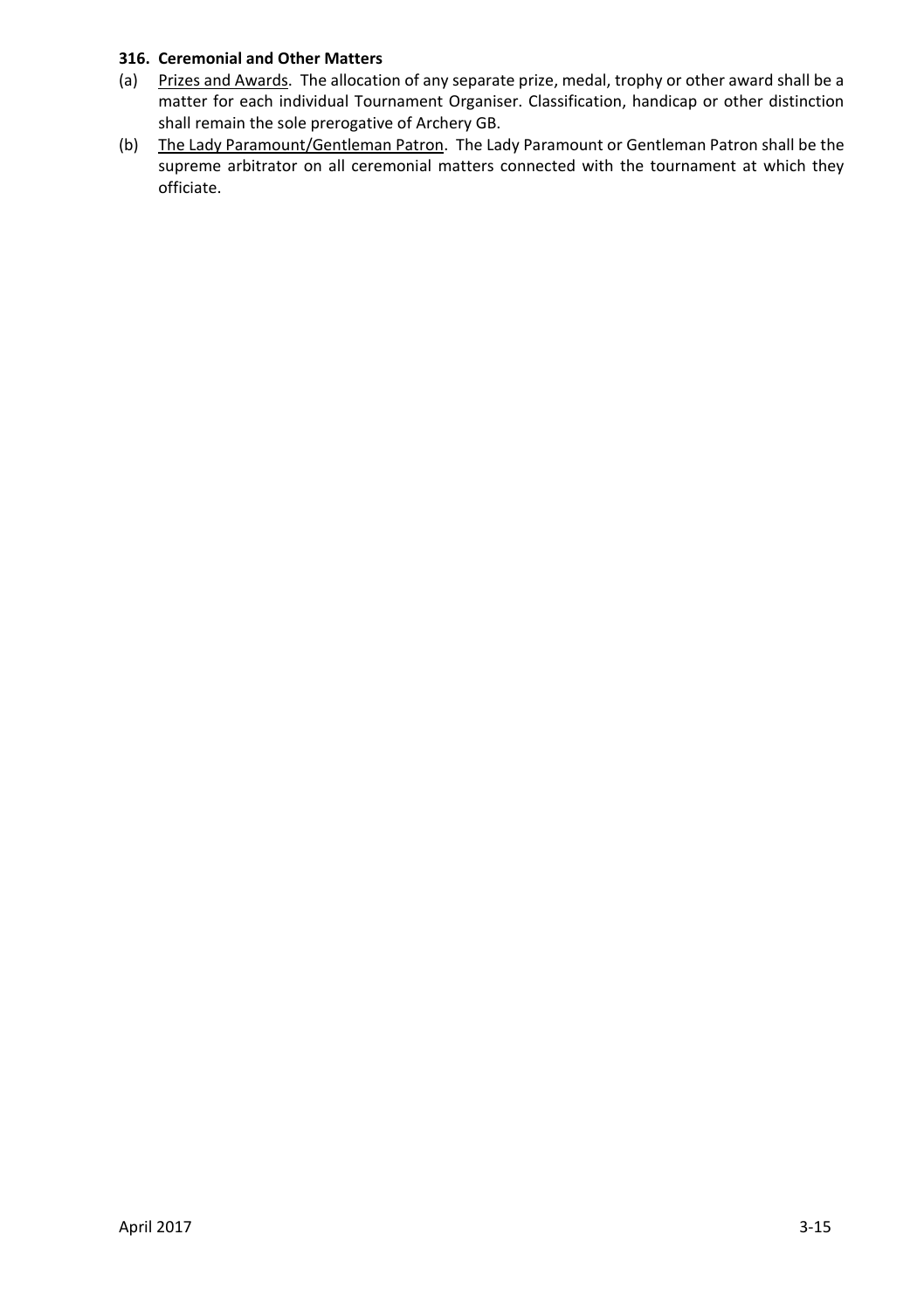**316. Ceremonial and Other Matters**

(a) Prizes and Awards. The allocation of any separate prize, medal, trophy or other award shall be a matter for each individual Tournament Organiser. Classification, handicap or other distinction shall remain the sole prerogative of Archery GB.

(b) The Lady Paramount/Gentleman Patron. The Lady Paramount or Gentleman Patron shall be the supreme arbitrator on all ceremonial matters connected with the tournament at which they officiate.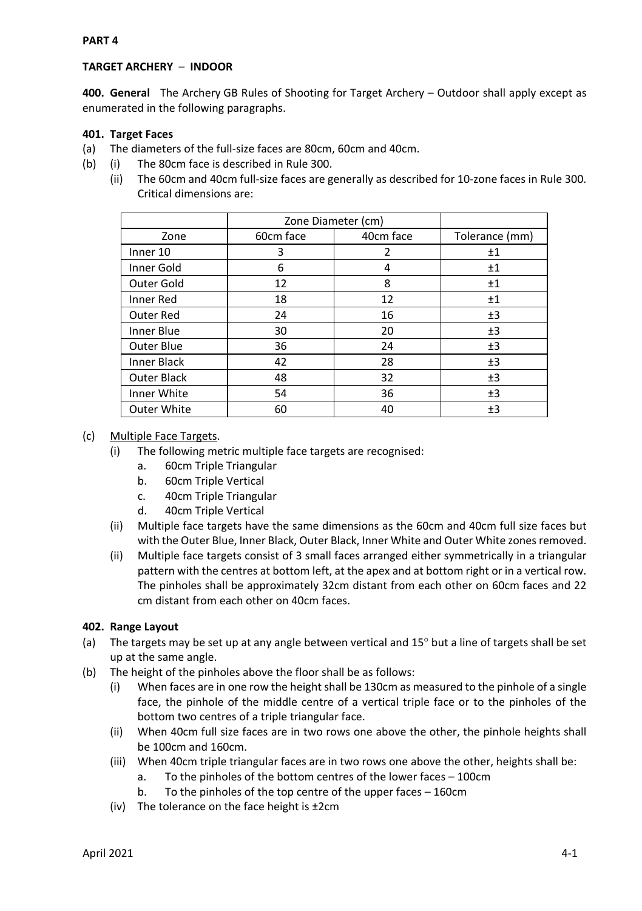**PART 4**

**TARGET ARCHERY – INDOOR**

**400. General** The Archery GB Rules of Shooting for Target Archery – Outdoor shall apply except as enumerated in the following paragraphs.

**401. Target Faces**

(a) The diameters of the full-size faces are 80cm, 60cm and 40cm.

(b) (i) The 80cm face is described in Rule 300.

 (ii) The 60cm and 40cm full-size faces are generally as described for 10-zone faces in Rule 300. Critical dimensions are:

| | Zone Diameter (cm) | | |
|---|---|---|---|
| Zone | 60cm face | 40cm face | Tolerance (mm) |
| Inner 10 | 3 | 2 | ±1 |
| Inner Gold | 6 | 4 | ±1 |
| Outer Gold | 12 | 8 | ±1 |
| Inner Red | 18 | 12 | ±1 |
| Outer Red | 24 | 16 | ±3 |
| Inner Blue | 30 | 20 | ±3 |
| Outer Blue | 36 | 24 | ±3 |
| Inner Black | 42 | 28 | ±3 |
| Outer Black | 48 | 32 | ±3 |
| Inner White | 54 | 36 | ±3 |
| Outer White | 60 | 40 | ±3 |

(c) Multiple Face Targets.

 (i) The following metric multiple face targets are recognised:

  a. 60cm Triple Triangular
  b. 60cm Triple Vertical
  c. 40cm Triple Triangular
  d. 40cm Triple Vertical

 (ii) Multiple face targets have the same dimensions as the 60cm and 40cm full size faces but with the Outer Blue, Inner Black, Outer Black, Inner White and Outer White zones removed.

 (ii) Multiple face targets consist of 3 small faces arranged either symmetrically in a triangular pattern with the centres at bottom left, at the apex and at bottom right or in a vertical row. The pinholes shall be approximately 32cm distant from each other on 60cm faces and 22 cm distant from each other on 40cm faces.

**402. Range Layout**

(a) The targets may be set up at any angle between vertical and 15° but a line of targets shall be set up at the same angle.

(b) The height of the pinholes above the floor shall be as follows:

 (i) When faces are in one row the height shall be 130cm as measured to the pinhole of a single face, the pinhole of the middle centre of a vertical triple face or to the pinholes of the bottom two centres of a triple triangular face.

 (ii) When 40cm full size faces are in two rows one above the other, the pinhole heights shall be 100cm and 160cm.

 (iii) When 40cm triple triangular faces are in two rows one above the other, heights shall be:

  a. To the pinholes of the bottom centres of the lower faces – 100cm
  b. To the pinholes of the top centre of the upper faces – 160cm

 (iv) The tolerance on the face height is ±2cm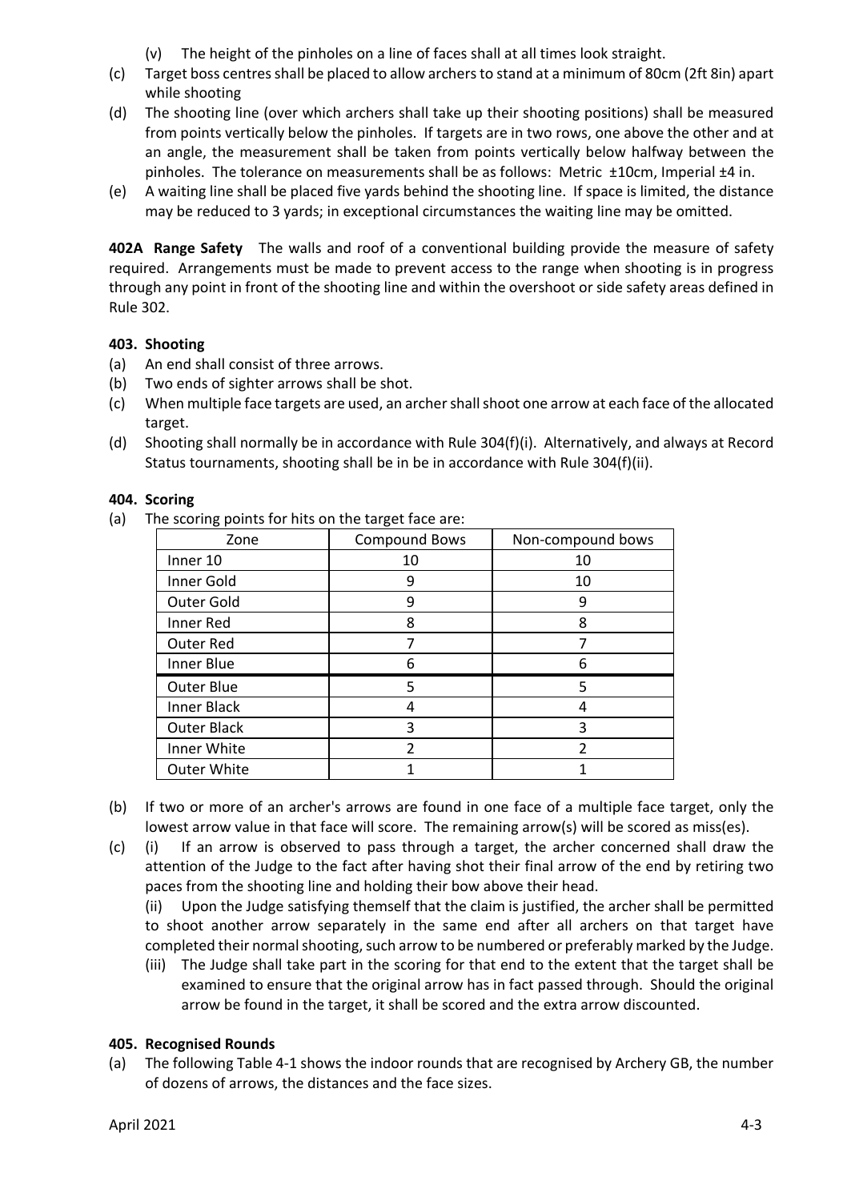(v) The height of the pinholes on a line of faces shall at all times look straight.

(c) Target boss centres shall be placed to allow archers to stand at a minimum of 80cm (2ft 8in) apart while shooting

(d) The shooting line (over which archers shall take up their shooting positions) shall be measured from points vertically below the pinholes. If targets are in two rows, one above the other and at an angle, the measurement shall be taken from points vertically below halfway between the pinholes. The tolerance on measurements shall be as follows: Metric ±10cm, Imperial ±4 in.

(e) A waiting line shall be placed five yards behind the shooting line. If space is limited, the distance may be reduced to 3 yards; in exceptional circumstances the waiting line may be omitted.

**402A Range Safety** The walls and roof of a conventional building provide the measure of safety required. Arrangements must be made to prevent access to the range when shooting is in progress through any point in front of the shooting line and within the overshoot or side safety areas defined in Rule 302.

**403. Shooting**

(a) An end shall consist of three arrows.

(b) Two ends of sighter arrows shall be shot.

(c) When multiple face targets are used, an archer shall shoot one arrow at each face of the allocated target.

(d) Shooting shall normally be in accordance with Rule 304(f)(i). Alternatively, and always at Record Status tournaments, shooting shall be in be in accordance with Rule 304(f)(ii).

**404. Scoring**

(a) The scoring points for hits on the target face are:

| Zone | Compound Bows | Non-compound bows |
|---|---|---|
| Inner 10 | 10 | 10 |
| Inner Gold | 9 | 10 |
| Outer Gold | 9 | 9 |
| Inner Red | 8 | 8 |
| Outer Red | 7 | 7 |
| Inner Blue | 6 | 6 |
| Outer Blue | 5 | 5 |
| Inner Black | 4 | 4 |
| Outer Black | 3 | 3 |
| Inner White | 2 | 2 |
| Outer White | 1 | 1 |

(b) If two or more of an archer's arrows are found in one face of a multiple face target, only the lowest arrow value in that face will score. The remaining arrow(s) will be scored as miss(es).

(c) (i) If an arrow is observed to pass through a target, the archer concerned shall draw the attention of the Judge to the fact after having shot their final arrow of the end by retiring two paces from the shooting line and holding their bow above their head.

(ii) Upon the Judge satisfying themself that the claim is justified, the archer shall be permitted to shoot another arrow separately in the same end after all archers on that target have completed their normal shooting, such arrow to be numbered or preferably marked by the Judge.

(iii) The Judge shall take part in the scoring for that end to the extent that the target shall be examined to ensure that the original arrow has in fact passed through. Should the original arrow be found in the target, it shall be scored and the extra arrow discounted.

**405. Recognised Rounds**

(a) The following Table 4-1 shows the indoor rounds that are recognised by Archery GB, the number of dozens of arrows, the distances and the face sizes.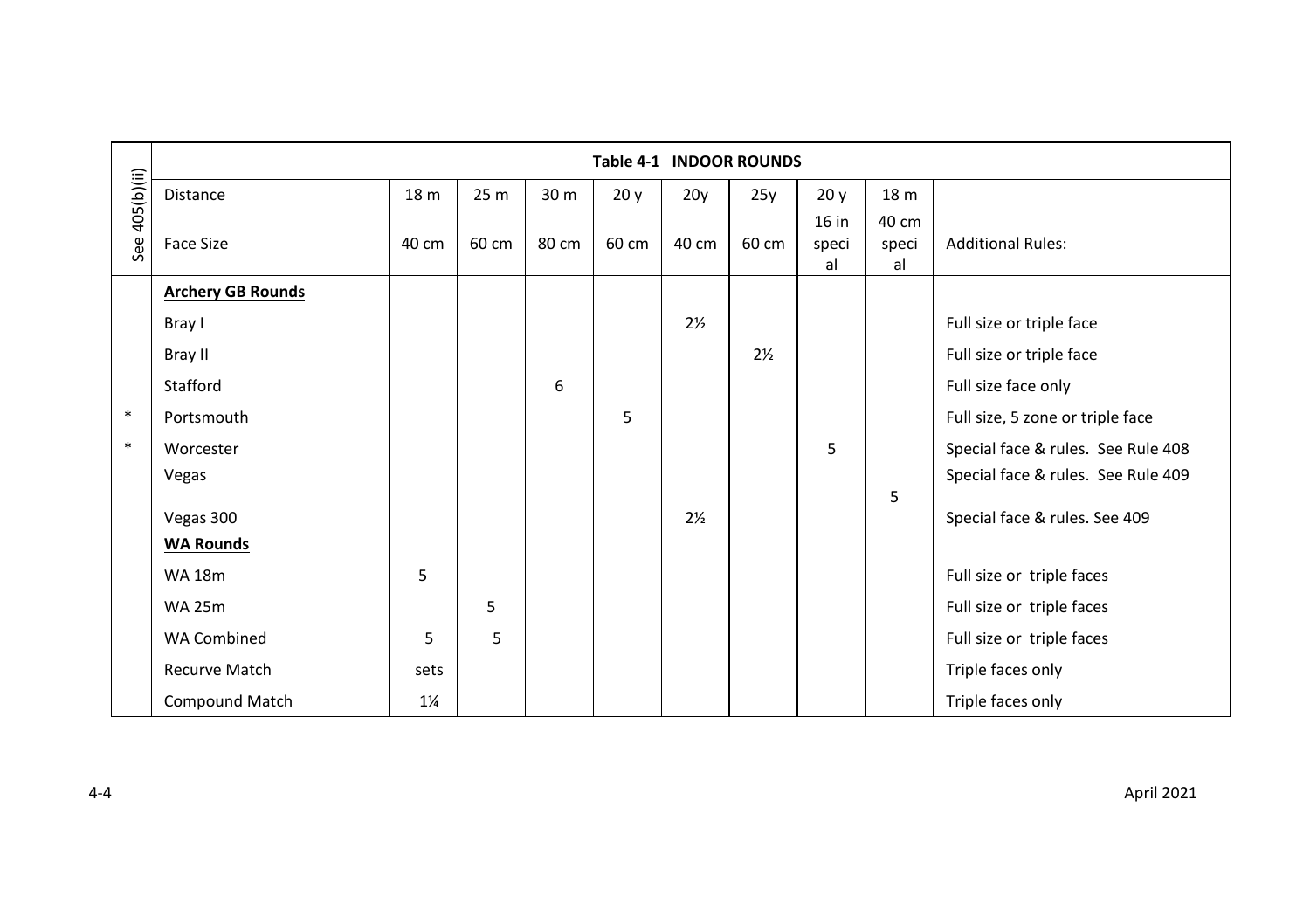| See 405(b)(ii) | Table 4-1 INDOOR ROUNDS | | | | | | | | | |
|---|---|---|---|---|---|---|---|---|---|---|
| | Distance | 18 m | 25 m | 30 m | 20 y | 20y | 25y | 20 y | 18 m | |
| | Face Size | 40 cm | 60 cm | 80 cm | 60 cm | 40 cm | 60 cm | 16 in special | 40 cm special | Additional Rules: |
| | **Archery GB Rounds** | | | | | | | | | |
| | Bray I | | | | | 2½ | | | | Full size or triple face |
| | Bray II | | | | | | 2½ | | | Full size or triple face |
| | Stafford | | | 6 | | | | | | Full size face only |
| * | Portsmouth | | | | 5 | | | | | Full size, 5 zone or triple face |
| * | Worcester | | | | | | | 5 | | Special face & rules. See Rule 408 |
| | Vegas | | | | | | | | 5 | Special face & rules. See Rule 409 |
| | Vegas 300 | | | | | 2½ | | | | Special face & rules. See 409 |
| | **WA Rounds** | | | | | | | | | |
| | WA 18m | 5 | | | | | | | | Full size or triple faces |
| | WA 25m | | 5 | | | | | | | Full size or triple faces |
| | WA Combined | 5 | 5 | | | | | | | Full size or triple faces |
| | Recurve Match | sets | | | | | | | | Triple faces only |
| | Compound Match | 1¼ | | | | | | | | Triple faces only |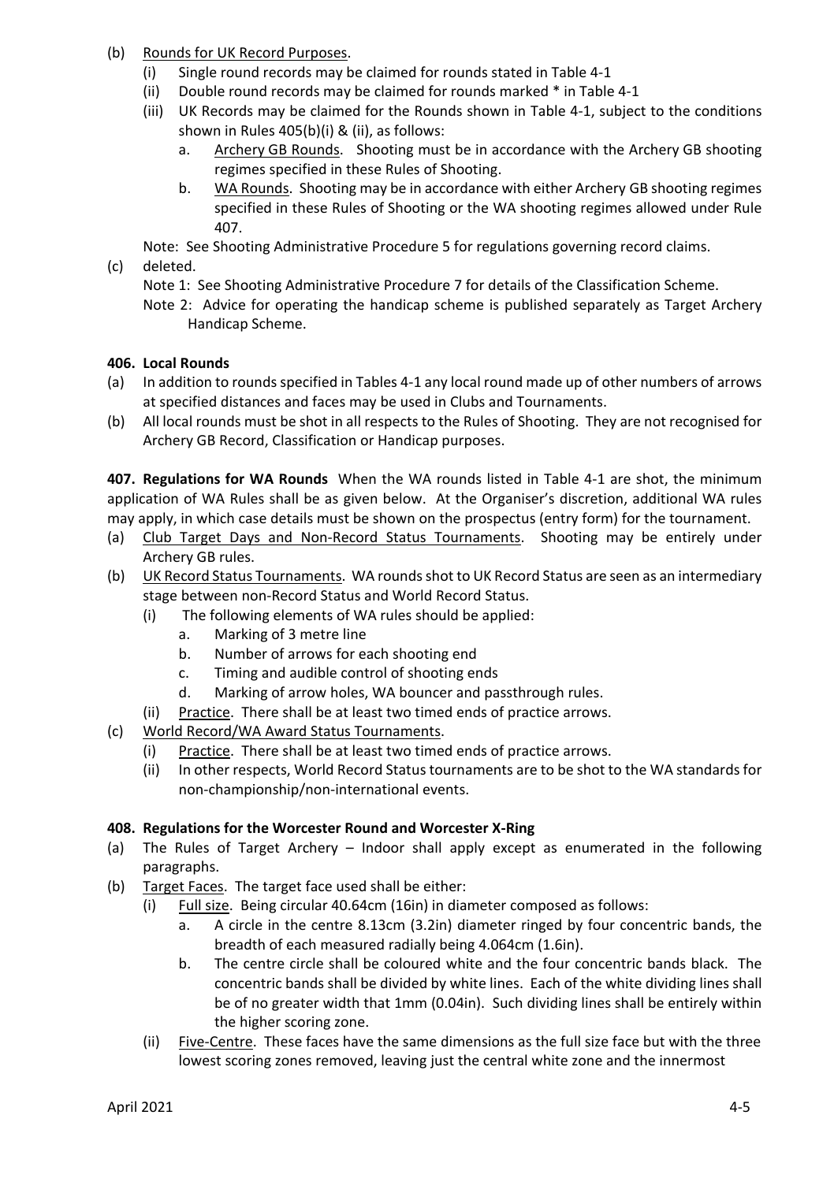(b) Rounds for UK Record Purposes.

(i) Single round records may be claimed for rounds stated in Table 4-1

(ii) Double round records may be claimed for rounds marked * in Table 4-1

(iii) UK Records may be claimed for the Rounds shown in Table 4-1, subject to the conditions shown in Rules 405(b)(i) & (ii), as follows:

a. Archery GB Rounds. Shooting must be in accordance with the Archery GB shooting regimes specified in these Rules of Shooting.

b. WA Rounds. Shooting may be in accordance with either Archery GB shooting regimes specified in these Rules of Shooting or the WA shooting regimes allowed under Rule 407.

Note: See Shooting Administrative Procedure 5 for regulations governing record claims.

(c) deleted.

Note 1: See Shooting Administrative Procedure 7 for details of the Classification Scheme.

Note 2: Advice for operating the handicap scheme is published separately as Target Archery Handicap Scheme.

**406. Local Rounds**

(a) In addition to rounds specified in Tables 4-1 any local round made up of other numbers of arrows at specified distances and faces may be used in Clubs and Tournaments.

(b) All local rounds must be shot in all respects to the Rules of Shooting. They are not recognised for Archery GB Record, Classification or Handicap purposes.

**407. Regulations for WA Rounds** When the WA rounds listed in Table 4-1 are shot, the minimum application of WA Rules shall be as given below. At the Organiser's discretion, additional WA rules may apply, in which case details must be shown on the prospectus (entry form) for the tournament.

(a) Club Target Days and Non-Record Status Tournaments. Shooting may be entirely under Archery GB rules.

(b) UK Record Status Tournaments. WA rounds shot to UK Record Status are seen as an intermediary stage between non-Record Status and World Record Status.

(i) The following elements of WA rules should be applied:

a. Marking of 3 metre line

b. Number of arrows for each shooting end

c. Timing and audible control of shooting ends

d. Marking of arrow holes, WA bouncer and passthrough rules.

(ii) Practice. There shall be at least two timed ends of practice arrows.

(c) World Record/WA Award Status Tournaments.

(i) Practice. There shall be at least two timed ends of practice arrows.

(ii) In other respects, World Record Status tournaments are to be shot to the WA standards for non-championship/non-international events.

**408. Regulations for the Worcester Round and Worcester X-Ring**

(a) The Rules of Target Archery – Indoor shall apply except as enumerated in the following paragraphs.

(b) Target Faces. The target face used shall be either:

(i) Full size. Being circular 40.64cm (16in) in diameter composed as follows:

a. A circle in the centre 8.13cm (3.2in) diameter ringed by four concentric bands, the breadth of each measured radially being 4.064cm (1.6in).

b. The centre circle shall be coloured white and the four concentric bands black. The concentric bands shall be divided by white lines. Each of the white dividing lines shall be of no greater width that 1mm (0.04in). Such dividing lines shall be entirely within the higher scoring zone.

(ii) Five-Centre. These faces have the same dimensions as the full size face but with the three lowest scoring zones removed, leaving just the central white zone and the innermost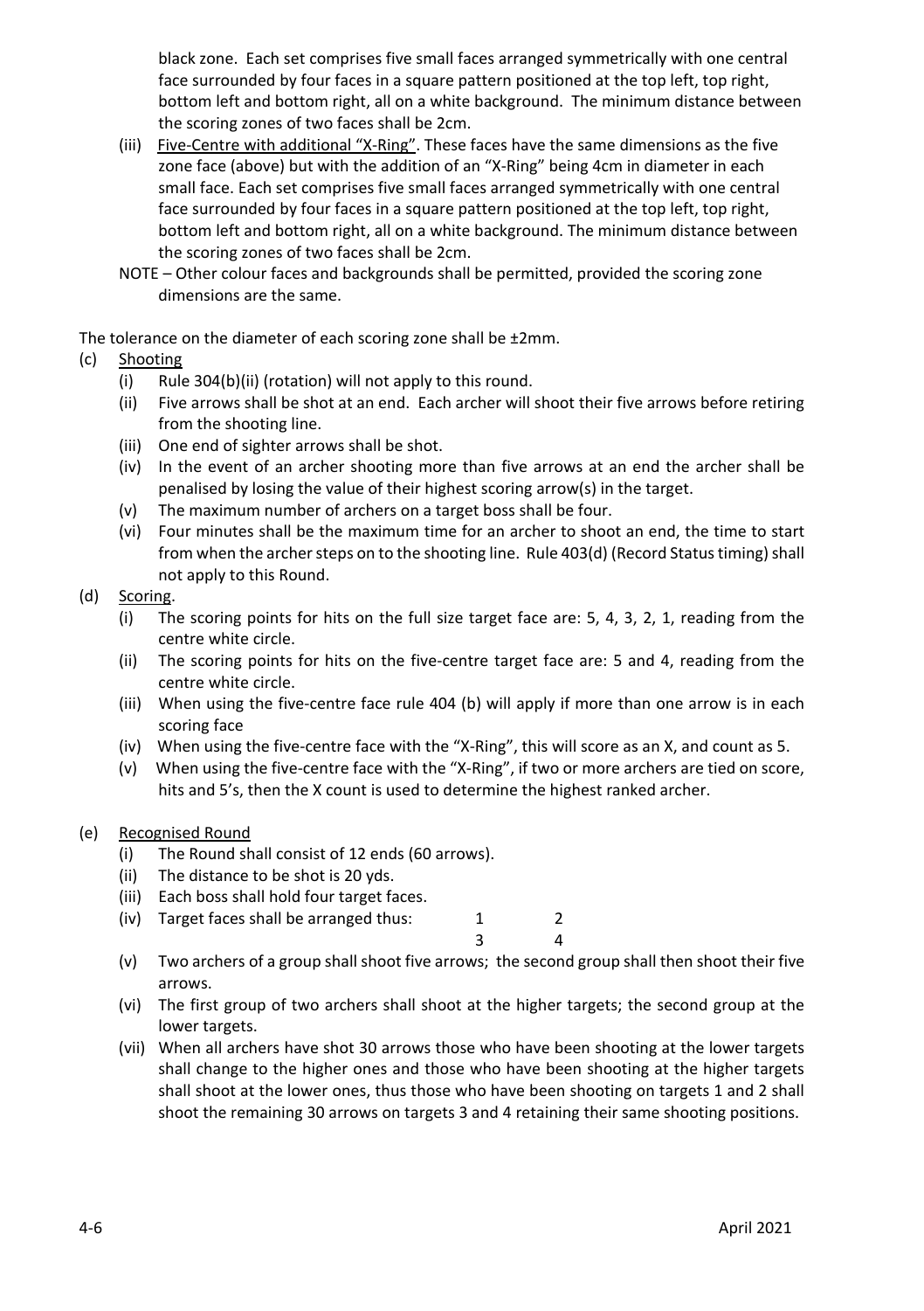black zone. Each set comprises five small faces arranged symmetrically with one central face surrounded by four faces in a square pattern positioned at the top left, top right, bottom left and bottom right, all on a white background. The minimum distance between the scoring zones of two faces shall be 2cm.

(iii) Five-Centre with additional "X-Ring". These faces have the same dimensions as the five zone face (above) but with the addition of an "X-Ring" being 4cm in diameter in each small face. Each set comprises five small faces arranged symmetrically with one central face surrounded by four faces in a square pattern positioned at the top left, top right, bottom left and bottom right, all on a white background. The minimum distance between the scoring zones of two faces shall be 2cm.

NOTE – Other colour faces and backgrounds shall be permitted, provided the scoring zone dimensions are the same.

The tolerance on the diameter of each scoring zone shall be ±2mm.

(c) Shooting
- (i) Rule 304(b)(ii) (rotation) will not apply to this round.
- (ii) Five arrows shall be shot at an end. Each archer will shoot their five arrows before retiring from the shooting line.
- (iii) One end of sighter arrows shall be shot.
- (iv) In the event of an archer shooting more than five arrows at an end the archer shall be penalised by losing the value of their highest scoring arrow(s) in the target.
- (v) The maximum number of archers on a target boss shall be four.
- (vi) Four minutes shall be the maximum time for an archer to shoot an end, the time to start from when the archer steps on to the shooting line. Rule 403(d) (Record Status timing) shall not apply to this Round.

(d) Scoring.
- (i) The scoring points for hits on the full size target face are: 5, 4, 3, 2, 1, reading from the centre white circle.
- (ii) The scoring points for hits on the five-centre target face are: 5 and 4, reading from the centre white circle.
- (iii) When using the five-centre face rule 404 (b) will apply if more than one arrow is in each scoring face
- (iv) When using the five-centre face with the "X-Ring", this will score as an X, and count as 5.
- (v) When using the five-centre face with the "X-Ring", if two or more archers are tied on score, hits and 5's, then the X count is used to determine the highest ranked archer.

(e) Recognised Round
- (i) The Round shall consist of 12 ends (60 arrows).
- (ii) The distance to be shot is 20 yds.
- (iii) Each boss shall hold four target faces.
- (iv) Target faces shall be arranged thus:

  | | |
  |---|---|
  | 1 | 2 |
  | 3 | 4 |

- (v) Two archers of a group shall shoot five arrows; the second group shall then shoot their five arrows.
- (vi) The first group of two archers shall shoot at the higher targets; the second group at the lower targets.
- (vii) When all archers have shot 30 arrows those who have been shooting at the lower targets shall change to the higher ones and those who have been shooting at the higher targets shall shoot at the lower ones, thus those who have been shooting on targets 1 and 2 shall shoot the remaining 30 arrows on targets 3 and 4 retaining their same shooting positions.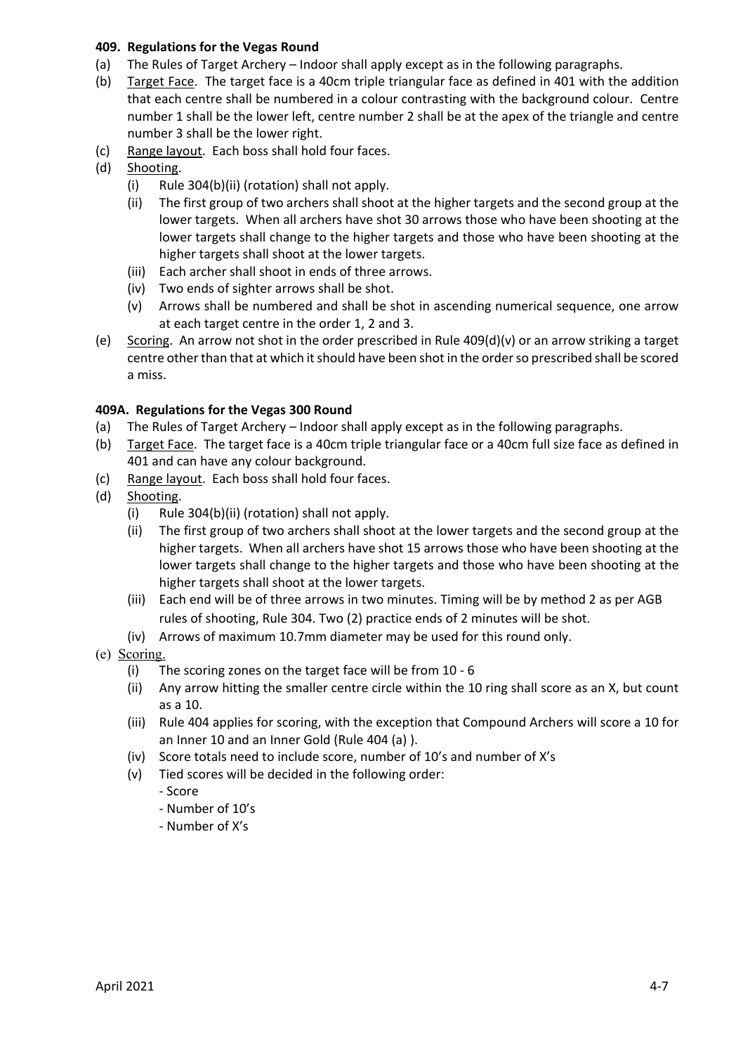**409. Regulations for the Vegas Round**

(a) The Rules of Target Archery – Indoor shall apply except as in the following paragraphs.

(b) Target Face. The target face is a 40cm triple triangular face as defined in 401 with the addition that each centre shall be numbered in a colour contrasting with the background colour. Centre number 1 shall be the lower left, centre number 2 shall be at the apex of the triangle and centre number 3 shall be the lower right.

(c) Range layout. Each boss shall hold four faces.

(d) Shooting.
   - (i) Rule 304(b)(ii) (rotation) shall not apply.
   - (ii) The first group of two archers shall shoot at the higher targets and the second group at the lower targets. When all archers have shot 30 arrows those who have been shooting at the lower targets shall change to the higher targets and those who have been shooting at the higher targets shall shoot at the lower targets.
   - (iii) Each archer shall shoot in ends of three arrows.
   - (iv) Two ends of sighter arrows shall be shot.
   - (v) Arrows shall be numbered and shall be shot in ascending numerical sequence, one arrow at each target centre in the order 1, 2 and 3.

(e) Scoring. An arrow not shot in the order prescribed in Rule 409(d)(v) or an arrow striking a target centre other than that at which it should have been shot in the order so prescribed shall be scored a miss.

**409A. Regulations for the Vegas 300 Round**

(a) The Rules of Target Archery – Indoor shall apply except as in the following paragraphs.

(b) Target Face. The target face is a 40cm triple triangular face or a 40cm full size face as defined in 401 and can have any colour background.

(c) Range layout. Each boss shall hold four faces.

(d) Shooting.
   - (i) Rule 304(b)(ii) (rotation) shall not apply.
   - (ii) The first group of two archers shall shoot at the lower targets and the second group at the higher targets. When all archers have shot 15 arrows those who have been shooting at the lower targets shall change to the higher targets and those who have been shooting at the higher targets shall shoot at the lower targets.
   - (iii) Each end will be of three arrows in two minutes. Timing will be by method 2 as per AGB rules of shooting, Rule 304. Two (2) practice ends of 2 minutes will be shot.
   - (iv) Arrows of maximum 10.7mm diameter may be used for this round only.

(e) Scoring.
   - (i) The scoring zones on the target face will be from 10 - 6
   - (ii) Any arrow hitting the smaller centre circle within the 10 ring shall score as an X, but count as a 10.
   - (iii) Rule 404 applies for scoring, with the exception that Compound Archers will score a 10 for an Inner 10 and an Inner Gold (Rule 404 (a) ).
   - (iv) Score totals need to include score, number of 10's and number of X's
   - (v) Tied scores will be decided in the following order:
     - Score
     - Number of 10's
     - Number of X's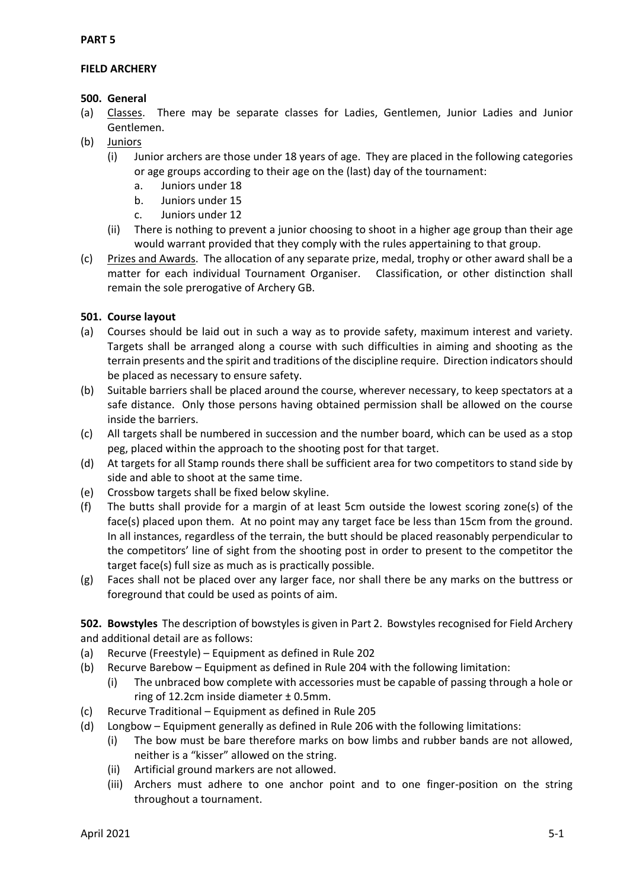**PART 5**

**FIELD ARCHERY**

**500. General**

(a) Classes. There may be separate classes for Ladies, Gentlemen, Junior Ladies and Junior Gentlemen.

(b) Juniors

   (i) Junior archers are those under 18 years of age. They are placed in the following categories or age groups according to their age on the (last) day of the tournament:

      a. Juniors under 18

      b. Juniors under 15

      c. Juniors under 12

   (ii) There is nothing to prevent a junior choosing to shoot in a higher age group than their age would warrant provided that they comply with the rules appertaining to that group.

(c) Prizes and Awards. The allocation of any separate prize, medal, trophy or other award shall be a matter for each individual Tournament Organiser. Classification, or other distinction shall remain the sole prerogative of Archery GB.

**501. Course layout**

(a) Courses should be laid out in such a way as to provide safety, maximum interest and variety. Targets shall be arranged along a course with such difficulties in aiming and shooting as the terrain presents and the spirit and traditions of the discipline require. Direction indicators should be placed as necessary to ensure safety.

(b) Suitable barriers shall be placed around the course, wherever necessary, to keep spectators at a safe distance. Only those persons having obtained permission shall be allowed on the course inside the barriers.

(c) All targets shall be numbered in succession and the number board, which can be used as a stop peg, placed within the approach to the shooting post for that target.

(d) At targets for all Stamp rounds there shall be sufficient area for two competitors to stand side by side and able to shoot at the same time.

(e) Crossbow targets shall be fixed below skyline.

(f) The butts shall provide for a margin of at least 5cm outside the lowest scoring zone(s) of the face(s) placed upon them. At no point may any target face be less than 15cm from the ground. In all instances, regardless of the terrain, the butt should be placed reasonably perpendicular to the competitors' line of sight from the shooting post in order to present to the competitor the target face(s) full size as much as is practically possible.

(g) Faces shall not be placed over any larger face, nor shall there be any marks on the buttress or foreground that could be used as points of aim.

**502. Bowstyles** The description of bowstyles is given in Part 2. Bowstyles recognised for Field Archery and additional detail are as follows:

(a) Recurve (Freestyle) – Equipment as defined in Rule 202

(b) Recurve Barebow – Equipment as defined in Rule 204 with the following limitation:

   (i) The unbraced bow complete with accessories must be capable of passing through a hole or ring of 12.2cm inside diameter ± 0.5mm.

(c) Recurve Traditional – Equipment as defined in Rule 205

(d) Longbow – Equipment generally as defined in Rule 206 with the following limitations:

   (i) The bow must be bare therefore marks on bow limbs and rubber bands are not allowed, neither is a "kisser" allowed on the string.

   (ii) Artificial ground markers are not allowed.

   (iii) Archers must adhere to one anchor point and to one finger-position on the string throughout a tournament.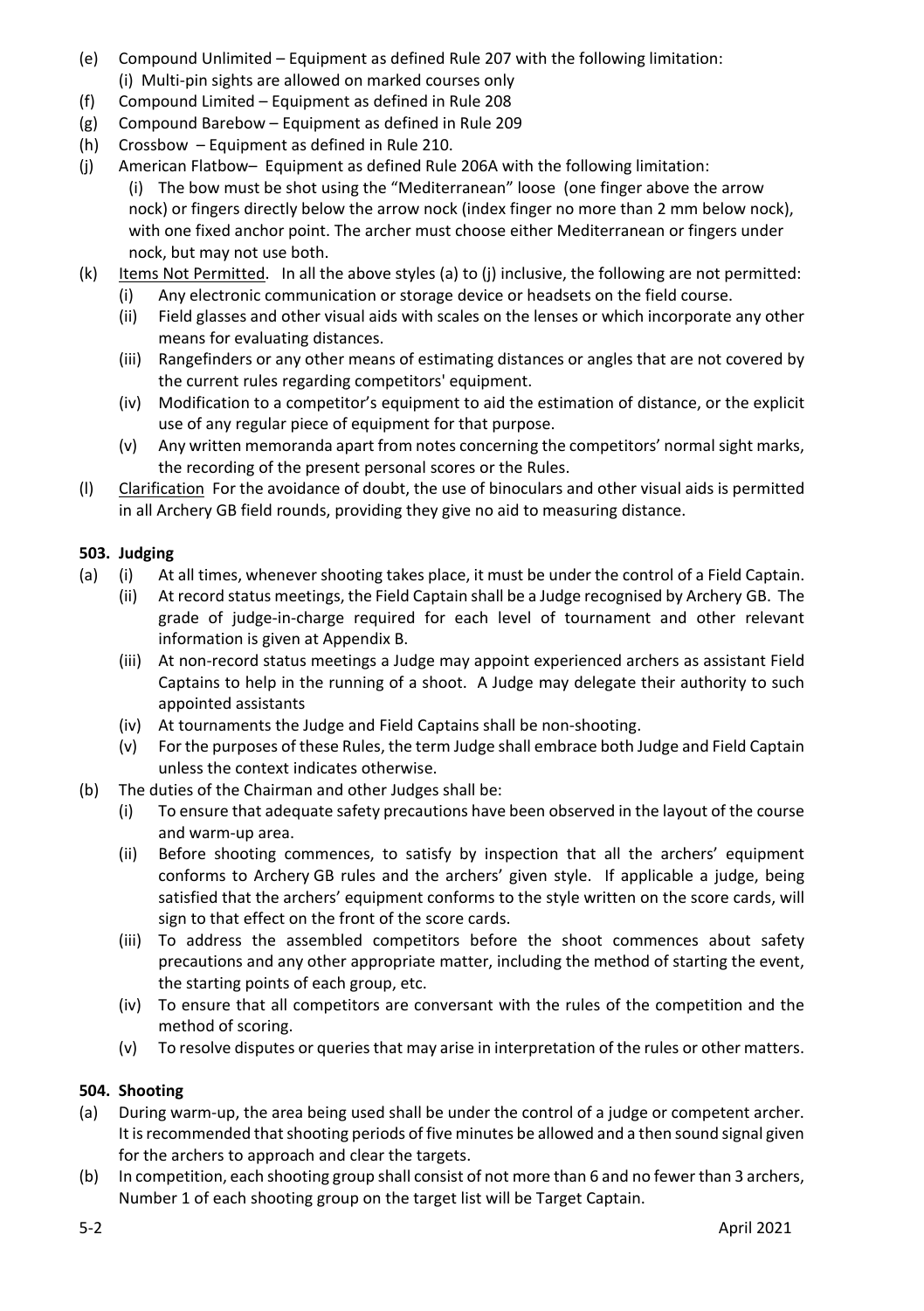(e) Compound Unlimited – Equipment as defined Rule 207 with the following limitation:
   (i) Multi-pin sights are allowed on marked courses only
(f) Compound Limited – Equipment as defined in Rule 208
(g) Compound Barebow – Equipment as defined in Rule 209
(h) Crossbow – Equipment as defined in Rule 210.
(j) American Flatbow– Equipment as defined Rule 206A with the following limitation:
   (i) The bow must be shot using the "Mediterranean" loose (one finger above the arrow nock) or fingers directly below the arrow nock (index finger no more than 2 mm below nock), with one fixed anchor point. The archer must choose either Mediterranean or fingers under nock, but may not use both.
(k) Items Not Permitted. In all the above styles (a) to (j) inclusive, the following are not permitted:
   (i) Any electronic communication or storage device or headsets on the field course.
   (ii) Field glasses and other visual aids with scales on the lenses or which incorporate any other means for evaluating distances.
   (iii) Rangefinders or any other means of estimating distances or angles that are not covered by the current rules regarding competitors' equipment.
   (iv) Modification to a competitor's equipment to aid the estimation of distance, or the explicit use of any regular piece of equipment for that purpose.
   (v) Any written memoranda apart from notes concerning the competitors' normal sight marks, the recording of the present personal scores or the Rules.
(l) Clarification For the avoidance of doubt, the use of binoculars and other visual aids is permitted in all Archery GB field rounds, providing they give no aid to measuring distance.

### 503. Judging

(a) (i) At all times, whenever shooting takes place, it must be under the control of a Field Captain.
   (ii) At record status meetings, the Field Captain shall be a Judge recognised by Archery GB. The grade of judge-in-charge required for each level of tournament and other relevant information is given at Appendix B.
   (iii) At non-record status meetings a Judge may appoint experienced archers as assistant Field Captains to help in the running of a shoot. A Judge may delegate their authority to such appointed assistants
   (iv) At tournaments the Judge and Field Captains shall be non-shooting.
   (v) For the purposes of these Rules, the term Judge shall embrace both Judge and Field Captain unless the context indicates otherwise.
(b) The duties of the Chairman and other Judges shall be:
   (i) To ensure that adequate safety precautions have been observed in the layout of the course and warm-up area.
   (ii) Before shooting commences, to satisfy by inspection that all the archers' equipment conforms to Archery GB rules and the archers' given style. If applicable a judge, being satisfied that the archers' equipment conforms to the style written on the score cards, will sign to that effect on the front of the score cards.
   (iii) To address the assembled competitors before the shoot commences about safety precautions and any other appropriate matter, including the method of starting the event, the starting points of each group, etc.
   (iv) To ensure that all competitors are conversant with the rules of the competition and the method of scoring.
   (v) To resolve disputes or queries that may arise in interpretation of the rules or other matters.

### 504. Shooting

(a) During warm-up, the area being used shall be under the control of a judge or competent archer. It is recommended that shooting periods of five minutes be allowed and a then sound signal given for the archers to approach and clear the targets.
(b) In competition, each shooting group shall consist of not more than 6 and no fewer than 3 archers, Number 1 of each shooting group on the target list will be Target Captain.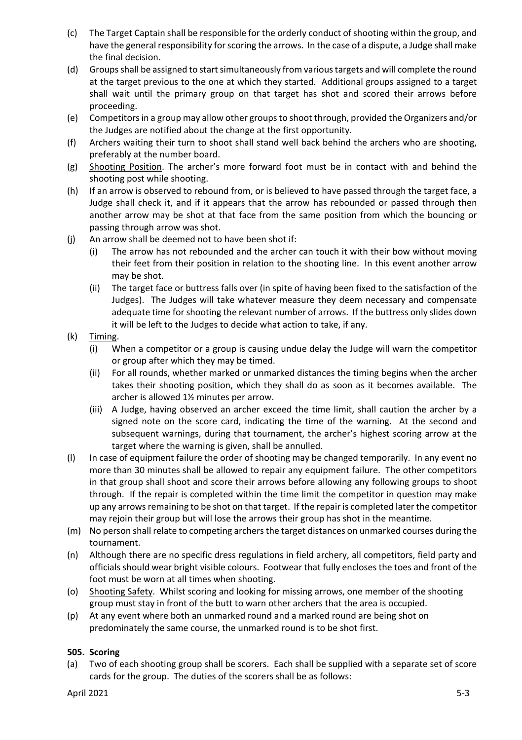(c) The Target Captain shall be responsible for the orderly conduct of shooting within the group, and have the general responsibility for scoring the arrows. In the case of a dispute, a Judge shall make the final decision.

(d) Groups shall be assigned to start simultaneously from various targets and will complete the round at the target previous to the one at which they started. Additional groups assigned to a target shall wait until the primary group on that target has shot and scored their arrows before proceeding.

(e) Competitors in a group may allow other groups to shoot through, provided the Organizers and/or the Judges are notified about the change at the first opportunity.

(f) Archers waiting their turn to shoot shall stand well back behind the archers who are shooting, preferably at the number board.

(g) Shooting Position. The archer's more forward foot must be in contact with and behind the shooting post while shooting.

(h) If an arrow is observed to rebound from, or is believed to have passed through the target face, a Judge shall check it, and if it appears that the arrow has rebounded or passed through then another arrow may be shot at that face from the same position from which the bouncing or passing through arrow was shot.

(j) An arrow shall be deemed not to have been shot if:

  (i) The arrow has not rebounded and the archer can touch it with their bow without moving their feet from their position in relation to the shooting line. In this event another arrow may be shot.

  (ii) The target face or buttress falls over (in spite of having been fixed to the satisfaction of the Judges). The Judges will take whatever measure they deem necessary and compensate adequate time for shooting the relevant number of arrows. If the buttress only slides down it will be left to the Judges to decide what action to take, if any.

(k) Timing.

  (i) When a competitor or a group is causing undue delay the Judge will warn the competitor or group after which they may be timed.

  (ii) For all rounds, whether marked or unmarked distances the timing begins when the archer takes their shooting position, which they shall do as soon as it becomes available. The archer is allowed 1½ minutes per arrow.

  (iii) A Judge, having observed an archer exceed the time limit, shall caution the archer by a signed note on the score card, indicating the time of the warning. At the second and subsequent warnings, during that tournament, the archer's highest scoring arrow at the target where the warning is given, shall be annulled.

(l) In case of equipment failure the order of shooting may be changed temporarily. In any event no more than 30 minutes shall be allowed to repair any equipment failure. The other competitors in that group shall shoot and score their arrows before allowing any following groups to shoot through. If the repair is completed within the time limit the competitor in question may make up any arrows remaining to be shot on that target. If the repair is completed later the competitor may rejoin their group but will lose the arrows their group has shot in the meantime.

(m) No person shall relate to competing archers the target distances on unmarked courses during the tournament.

(n) Although there are no specific dress regulations in field archery, all competitors, field party and officials should wear bright visible colours. Footwear that fully encloses the toes and front of the foot must be worn at all times when shooting.

(o) Shooting Safety. Whilst scoring and looking for missing arrows, one member of the shooting group must stay in front of the butt to warn other archers that the area is occupied.

(p) At any event where both an unmarked round and a marked round are being shot on predominately the same course, the unmarked round is to be shot first.

**505. Scoring**

(a) Two of each shooting group shall be scorers. Each shall be supplied with a separate set of score cards for the group. The duties of the scorers shall be as follows: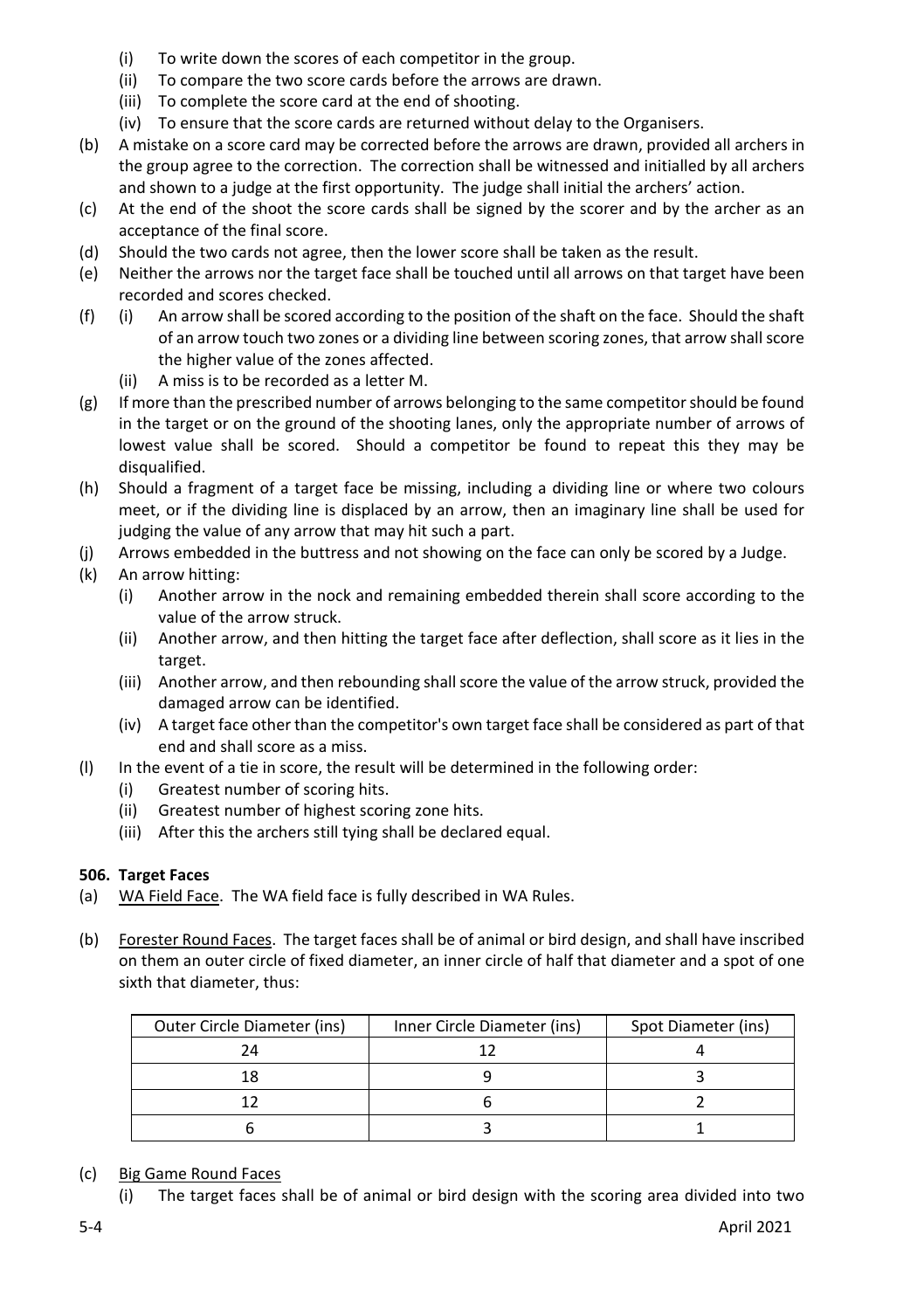- (i) To write down the scores of each competitor in the group.
   - (ii) To compare the two score cards before the arrows are drawn.
   - (iii) To complete the score card at the end of shooting.
   - (iv) To ensure that the score cards are returned without delay to the Organisers.

(b) A mistake on a score card may be corrected before the arrows are drawn, provided all archers in the group agree to the correction. The correction shall be witnessed and initialled by all archers and shown to a judge at the first opportunity. The judge shall initial the archers' action.

(c) At the end of the shoot the score cards shall be signed by the scorer and by the archer as an acceptance of the final score.

(d) Should the two cards not agree, then the lower score shall be taken as the result.

(e) Neither the arrows nor the target face shall be touched until all arrows on that target have been recorded and scores checked.

(f)
   - (i) An arrow shall be scored according to the position of the shaft on the face. Should the shaft of an arrow touch two zones or a dividing line between scoring zones, that arrow shall score the higher value of the zones affected.
   - (ii) A miss is to be recorded as a letter M.

(g) If more than the prescribed number of arrows belonging to the same competitor should be found in the target or on the ground of the shooting lanes, only the appropriate number of arrows of lowest value shall be scored. Should a competitor be found to repeat this they may be disqualified.

(h) Should a fragment of a target face be missing, including a dividing line or where two colours meet, or if the dividing line is displaced by an arrow, then an imaginary line shall be used for judging the value of any arrow that may hit such a part.

(j) Arrows embedded in the buttress and not showing on the face can only be scored by a Judge.

(k) An arrow hitting:
   - (i) Another arrow in the nock and remaining embedded therein shall score according to the value of the arrow struck.
   - (ii) Another arrow, and then hitting the target face after deflection, shall score as it lies in the target.
   - (iii) Another arrow, and then rebounding shall score the value of the arrow struck, provided the damaged arrow can be identified.
   - (iv) A target face other than the competitor's own target face shall be considered as part of that end and shall score as a miss.

(l) In the event of a tie in score, the result will be determined in the following order:
   - (i) Greatest number of scoring hits.
   - (ii) Greatest number of highest scoring zone hits.
   - (iii) After this the archers still tying shall be declared equal.

**506. Target Faces**

(a) WA Field Face. The WA field face is fully described in WA Rules.

(b) Forester Round Faces. The target faces shall be of animal or bird design, and shall have inscribed on them an outer circle of fixed diameter, an inner circle of half that diameter and a spot of one sixth that diameter, thus:

| Outer Circle Diameter (ins) | Inner Circle Diameter (ins) | Spot Diameter (ins) |
|---|---|---|
| 24 | 12 | 4 |
| 18 | 9 | 3 |
| 12 | 6 | 2 |
| 6 | 3 | 1 |

(c) Big Game Round Faces
   - (i) The target faces shall be of animal or bird design with the scoring area divided into two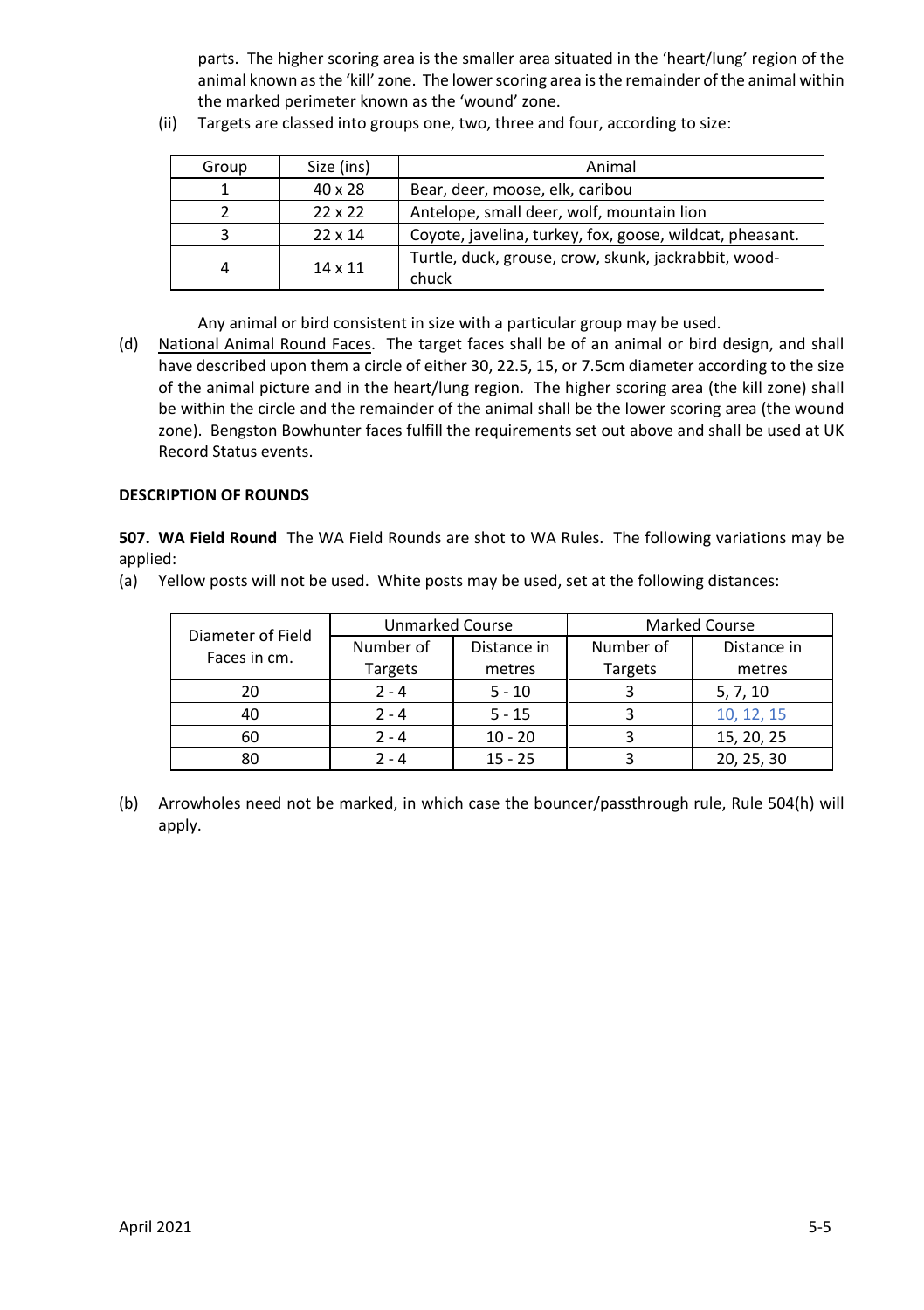parts. The higher scoring area is the smaller area situated in the 'heart/lung' region of the animal known as the 'kill' zone. The lower scoring area is the remainder of the animal within the marked perimeter known as the 'wound' zone.

(ii) Targets are classed into groups one, two, three and four, according to size:

| Group | Size (ins) | Animal |
|---|---|---|
| 1 | 40 x 28 | Bear, deer, moose, elk, caribou |
| 2 | 22 x 22 | Antelope, small deer, wolf, mountain lion |
| 3 | 22 x 14 | Coyote, javelina, turkey, fox, goose, wildcat, pheasant. |
| 4 | 14 x 11 | Turtle, duck, grouse, crow, skunk, jackrabbit, wood-chuck |

Any animal or bird consistent in size with a particular group may be used.

(d) National Animal Round Faces. The target faces shall be of an animal or bird design, and shall have described upon them a circle of either 30, 22.5, 15, or 7.5cm diameter according to the size of the animal picture and in the heart/lung region. The higher scoring area (the kill zone) shall be within the circle and the remainder of the animal shall be the lower scoring area (the wound zone). Bengston Bowhunter faces fulfill the requirements set out above and shall be used at UK Record Status events.

**DESCRIPTION OF ROUNDS**

**507. WA Field Round** The WA Field Rounds are shot to WA Rules. The following variations may be applied:

(a) Yellow posts will not be used. White posts may be used, set at the following distances:

| Diameter of Field Faces in cm. | Unmarked Course | | Marked Course | |
|---|---|---|---|---|
| | Number of Targets | Distance in metres | Number of Targets | Distance in metres |
| 20 | 2 - 4 | 5 - 10 | 3 | 5, 7, 10 |
| 40 | 2 - 4 | 5 - 15 | 3 | 10, 12, 15 |
| 60 | 2 - 4 | 10 - 20 | 3 | 15, 20, 25 |
| 80 | 2 - 4 | 15 - 25 | 3 | 20, 25, 30 |

(b) Arrowholes need not be marked, in which case the bouncer/passthrough rule, Rule 504(h) will apply.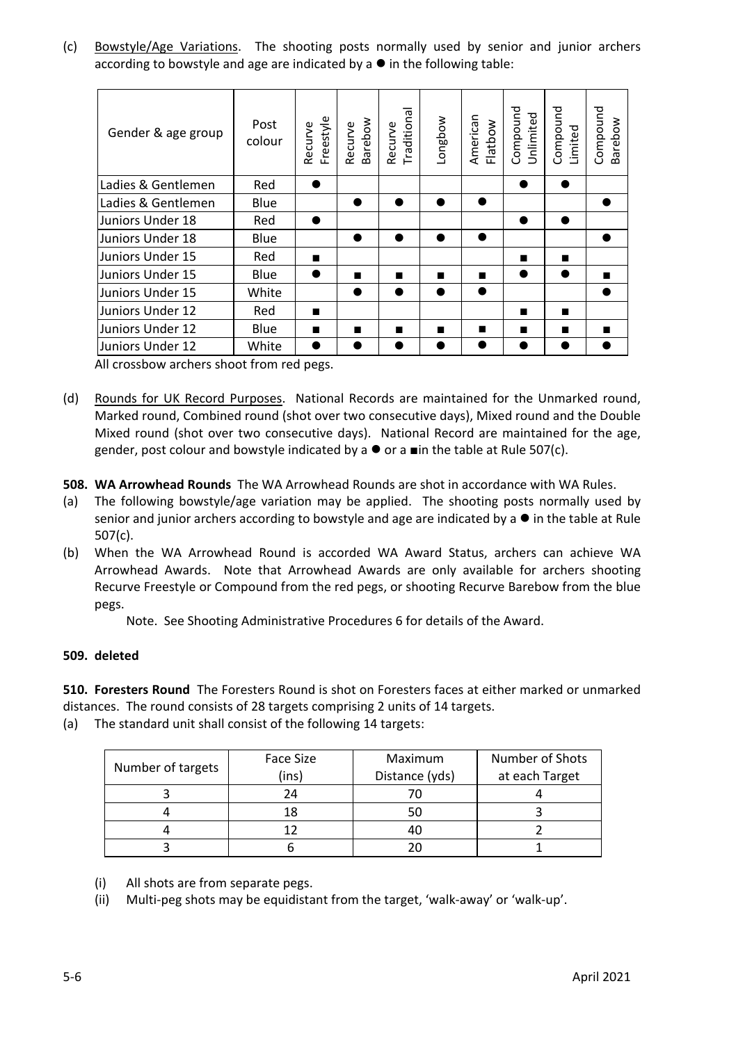(c) Bowstyle/Age Variations. The shooting posts normally used by senior and junior archers according to bowstyle and age are indicated by a ● in the following table:

| Gender & age group | Post colour | Recurve Freestyle | Recurve Barebow | Recurve Traditional | Longbow | American Flatbow | Compound Unlimited | Compound Limited | Compound Barebow |
|---|---|---|---|---|---|---|---|---|---|
| Ladies & Gentlemen | Red | ● | | | | | ● | ● | |
| Ladies & Gentlemen | Blue | | ● | ● | ● | ● | | | ● |
| Juniors Under 18 | Red | ● | | | | | ● | ● | |
| Juniors Under 18 | Blue | | ● | ● | ● | ● | | | ● |
| Juniors Under 15 | Red | ■ | | | | | ■ | ■ | |
| Juniors Under 15 | Blue | ● | ■ | ■ | ■ | ■ | ● | ● | ■ |
| Juniors Under 15 | White | | ● | ● | ● | ● | | | ● |
| Juniors Under 12 | Red | ■ | | | | | ■ | ■ | |
| Juniors Under 12 | Blue | ■ | ■ | ■ | ■ | ■ | ■ | ■ | ■ |
| Juniors Under 12 | White | ● | ● | ● | ● | ● | ● | ● | ● |

All crossbow archers shoot from red pegs.

(d) Rounds for UK Record Purposes. National Records are maintained for the Unmarked round, Marked round, Combined round (shot over two consecutive days), Mixed round and the Double Mixed round (shot over two consecutive days). National Record are maintained for the age, gender, post colour and bowstyle indicated by a ● or a ■in the table at Rule 507(c).

**508. WA Arrowhead Rounds** The WA Arrowhead Rounds are shot in accordance with WA Rules.

(a) The following bowstyle/age variation may be applied. The shooting posts normally used by senior and junior archers according to bowstyle and age are indicated by a ● in the table at Rule 507(c).

(b) When the WA Arrowhead Round is accorded WA Award Status, archers can achieve WA Arrowhead Awards. Note that Arrowhead Awards are only available for archers shooting Recurve Freestyle or Compound from the red pegs, or shooting Recurve Barebow from the blue pegs.

Note. See Shooting Administrative Procedures 6 for details of the Award.

**509. deleted**

**510. Foresters Round** The Foresters Round is shot on Foresters faces at either marked or unmarked distances. The round consists of 28 targets comprising 2 units of 14 targets.

(a) The standard unit shall consist of the following 14 targets:

| Number of targets | Face Size (ins) | Maximum Distance (yds) | Number of Shots at each Target |
|---|---|---|---|
| 3 | 24 | 70 | 4 |
| 4 | 18 | 50 | 3 |
| 4 | 12 | 40 | 2 |
| 3 | 6 | 20 | 1 |

(i) All shots are from separate pegs.

(ii) Multi-peg shots may be equidistant from the target, 'walk-away' or 'walk-up'.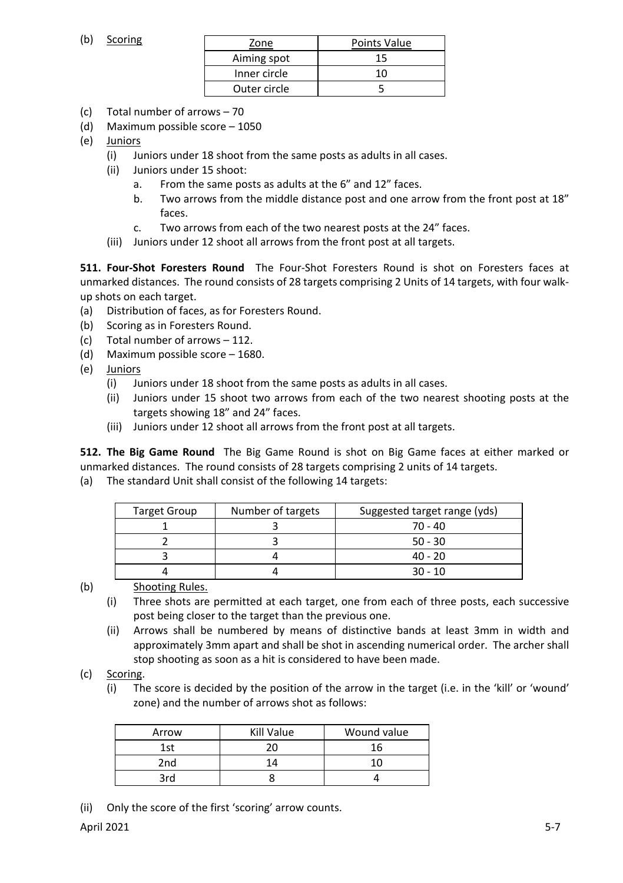(b) Scoring

| Zone | Points Value |
|---|---|
| Aiming spot | 15 |
| Inner circle | 10 |
| Outer circle | 5 |

(c) Total number of arrows – 70

(d) Maximum possible score – 1050

(e) Juniors
   - (i) Juniors under 18 shoot from the same posts as adults in all cases.
   - (ii) Juniors under 15 shoot:
     - a. From the same posts as adults at the 6" and 12" faces.
     - b. Two arrows from the middle distance post and one arrow from the front post at 18" faces.
     - c. Two arrows from each of the two nearest posts at the 24" faces.
   - (iii) Juniors under 12 shoot all arrows from the front post at all targets.

**511. Four-Shot Foresters Round** The Four-Shot Foresters Round is shot on Foresters faces at unmarked distances. The round consists of 28 targets comprising 2 Units of 14 targets, with four walk-up shots on each target.

(a) Distribution of faces, as for Foresters Round.

(b) Scoring as in Foresters Round.

(c) Total number of arrows – 112.

(d) Maximum possible score – 1680.

(e) Juniors
   - (i) Juniors under 18 shoot from the same posts as adults in all cases.
   - (ii) Juniors under 15 shoot two arrows from each of the two nearest shooting posts at the targets showing 18" and 24" faces.
   - (iii) Juniors under 12 shoot all arrows from the front post at all targets.

**512. The Big Game Round** The Big Game Round is shot on Big Game faces at either marked or unmarked distances. The round consists of 28 targets comprising 2 units of 14 targets.

(a) The standard Unit shall consist of the following 14 targets:

| Target Group | Number of targets | Suggested target range (yds) |
|---|---|---|
| 1 | 3 | 70 - 40 |
| 2 | 3 | 50 - 30 |
| 3 | 4 | 40 - 20 |
| 4 | 4 | 30 - 10 |

(b) Shooting Rules.
   - (i) Three shots are permitted at each target, one from each of three posts, each successive post being closer to the target than the previous one.
   - (ii) Arrows shall be numbered by means of distinctive bands at least 3mm in width and approximately 3mm apart and shall be shot in ascending numerical order. The archer shall stop shooting as soon as a hit is considered to have been made.

(c) Scoring.
   - (i) The score is decided by the position of the arrow in the target (i.e. in the 'kill' or 'wound' zone) and the number of arrows shot as follows:

| Arrow | Kill Value | Wound value |
|---|---|---|
| 1st | 20 | 16 |
| 2nd | 14 | 10 |
| 3rd | 8 | 4 |

   - (ii) Only the score of the first 'scoring' arrow counts.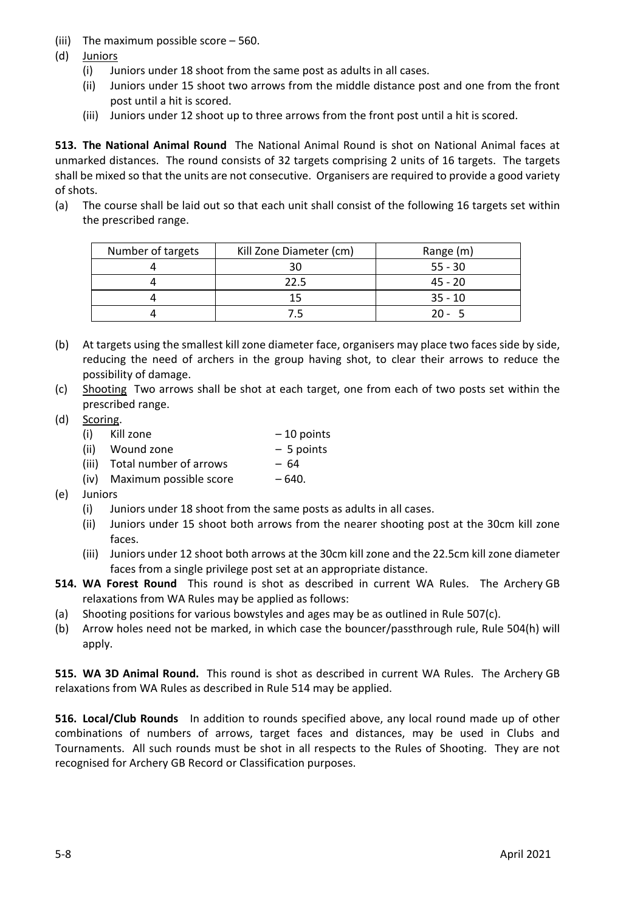(iii) The maximum possible score – 560.

(d) Juniors

  (i) Juniors under 18 shoot from the same post as adults in all cases.

  (ii) Juniors under 15 shoot two arrows from the middle distance post and one from the front post until a hit is scored.

  (iii) Juniors under 12 shoot up to three arrows from the front post until a hit is scored.

**513. The National Animal Round** The National Animal Round is shot on National Animal faces at unmarked distances. The round consists of 32 targets comprising 2 units of 16 targets. The targets shall be mixed so that the units are not consecutive. Organisers are required to provide a good variety of shots.

(a) The course shall be laid out so that each unit shall consist of the following 16 targets set within the prescribed range.

| Number of targets | Kill Zone Diameter (cm) | Range (m) |
|---|---|---|
| 4 | 30 | 55 - 30 |
| 4 | 22.5 | 45 - 20 |
| 4 | 15 | 35 - 10 |
| 4 | 7.5 | 20 - 5 |

(b) At targets using the smallest kill zone diameter face, organisers may place two faces side by side, reducing the need of archers in the group having shot, to clear their arrows to reduce the possibility of damage.

(c) Shooting Two arrows shall be shot at each target, one from each of two posts set within the prescribed range.

(d) Scoring.

  (i) Kill zone – 10 points

  (ii) Wound zone – 5 points

  (iii) Total number of arrows – 64

  (iv) Maximum possible score – 640.

(e) Juniors

  (i) Juniors under 18 shoot from the same posts as adults in all cases.

  (ii) Juniors under 15 shoot both arrows from the nearer shooting post at the 30cm kill zone faces.

  (iii) Juniors under 12 shoot both arrows at the 30cm kill zone and the 22.5cm kill zone diameter faces from a single privilege post set at an appropriate distance.

**514. WA Forest Round** This round is shot as described in current WA Rules. The Archery GB relaxations from WA Rules may be applied as follows:

(a) Shooting positions for various bowstyles and ages may be as outlined in Rule 507(c).

(b) Arrow holes need not be marked, in which case the bouncer/passthrough rule, Rule 504(h) will apply.

**515. WA 3D Animal Round.** This round is shot as described in current WA Rules. The Archery GB relaxations from WA Rules as described in Rule 514 may be applied.

**516. Local/Club Rounds** In addition to rounds specified above, any local round made up of other combinations of numbers of arrows, target faces and distances, may be used in Clubs and Tournaments. All such rounds must be shot in all respects to the Rules of Shooting. They are not recognised for Archery GB Record or Classification purposes.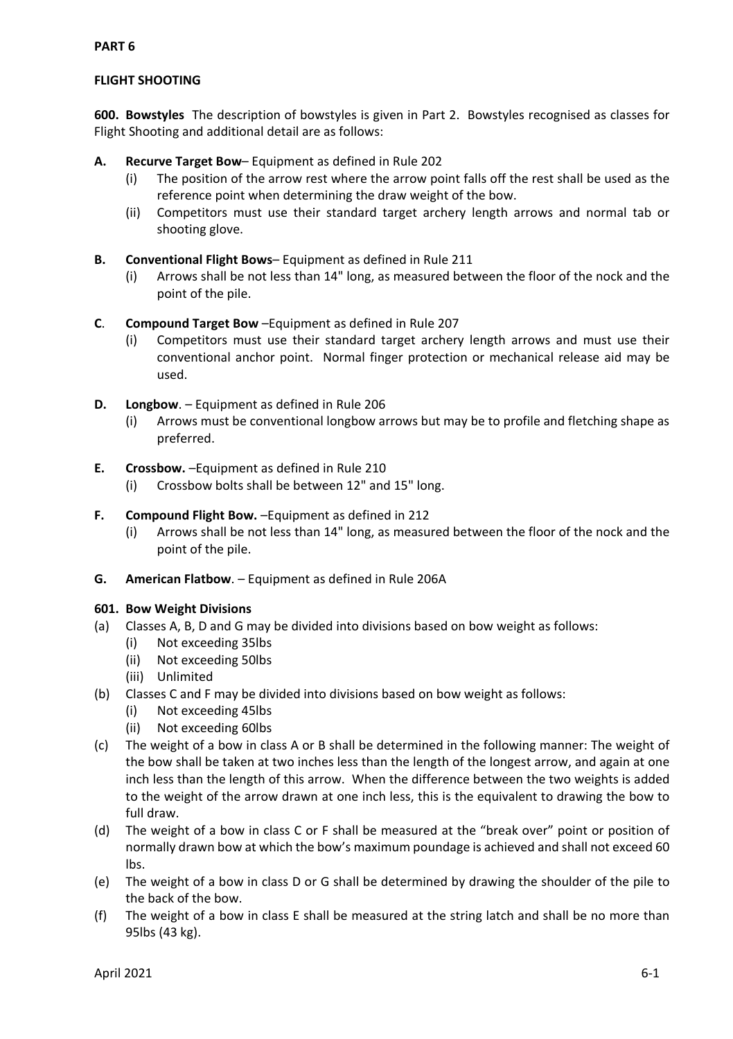**PART 6**

**FLIGHT SHOOTING**

**600. Bowstyles** The description of bowstyles is given in Part 2. Bowstyles recognised as classes for Flight Shooting and additional detail are as follows:

**A. Recurve Target Bow**– Equipment as defined in Rule 202

- (i) The position of the arrow rest where the arrow point falls off the rest shall be used as the reference point when determining the draw weight of the bow.
- (ii) Competitors must use their standard target archery length arrows and normal tab or shooting glove.

**B. Conventional Flight Bows**– Equipment as defined in Rule 211

- (i) Arrows shall be not less than 14" long, as measured between the floor of the nock and the point of the pile.

**C. Compound Target Bow** –Equipment as defined in Rule 207

- (i) Competitors must use their standard target archery length arrows and must use their conventional anchor point. Normal finger protection or mechanical release aid may be used.

**D. Longbow**. – Equipment as defined in Rule 206

- (i) Arrows must be conventional longbow arrows but may be to profile and fletching shape as preferred.

**E. Crossbow.** –Equipment as defined in Rule 210

- (i) Crossbow bolts shall be between 12" and 15" long.

**F. Compound Flight Bow.** –Equipment as defined in 212

- (i) Arrows shall be not less than 14" long, as measured between the floor of the nock and the point of the pile.

**G. American Flatbow**. – Equipment as defined in Rule 206A

**601. Bow Weight Divisions**

- (a) Classes A, B, D and G may be divided into divisions based on bow weight as follows:
  - (i) Not exceeding 35lbs
  - (ii) Not exceeding 50lbs
  - (iii) Unlimited
- (b) Classes C and F may be divided into divisions based on bow weight as follows:
  - (i) Not exceeding 45lbs
  - (ii) Not exceeding 60lbs
- (c) The weight of a bow in class A or B shall be determined in the following manner: The weight of the bow shall be taken at two inches less than the length of the longest arrow, and again at one inch less than the length of this arrow. When the difference between the two weights is added to the weight of the arrow drawn at one inch less, this is the equivalent to drawing the bow to full draw.
- (d) The weight of a bow in class C or F shall be measured at the "break over" point or position of normally drawn bow at which the bow's maximum poundage is achieved and shall not exceed 60 lbs.
- (e) The weight of a bow in class D or G shall be determined by drawing the shoulder of the pile to the back of the bow.
- (f) The weight of a bow in class E shall be measured at the string latch and shall be no more than 95lbs (43 kg).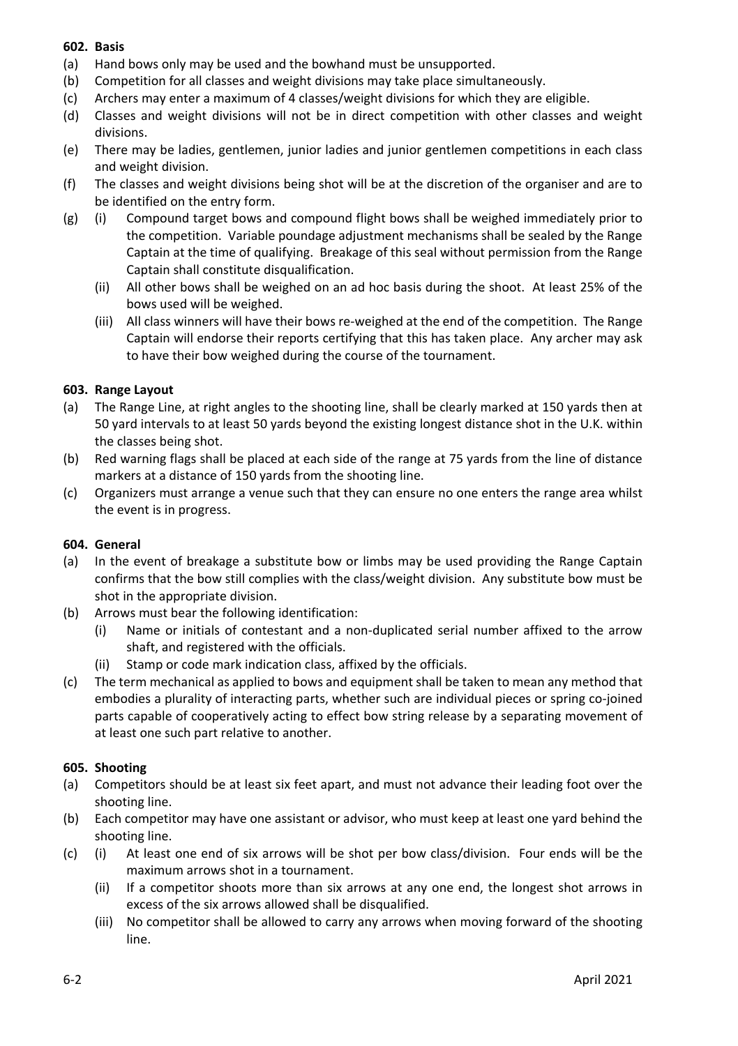**602. Basis**

(a) Hand bows only may be used and the bowhand must be unsupported.

(b) Competition for all classes and weight divisions may take place simultaneously.

(c) Archers may enter a maximum of 4 classes/weight divisions for which they are eligible.

(d) Classes and weight divisions will not be in direct competition with other classes and weight divisions.

(e) There may be ladies, gentlemen, junior ladies and junior gentlemen competitions in each class and weight division.

(f) The classes and weight divisions being shot will be at the discretion of the organiser and are to be identified on the entry form.

(g) (i) Compound target bows and compound flight bows shall be weighed immediately prior to the competition. Variable poundage adjustment mechanisms shall be sealed by the Range Captain at the time of qualifying. Breakage of this seal without permission from the Range Captain shall constitute disqualification.

(ii) All other bows shall be weighed on an ad hoc basis during the shoot. At least 25% of the bows used will be weighed.

(iii) All class winners will have their bows re-weighed at the end of the competition. The Range Captain will endorse their reports certifying that this has taken place. Any archer may ask to have their bow weighed during the course of the tournament.

**603. Range Layout**

(a) The Range Line, at right angles to the shooting line, shall be clearly marked at 150 yards then at 50 yard intervals to at least 50 yards beyond the existing longest distance shot in the U.K. within the classes being shot.

(b) Red warning flags shall be placed at each side of the range at 75 yards from the line of distance markers at a distance of 150 yards from the shooting line.

(c) Organizers must arrange a venue such that they can ensure no one enters the range area whilst the event is in progress.

**604. General**

(a) In the event of breakage a substitute bow or limbs may be used providing the Range Captain confirms that the bow still complies with the class/weight division. Any substitute bow must be shot in the appropriate division.

(b) Arrows must bear the following identification:

(i) Name or initials of contestant and a non-duplicated serial number affixed to the arrow shaft, and registered with the officials.

(ii) Stamp or code mark indication class, affixed by the officials.

(c) The term mechanical as applied to bows and equipment shall be taken to mean any method that embodies a plurality of interacting parts, whether such are individual pieces or spring co-joined parts capable of cooperatively acting to effect bow string release by a separating movement of at least one such part relative to another.

**605. Shooting**

(a) Competitors should be at least six feet apart, and must not advance their leading foot over the shooting line.

(b) Each competitor may have one assistant or advisor, who must keep at least one yard behind the shooting line.

(c) (i) At least one end of six arrows will be shot per bow class/division. Four ends will be the maximum arrows shot in a tournament.

(ii) If a competitor shoots more than six arrows at any one end, the longest shot arrows in excess of the six arrows allowed shall be disqualified.

(iii) No competitor shall be allowed to carry any arrows when moving forward of the shooting line.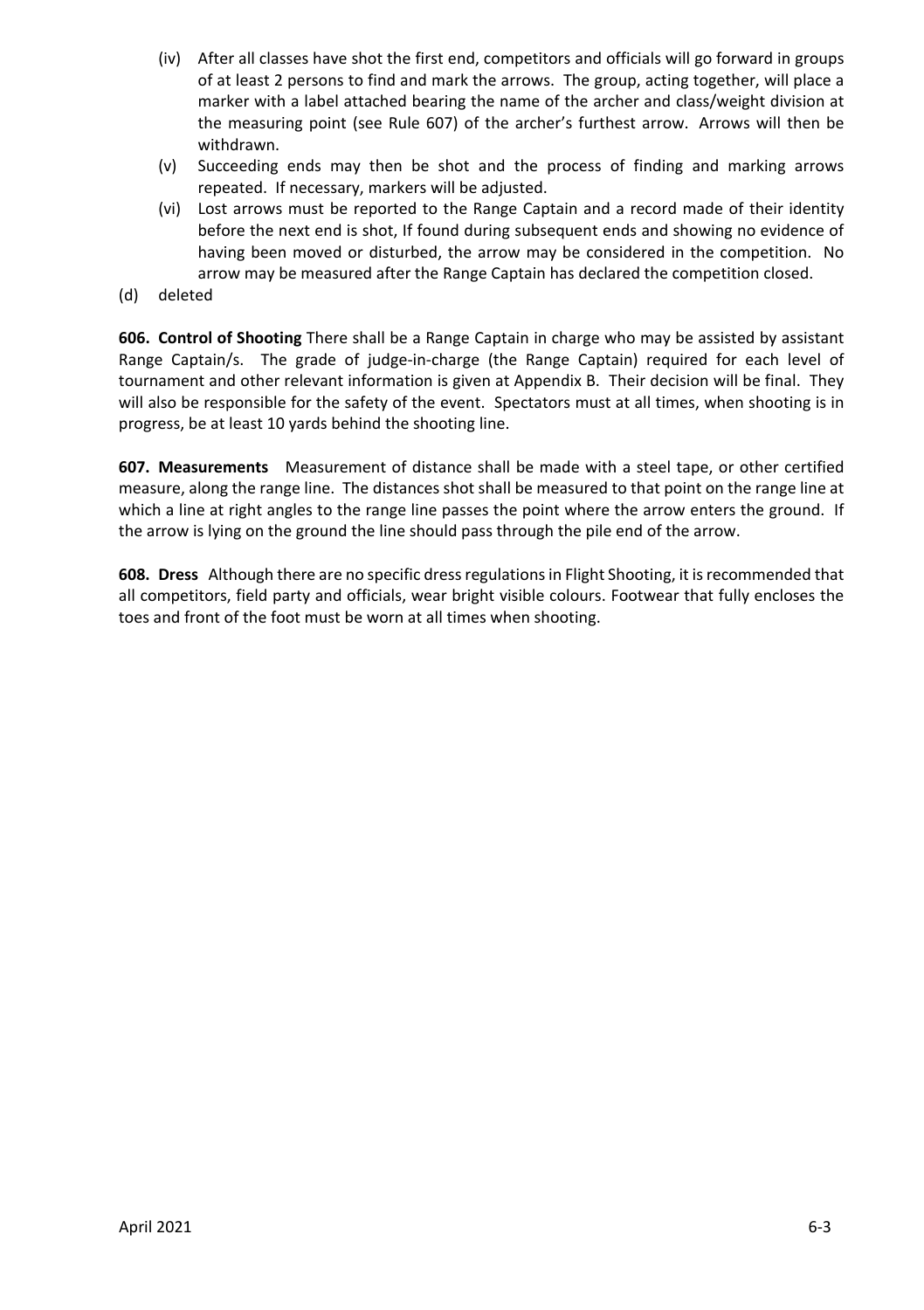(iv) After all classes have shot the first end, competitors and officials will go forward in groups of at least 2 persons to find and mark the arrows. The group, acting together, will place a marker with a label attached bearing the name of the archer and class/weight division at the measuring point (see Rule 607) of the archer's furthest arrow. Arrows will then be withdrawn.

(v) Succeeding ends may then be shot and the process of finding and marking arrows repeated. If necessary, markers will be adjusted.

(vi) Lost arrows must be reported to the Range Captain and a record made of their identity before the next end is shot, If found during subsequent ends and showing no evidence of having been moved or disturbed, the arrow may be considered in the competition. No arrow may be measured after the Range Captain has declared the competition closed.

(d) deleted

**606. Control of Shooting** There shall be a Range Captain in charge who may be assisted by assistant Range Captain/s. The grade of judge-in-charge (the Range Captain) required for each level of tournament and other relevant information is given at Appendix B. Their decision will be final. They will also be responsible for the safety of the event. Spectators must at all times, when shooting is in progress, be at least 10 yards behind the shooting line.

**607. Measurements** Measurement of distance shall be made with a steel tape, or other certified measure, along the range line. The distances shot shall be measured to that point on the range line at which a line at right angles to the range line passes the point where the arrow enters the ground. If the arrow is lying on the ground the line should pass through the pile end of the arrow.

**608. Dress** Although there are no specific dress regulations in Flight Shooting, it is recommended that all competitors, field party and officials, wear bright visible colours. Footwear that fully encloses the toes and front of the foot must be worn at all times when shooting.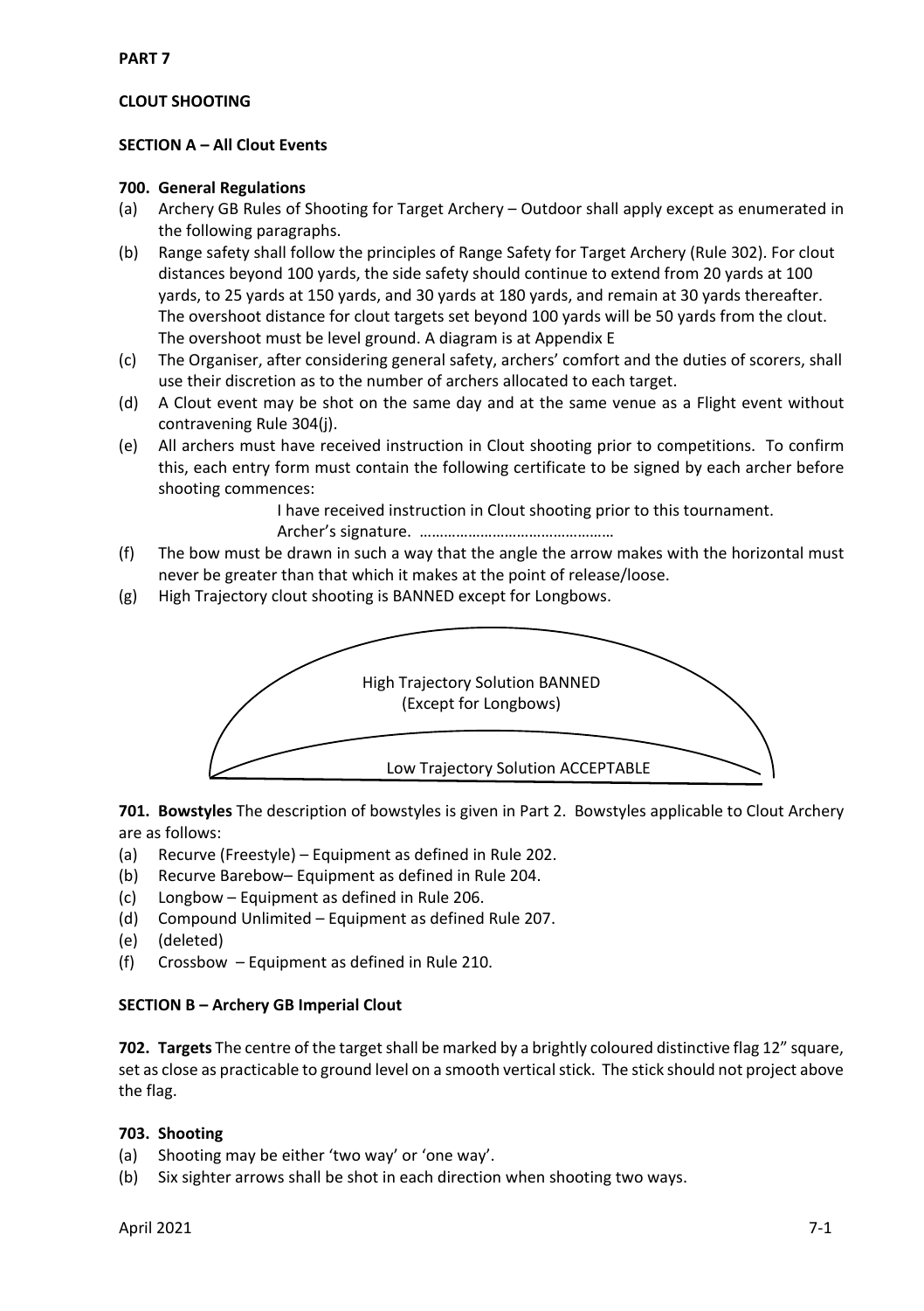**PART 7**

**CLOUT SHOOTING**

**SECTION A – All Clout Events**

**700. General Regulations**

(a) Archery GB Rules of Shooting for Target Archery – Outdoor shall apply except as enumerated in the following paragraphs.

(b) Range safety shall follow the principles of Range Safety for Target Archery (Rule 302). For clout distances beyond 100 yards, the side safety should continue to extend from 20 yards at 100 yards, to 25 yards at 150 yards, and 30 yards at 180 yards, and remain at 30 yards thereafter. The overshoot distance for clout targets set beyond 100 yards will be 50 yards from the clout. The overshoot must be level ground. A diagram is at Appendix E

(c) The Organiser, after considering general safety, archers' comfort and the duties of scorers, shall use their discretion as to the number of archers allocated to each target.

(d) A Clout event may be shot on the same day and at the same venue as a Flight event without contravening Rule 304(j).

(e) All archers must have received instruction in Clout shooting prior to competitions. To confirm this, each entry form must contain the following certificate to be signed by each archer before shooting commences:

I have received instruction in Clout shooting prior to this tournament.
Archer's signature. …………………………………………

(f) The bow must be drawn in such a way that the angle the arrow makes with the horizontal must never be greater than that which it makes at the point of release/loose.

(g) High Trajectory clout shooting is BANNED except for Longbows.

High Trajectory Solution BANNED
(Except for Longbows)

Low Trajectory Solution ACCEPTABLE

**701. Bowstyles** The description of bowstyles is given in Part 2. Bowstyles applicable to Clout Archery are as follows:

(a) Recurve (Freestyle) – Equipment as defined in Rule 202.
(b) Recurve Barebow– Equipment as defined in Rule 204.
(c) Longbow – Equipment as defined in Rule 206.
(d) Compound Unlimited – Equipment as defined Rule 207.
(e) (deleted)
(f) Crossbow – Equipment as defined in Rule 210.

**SECTION B – Archery GB Imperial Clout**

**702. Targets** The centre of the target shall be marked by a brightly coloured distinctive flag 12" square, set as close as practicable to ground level on a smooth vertical stick. The stick should not project above the flag.

**703. Shooting**

(a) Shooting may be either 'two way' or 'one way'.
(b) Six sighter arrows shall be shot in each direction when shooting two ways.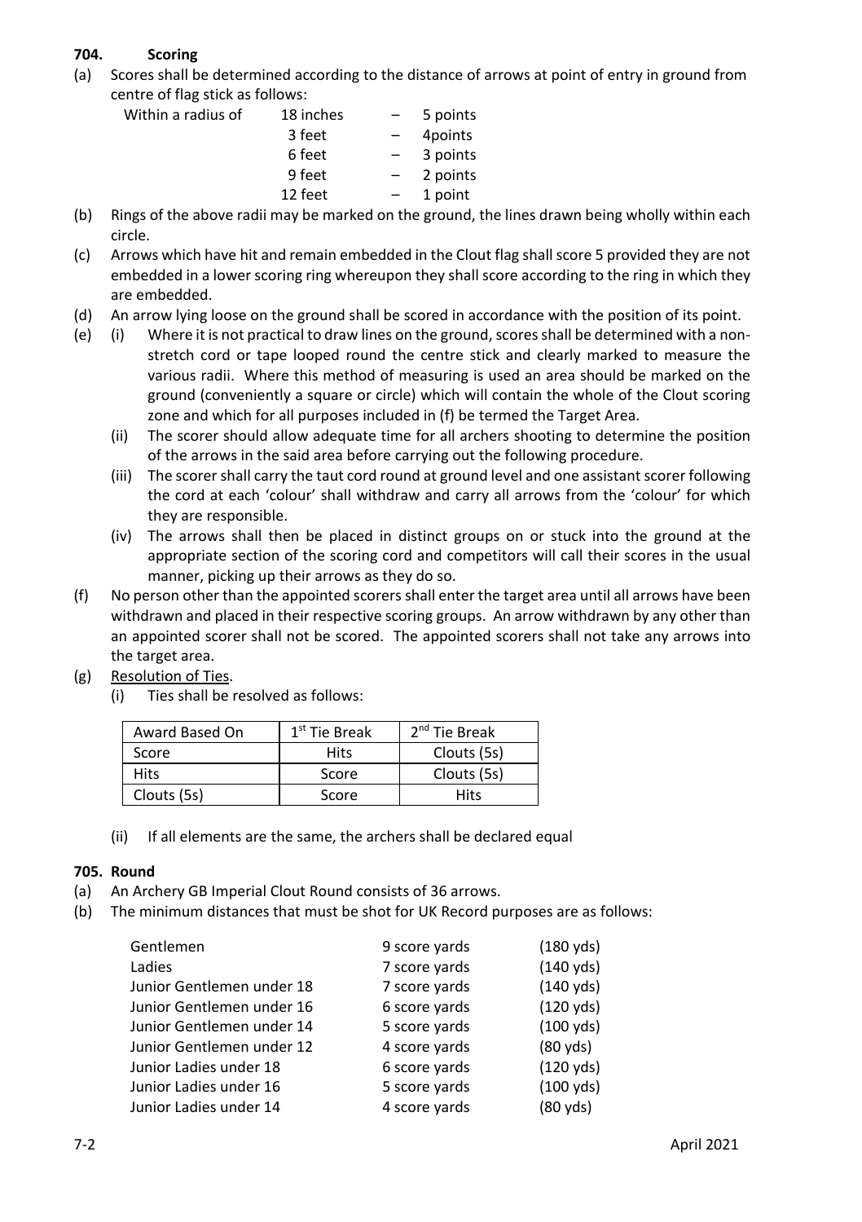## 704. Scoring

(a) Scores shall be determined according to the distance of arrows at point of entry in ground from centre of flag stick as follows:

| | | | |
|---|---|---|---|
| Within a radius of | 18 inches | – | 5 points |
| | 3 feet | – | 4points |
| | 6 feet | – | 3 points |
| | 9 feet | – | 2 points |
| | 12 feet | – | 1 point |

(b) Rings of the above radii may be marked on the ground, the lines drawn being wholly within each circle.

(c) Arrows which have hit and remain embedded in the Clout flag shall score 5 provided they are not embedded in a lower scoring ring whereupon they shall score according to the ring in which they are embedded.

(d) An arrow lying loose on the ground shall be scored in accordance with the position of its point.

(e) (i) Where it is not practical to draw lines on the ground, scores shall be determined with a non-stretch cord or tape looped round the centre stick and clearly marked to measure the various radii. Where this method of measuring is used an area should be marked on the ground (conveniently a square or circle) which will contain the whole of the Clout scoring zone and which for all purposes included in (f) be termed the Target Area.

(ii) The scorer should allow adequate time for all archers shooting to determine the position of the arrows in the said area before carrying out the following procedure.

(iii) The scorer shall carry the taut cord round at ground level and one assistant scorer following the cord at each 'colour' shall withdraw and carry all arrows from the 'colour' for which they are responsible.

(iv) The arrows shall then be placed in distinct groups on or stuck into the ground at the appropriate section of the scoring cord and competitors will call their scores in the usual manner, picking up their arrows as they do so.

(f) No person other than the appointed scorers shall enter the target area until all arrows have been withdrawn and placed in their respective scoring groups. An arrow withdrawn by any other than an appointed scorer shall not be scored. The appointed scorers shall not take any arrows into the target area.

(g) Resolution of Ties.

(i) Ties shall be resolved as follows:

| Award Based On | 1st Tie Break | 2nd Tie Break |
|---|---|---|
| Score | Hits | Clouts (5s) |
| Hits | Score | Clouts (5s) |
| Clouts (5s) | Score | Hits |

(ii) If all elements are the same, the archers shall be declared equal

## 705. Round

(a) An Archery GB Imperial Clout Round consists of 36 arrows.

(b) The minimum distances that must be shot for UK Record purposes are as follows:

| | | |
|---|---|---|
| Gentlemen | 9 score yards | (180 yds) |
| Ladies | 7 score yards | (140 yds) |
| Junior Gentlemen under 18 | 7 score yards | (140 yds) |
| Junior Gentlemen under 16 | 6 score yards | (120 yds) |
| Junior Gentlemen under 14 | 5 score yards | (100 yds) |
| Junior Gentlemen under 12 | 4 score yards | (80 yds) |
| Junior Ladies under 18 | 6 score yards | (120 yds) |
| Junior Ladies under 16 | 5 score yards | (100 yds) |
| Junior Ladies under 14 | 4 score yards | (80 yds) |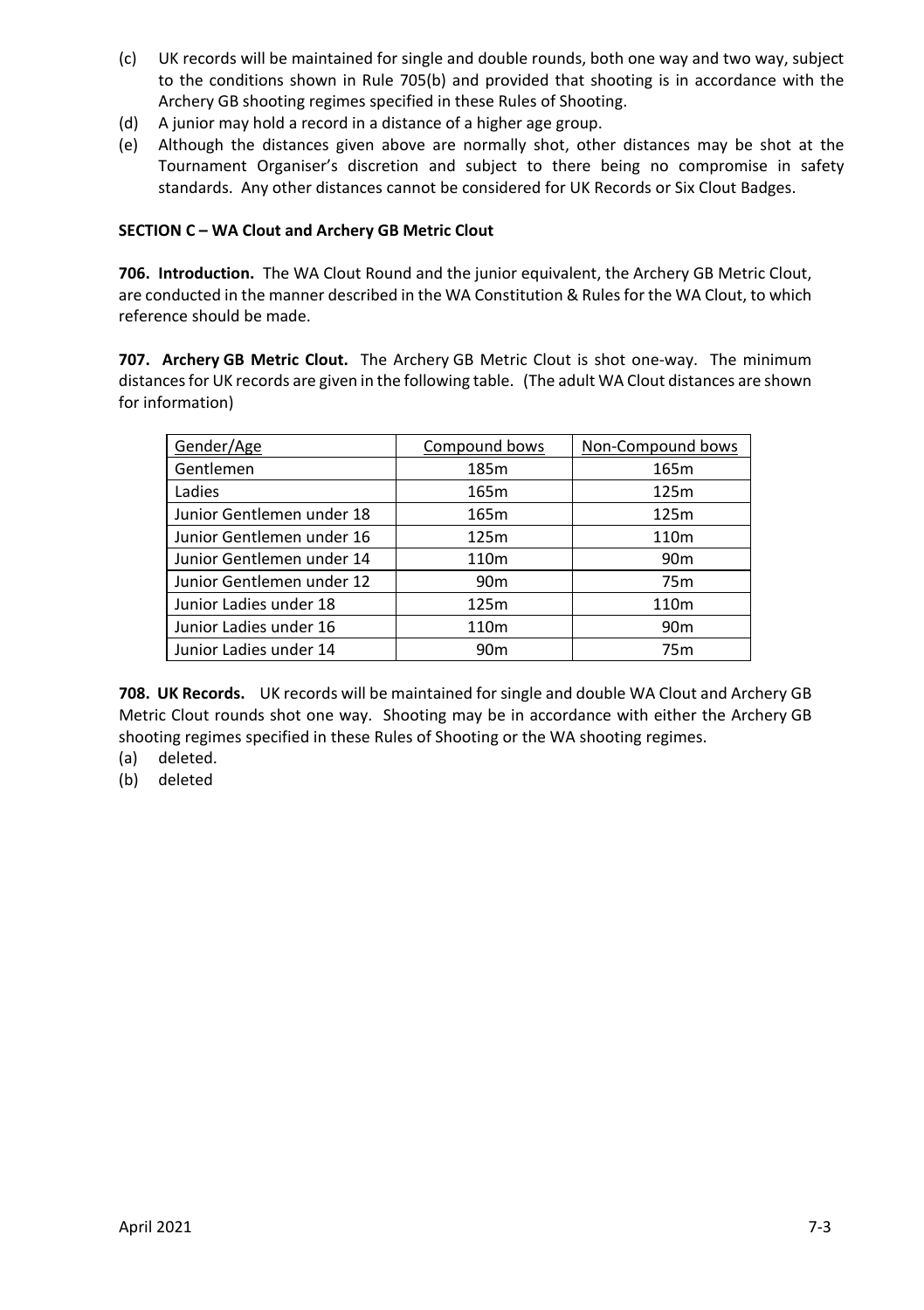(c) UK records will be maintained for single and double rounds, both one way and two way, subject to the conditions shown in Rule 705(b) and provided that shooting is in accordance with the Archery GB shooting regimes specified in these Rules of Shooting.

(d) A junior may hold a record in a distance of a higher age group.

(e) Although the distances given above are normally shot, other distances may be shot at the Tournament Organiser's discretion and subject to there being no compromise in safety standards. Any other distances cannot be considered for UK Records or Six Clout Badges.

**SECTION C – WA Clout and Archery GB Metric Clout**

**706. Introduction.** The WA Clout Round and the junior equivalent, the Archery GB Metric Clout, are conducted in the manner described in the WA Constitution & Rules for the WA Clout, to which reference should be made.

**707. Archery GB Metric Clout.** The Archery GB Metric Clout is shot one-way. The minimum distances for UK records are given in the following table. (The adult WA Clout distances are shown for information)

| Gender/Age | Compound bows | Non-Compound bows |
|---|---|---|
| Gentlemen | 185m | 165m |
| Ladies | 165m | 125m |
| Junior Gentlemen under 18 | 165m | 125m |
| Junior Gentlemen under 16 | 125m | 110m |
| Junior Gentlemen under 14 | 110m | 90m |
| Junior Gentlemen under 12 | 90m | 75m |
| Junior Ladies under 18 | 125m | 110m |
| Junior Ladies under 16 | 110m | 90m |
| Junior Ladies under 14 | 90m | 75m |

**708. UK Records.** UK records will be maintained for single and double WA Clout and Archery GB Metric Clout rounds shot one way. Shooting may be in accordance with either the Archery GB shooting regimes specified in these Rules of Shooting or the WA shooting regimes.

(a) deleted.

(b) deleted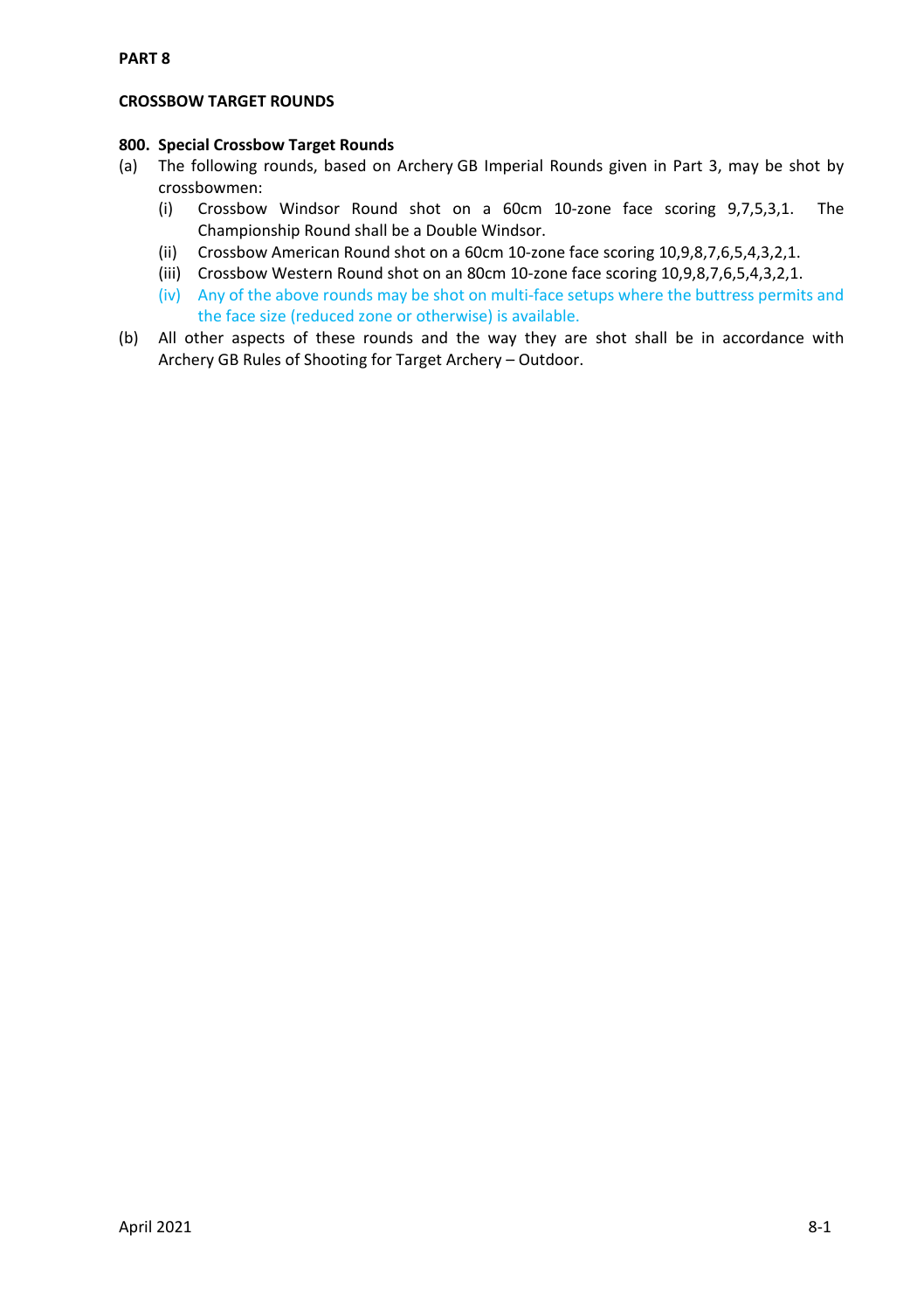**PART 8**

**CROSSBOW TARGET ROUNDS**

**800. Special Crossbow Target Rounds**

(a) The following rounds, based on Archery GB Imperial Rounds given in Part 3, may be shot by crossbowmen:

  (i) Crossbow Windsor Round shot on a 60cm 10-zone face scoring 9,7,5,3,1. The Championship Round shall be a Double Windsor.

  (ii) Crossbow American Round shot on a 60cm 10-zone face scoring 10,9,8,7,6,5,4,3,2,1.

  (iii) Crossbow Western Round shot on an 80cm 10-zone face scoring 10,9,8,7,6,5,4,3,2,1.

  (iv) Any of the above rounds may be shot on multi-face setups where the buttress permits and the face size (reduced zone or otherwise) is available.

(b) All other aspects of these rounds and the way they are shot shall be in accordance with Archery GB Rules of Shooting for Target Archery – Outdoor.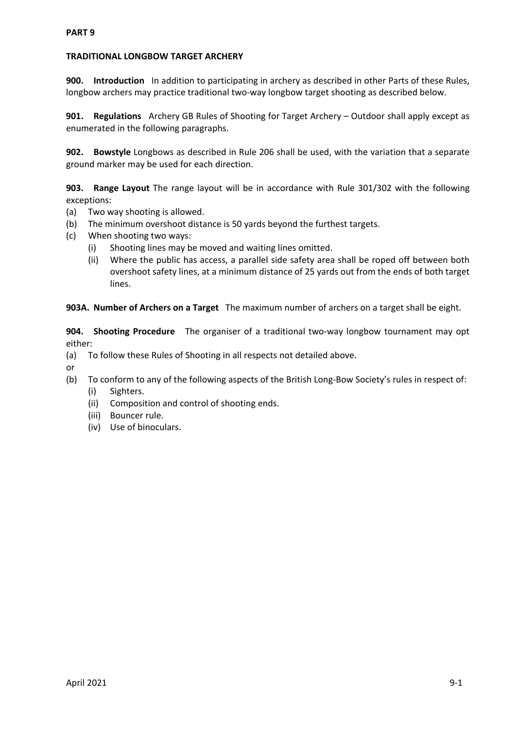**PART 9**

**TRADITIONAL LONGBOW TARGET ARCHERY**

**900. Introduction** In addition to participating in archery as described in other Parts of these Rules, longbow archers may practice traditional two-way longbow target shooting as described below.

**901. Regulations** Archery GB Rules of Shooting for Target Archery – Outdoor shall apply except as enumerated in the following paragraphs.

**902. Bowstyle** Longbows as described in Rule 206 shall be used, with the variation that a separate ground marker may be used for each direction.

**903. Range Layout** The range layout will be in accordance with Rule 301/302 with the following exceptions:

- (a) Two way shooting is allowed.
- (b) The minimum overshoot distance is 50 yards beyond the furthest targets.
- (c) When shooting two ways:
  - (i) Shooting lines may be moved and waiting lines omitted.
  - (ii) Where the public has access, a parallel side safety area shall be roped off between both overshoot safety lines, at a minimum distance of 25 yards out from the ends of both target lines.

**903A. Number of Archers on a Target** The maximum number of archers on a target shall be eight.

**904. Shooting Procedure** The organiser of a traditional two-way longbow tournament may opt either:

- (a) To follow these Rules of Shooting in all respects not detailed above.

or

- (b) To conform to any of the following aspects of the British Long-Bow Society's rules in respect of:
  - (i) Sighters.
  - (ii) Composition and control of shooting ends.
  - (iii) Bouncer rule.
  - (iv) Use of binoculars.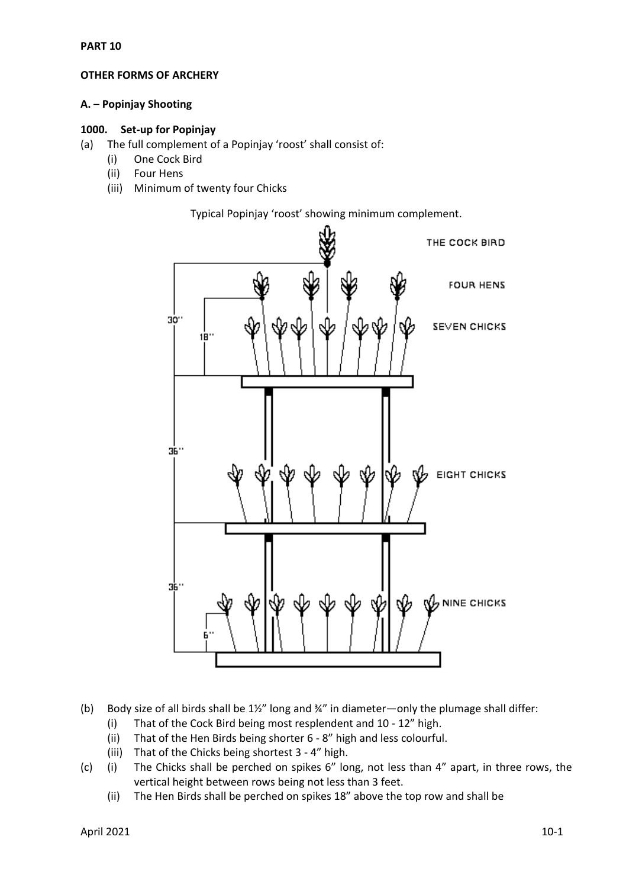**PART 10**

## OTHER FORMS OF ARCHERY

### A. – Popinjay Shooting

#### 1000. Set-up for Popinjay

(a) The full complement of a Popinjay 'roost' shall consist of:
  - (i) One Cock Bird
  - (ii) Four Hens
  - (iii) Minimum of twenty four Chicks

Typical Popinjay 'roost' showing minimum complement.

(b) Body size of all birds shall be 1½" long and ¾" in diameter—only the plumage shall differ:
  - (i) That of the Cock Bird being most resplendent and 10 - 12" high.
  - (ii) That of the Hen Birds being shorter 6 - 8" high and less colourful.
  - (iii) That of the Chicks being shortest 3 - 4" high.

(c) (i) The Chicks shall be perched on spikes 6" long, not less than 4" apart, in three rows, the vertical height between rows being not less than 3 feet.
  - (ii) The Hen Birds shall be perched on spikes 18" above the top row and shall be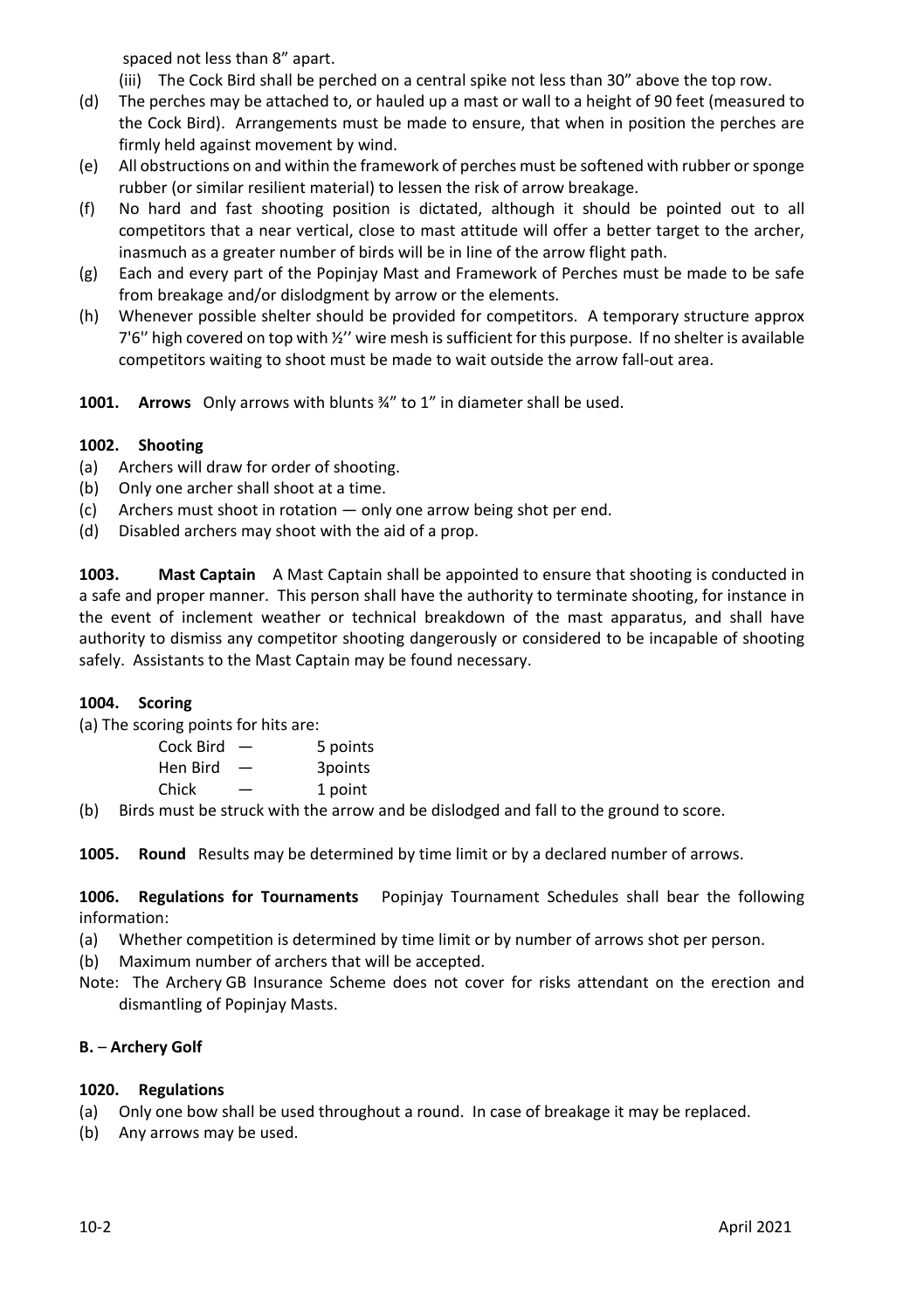spaced not less than 8" apart.

(iii) The Cock Bird shall be perched on a central spike not less than 30" above the top row.

(d) The perches may be attached to, or hauled up a mast or wall to a height of 90 feet (measured to the Cock Bird). Arrangements must be made to ensure, that when in position the perches are firmly held against movement by wind.

(e) All obstructions on and within the framework of perches must be softened with rubber or sponge rubber (or similar resilient material) to lessen the risk of arrow breakage.

(f) No hard and fast shooting position is dictated, although it should be pointed out to all competitors that a near vertical, close to mast attitude will offer a better target to the archer, inasmuch as a greater number of birds will be in line of the arrow flight path.

(g) Each and every part of the Popinjay Mast and Framework of Perches must be made to be safe from breakage and/or dislodgment by arrow or the elements.

(h) Whenever possible shelter should be provided for competitors. A temporary structure approx 7'6'' high covered on top with ½'' wire mesh is sufficient for this purpose. If no shelter is available competitors waiting to shoot must be made to wait outside the arrow fall-out area.

**1001. Arrows** Only arrows with blunts ¾" to 1" in diameter shall be used.

**1002. Shooting**

(a) Archers will draw for order of shooting.
(b) Only one archer shall shoot at a time.
(c) Archers must shoot in rotation — only one arrow being shot per end.
(d) Disabled archers may shoot with the aid of a prop.

**1003. Mast Captain** A Mast Captain shall be appointed to ensure that shooting is conducted in a safe and proper manner. This person shall have the authority to terminate shooting, for instance in the event of inclement weather or technical breakdown of the mast apparatus, and shall have authority to dismiss any competitor shooting dangerously or considered to be incapable of shooting safely. Assistants to the Mast Captain may be found necessary.

**1004. Scoring**

(a) The scoring points for hits are:

| | | |
|---|---|---|
| Cock Bird | — | 5 points |
| Hen Bird | — | 3points |
| Chick | — | 1 point |

(b) Birds must be struck with the arrow and be dislodged and fall to the ground to score.

**1005. Round** Results may be determined by time limit or by a declared number of arrows.

**1006. Regulations for Tournaments** Popinjay Tournament Schedules shall bear the following information:

(a) Whether competition is determined by time limit or by number of arrows shot per person.
(b) Maximum number of archers that will be accepted.

Note: The Archery GB Insurance Scheme does not cover for risks attendant on the erection and dismantling of Popinjay Masts.

### B. – Archery Golf

**1020. Regulations**

(a) Only one bow shall be used throughout a round. In case of breakage it may be replaced.
(b) Any arrows may be used.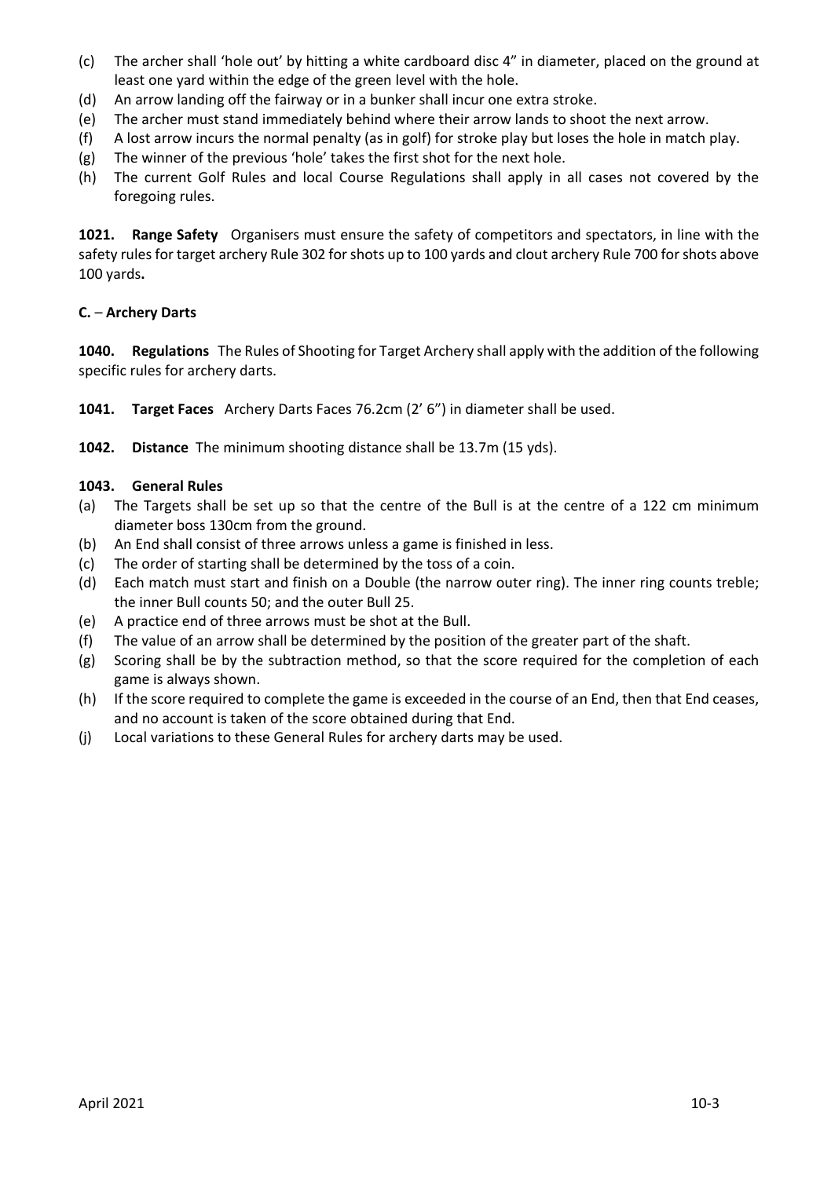(c) The archer shall 'hole out' by hitting a white cardboard disc 4" in diameter, placed on the ground at least one yard within the edge of the green level with the hole.
(d) An arrow landing off the fairway or in a bunker shall incur one extra stroke.
(e) The archer must stand immediately behind where their arrow lands to shoot the next arrow.
(f) A lost arrow incurs the normal penalty (as in golf) for stroke play but loses the hole in match play.
(g) The winner of the previous 'hole' takes the first shot for the next hole.
(h) The current Golf Rules and local Course Regulations shall apply in all cases not covered by the foregoing rules.

**1021. Range Safety** Organisers must ensure the safety of competitors and spectators, in line with the safety rules for target archery Rule 302 for shots up to 100 yards and clout archery Rule 700 for shots above 100 yards**.**

**C.** – **Archery Darts**

**1040. Regulations** The Rules of Shooting for Target Archery shall apply with the addition of the following specific rules for archery darts.

**1041. Target Faces** Archery Darts Faces 76.2cm (2' 6") in diameter shall be used.

**1042. Distance** The minimum shooting distance shall be 13.7m (15 yds).

**1043. General Rules**

(a) The Targets shall be set up so that the centre of the Bull is at the centre of a 122 cm minimum diameter boss 130cm from the ground.
(b) An End shall consist of three arrows unless a game is finished in less.
(c) The order of starting shall be determined by the toss of a coin.
(d) Each match must start and finish on a Double (the narrow outer ring). The inner ring counts treble; the inner Bull counts 50; and the outer Bull 25.
(e) A practice end of three arrows must be shot at the Bull.
(f) The value of an arrow shall be determined by the position of the greater part of the shaft.
(g) Scoring shall be by the subtraction method, so that the score required for the completion of each game is always shown.
(h) If the score required to complete the game is exceeded in the course of an End, then that End ceases, and no account is taken of the score obtained during that End.
(j) Local variations to these General Rules for archery darts may be used.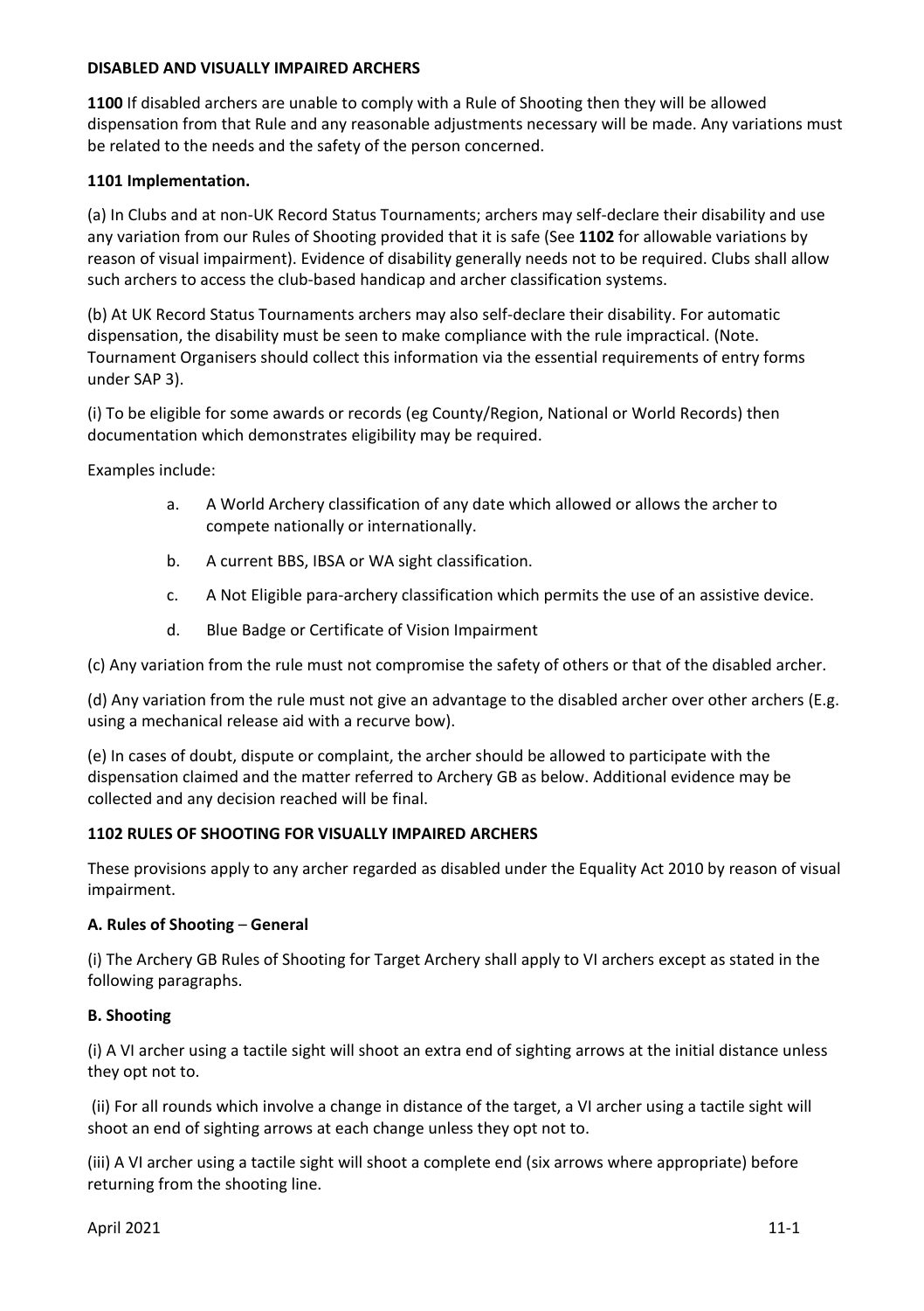## DISABLED AND VISUALLY IMPAIRED ARCHERS

**1100** If disabled archers are unable to comply with a Rule of Shooting then they will be allowed dispensation from that Rule and any reasonable adjustments necessary will be made. Any variations must be related to the needs and the safety of the person concerned.

### 1101 Implementation.

(a) In Clubs and at non-UK Record Status Tournaments; archers may self-declare their disability and use any variation from our Rules of Shooting provided that it is safe (See **1102** for allowable variations by reason of visual impairment). Evidence of disability generally needs not to be required. Clubs shall allow such archers to access the club-based handicap and archer classification systems.

(b) At UK Record Status Tournaments archers may also self-declare their disability. For automatic dispensation, the disability must be seen to make compliance with the rule impractical. (Note. Tournament Organisers should collect this information via the essential requirements of entry forms under SAP 3).

(i) To be eligible for some awards or records (eg County/Region, National or World Records) then documentation which demonstrates eligibility may be required.

Examples include:

a. A World Archery classification of any date which allowed or allows the archer to compete nationally or internationally.

b. A current BBS, IBSA or WA sight classification.

c. A Not Eligible para-archery classification which permits the use of an assistive device.

d. Blue Badge or Certificate of Vision Impairment

(c) Any variation from the rule must not compromise the safety of others or that of the disabled archer.

(d) Any variation from the rule must not give an advantage to the disabled archer over other archers (E.g. using a mechanical release aid with a recurve bow).

(e) In cases of doubt, dispute or complaint, the archer should be allowed to participate with the dispensation claimed and the matter referred to Archery GB as below. Additional evidence may be collected and any decision reached will be final.

### 1102 RULES OF SHOOTING FOR VISUALLY IMPAIRED ARCHERS

These provisions apply to any archer regarded as disabled under the Equality Act 2010 by reason of visual impairment.

#### A. Rules of Shooting – General

(i) The Archery GB Rules of Shooting for Target Archery shall apply to VI archers except as stated in the following paragraphs.

#### B. Shooting

(i) A VI archer using a tactile sight will shoot an extra end of sighting arrows at the initial distance unless they opt not to.

(ii) For all rounds which involve a change in distance of the target, a VI archer using a tactile sight will shoot an end of sighting arrows at each change unless they opt not to.

(iii) A VI archer using a tactile sight will shoot a complete end (six arrows where appropriate) before returning from the shooting line.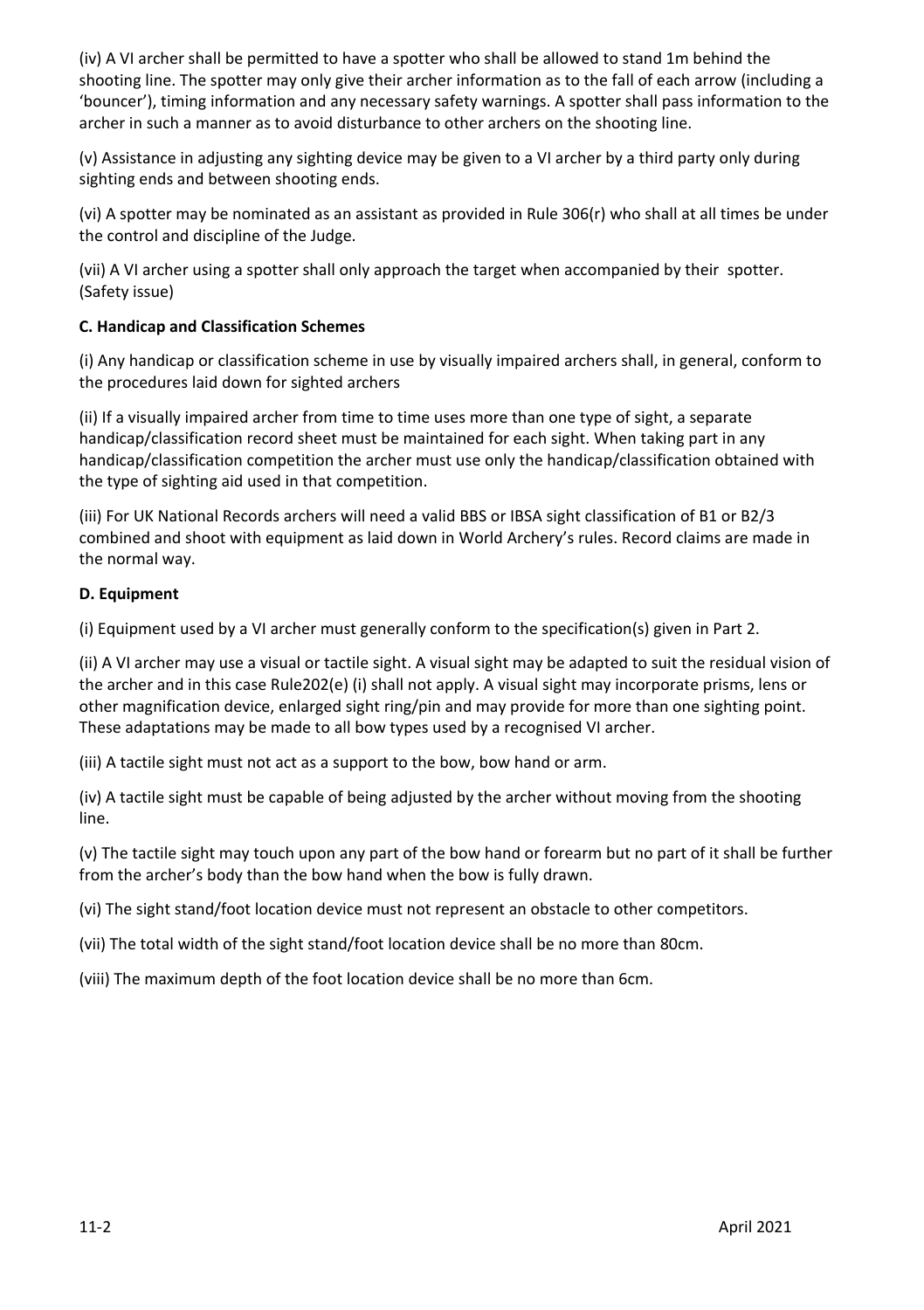(iv) A VI archer shall be permitted to have a spotter who shall be allowed to stand 1m behind the shooting line. The spotter may only give their archer information as to the fall of each arrow (including a 'bouncer'), timing information and any necessary safety warnings. A spotter shall pass information to the archer in such a manner as to avoid disturbance to other archers on the shooting line.

(v) Assistance in adjusting any sighting device may be given to a VI archer by a third party only during sighting ends and between shooting ends.

(vi) A spotter may be nominated as an assistant as provided in Rule 306(r) who shall at all times be under the control and discipline of the Judge.

(vii) A VI archer using a spotter shall only approach the target when accompanied by their spotter. (Safety issue)

**C. Handicap and Classification Schemes**

(i) Any handicap or classification scheme in use by visually impaired archers shall, in general, conform to the procedures laid down for sighted archers

(ii) If a visually impaired archer from time to time uses more than one type of sight, a separate handicap/classification record sheet must be maintained for each sight. When taking part in any handicap/classification competition the archer must use only the handicap/classification obtained with the type of sighting aid used in that competition.

(iii) For UK National Records archers will need a valid BBS or IBSA sight classification of B1 or B2/3 combined and shoot with equipment as laid down in World Archery's rules. Record claims are made in the normal way.

**D. Equipment**

(i) Equipment used by a VI archer must generally conform to the specification(s) given in Part 2.

(ii) A VI archer may use a visual or tactile sight. A visual sight may be adapted to suit the residual vision of the archer and in this case Rule202(e) (i) shall not apply. A visual sight may incorporate prisms, lens or other magnification device, enlarged sight ring/pin and may provide for more than one sighting point. These adaptations may be made to all bow types used by a recognised VI archer.

(iii) A tactile sight must not act as a support to the bow, bow hand or arm.

(iv) A tactile sight must be capable of being adjusted by the archer without moving from the shooting line.

(v) The tactile sight may touch upon any part of the bow hand or forearm but no part of it shall be further from the archer's body than the bow hand when the bow is fully drawn.

(vi) The sight stand/foot location device must not represent an obstacle to other competitors.

(vii) The total width of the sight stand/foot location device shall be no more than 80cm.

(viii) The maximum depth of the foot location device shall be no more than 6cm.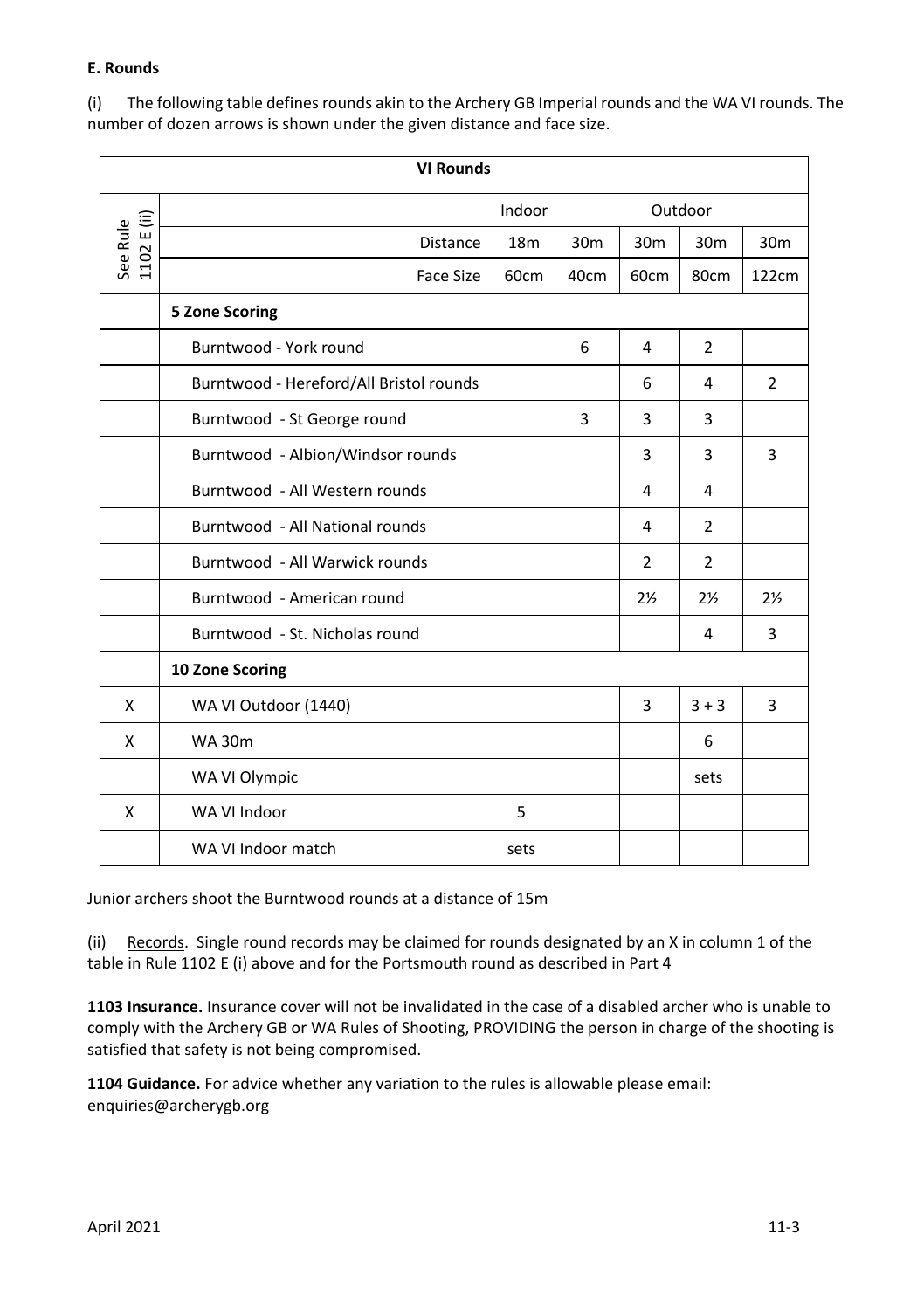**E. Rounds**

(i) The following table defines rounds akin to the Archery GB Imperial rounds and the WA VI rounds. The number of dozen arrows is shown under the given distance and face size.

| VI Rounds | | | | | | |
|---|---|---|---|---|---|---|
| See Rule 1102 E (ii) | | Indoor | Outdoor | | | |
| | Distance | 18m | 30m | 30m | 30m | 30m |
| | Face Size | 60cm | 40cm | 60cm | 80cm | 122cm |
| | **5 Zone Scoring** | | | | | |
| | Burntwood - York round | | 6 | 4 | 2 | |
| | Burntwood - Hereford/All Bristol rounds | | | 6 | 4 | 2 |
| | Burntwood - St George round | | 3 | 3 | 3 | |
| | Burntwood - Albion/Windsor rounds | | | 3 | 3 | 3 |
| | Burntwood - All Western rounds | | | 4 | 4 | |
| | Burntwood - All National rounds | | | 4 | 2 | |
| | Burntwood - All Warwick rounds | | | 2 | 2 | |
| | Burntwood - American round | | | 2½ | 2½ | 2½ |
| | Burntwood - St. Nicholas round | | | | 4 | 3 |
| | **10 Zone Scoring** | | | | | |
| X | WA VI Outdoor (1440) | | | 3 | 3 + 3 | 3 |
| X | WA 30m | | | | 6 | |
| | WA VI Olympic | | | | sets | |
| X | WA VI Indoor | 5 | | | | |
| | WA VI Indoor match | sets | | | | |

Junior archers shoot the Burntwood rounds at a distance of 15m

(ii) Records. Single round records may be claimed for rounds designated by an X in column 1 of the table in Rule 1102 E (i) above and for the Portsmouth round as described in Part 4

**1103 Insurance.** Insurance cover will not be invalidated in the case of a disabled archer who is unable to comply with the Archery GB or WA Rules of Shooting, PROVIDING the person in charge of the shooting is satisfied that safety is not being compromised.

**1104 Guidance.** For advice whether any variation to the rules is allowable please email: enquiries@archerygb.org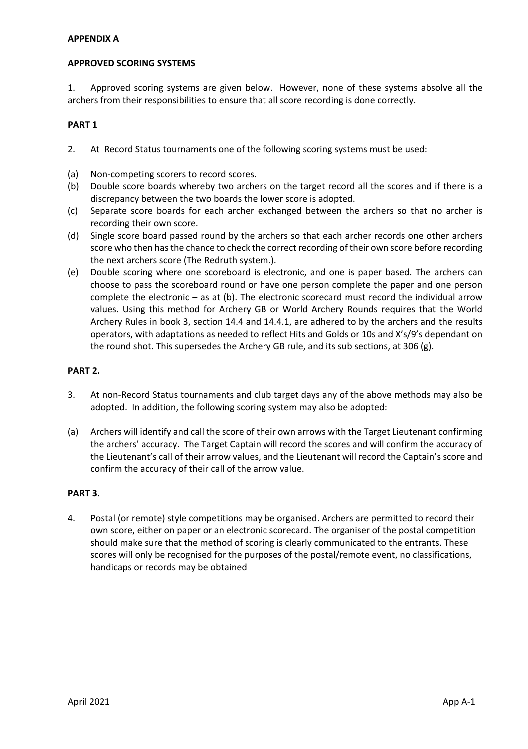## APPENDIX A

## APPROVED SCORING SYSTEMS

1. Approved scoring systems are given below. However, none of these systems absolve all the archers from their responsibilities to ensure that all score recording is done correctly.

### PART 1

2. At Record Status tournaments one of the following scoring systems must be used:

(a) Non-competing scorers to record scores.

(b) Double score boards whereby two archers on the target record all the scores and if there is a discrepancy between the two boards the lower score is adopted.

(c) Separate score boards for each archer exchanged between the archers so that no archer is recording their own score.

(d) Single score board passed round by the archers so that each archer records one other archers score who then has the chance to check the correct recording of their own score before recording the next archers score (The Redruth system.).

(e) Double scoring where one scoreboard is electronic, and one is paper based. The archers can choose to pass the scoreboard round or have one person complete the paper and one person complete the electronic – as at (b). The electronic scorecard must record the individual arrow values. Using this method for Archery GB or World Archery Rounds requires that the World Archery Rules in book 3, section 14.4 and 14.4.1, are adhered to by the archers and the results operators, with adaptations as needed to reflect Hits and Golds or 10s and X's/9's dependant on the round shot. This supersedes the Archery GB rule, and its sub sections, at 306 (g).

### PART 2.

3. At non-Record Status tournaments and club target days any of the above methods may also be adopted. In addition, the following scoring system may also be adopted:

(a) Archers will identify and call the score of their own arrows with the Target Lieutenant confirming the archers' accuracy. The Target Captain will record the scores and will confirm the accuracy of the Lieutenant's call of their arrow values, and the Lieutenant will record the Captain's score and confirm the accuracy of their call of the arrow value.

### PART 3.

4. Postal (or remote) style competitions may be organised. Archers are permitted to record their own score, either on paper or an electronic scorecard. The organiser of the postal competition should make sure that the method of scoring is clearly communicated to the entrants. These scores will only be recognised for the purposes of the postal/remote event, no classifications, handicaps or records may be obtained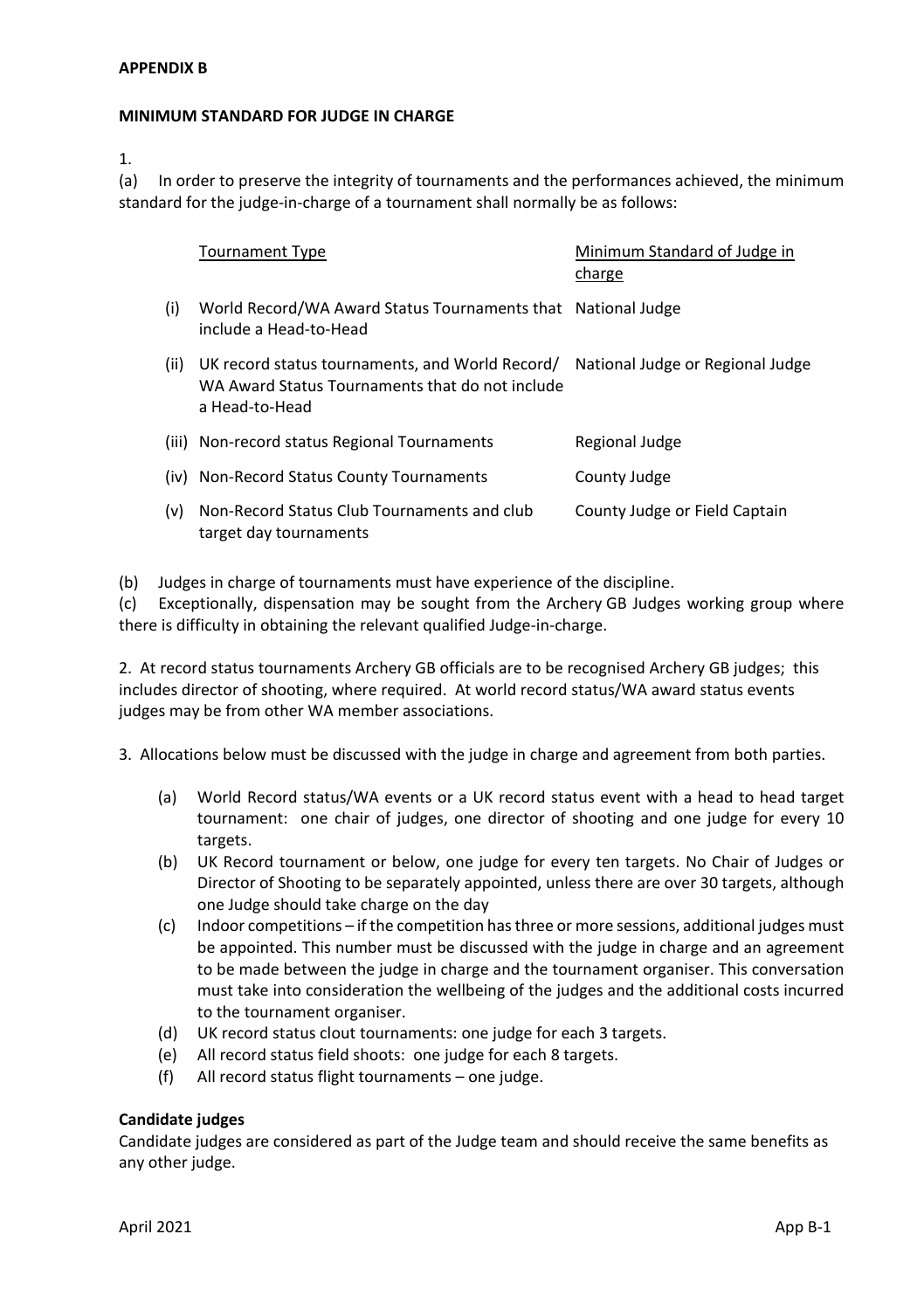**APPENDIX B**

**MINIMUM STANDARD FOR JUDGE IN CHARGE**

1.

(a) In order to preserve the integrity of tournaments and the performances achieved, the minimum standard for the judge-in-charge of a tournament shall normally be as follows:

| | Tournament Type | Minimum Standard of Judge in charge |
|---|---|---|
| (i) | World Record/WA Award Status Tournaments that include a Head-to-Head | National Judge |
| (ii) | UK record status tournaments, and World Record/ WA Award Status Tournaments that do not include a Head-to-Head | National Judge or Regional Judge |
| (iii) | Non-record status Regional Tournaments | Regional Judge |
| (iv) | Non-Record Status County Tournaments | County Judge |
| (v) | Non-Record Status Club Tournaments and club target day tournaments | County Judge or Field Captain |

(b) Judges in charge of tournaments must have experience of the discipline.

(c) Exceptionally, dispensation may be sought from the Archery GB Judges working group where there is difficulty in obtaining the relevant qualified Judge-in-charge.

2. At record status tournaments Archery GB officials are to be recognised Archery GB judges; this includes director of shooting, where required. At world record status/WA award status events judges may be from other WA member associations.

3. Allocations below must be discussed with the judge in charge and agreement from both parties.

(a) World Record status/WA events or a UK record status event with a head to head target tournament: one chair of judges, one director of shooting and one judge for every 10 targets.

(b) UK Record tournament or below, one judge for every ten targets. No Chair of Judges or Director of Shooting to be separately appointed, unless there are over 30 targets, although one Judge should take charge on the day

(c) Indoor competitions – if the competition has three or more sessions, additional judges must be appointed. This number must be discussed with the judge in charge and an agreement to be made between the judge in charge and the tournament organiser. This conversation must take into consideration the wellbeing of the judges and the additional costs incurred to the tournament organiser.

(d) UK record status clout tournaments: one judge for each 3 targets.

(e) All record status field shoots: one judge for each 8 targets.

(f) All record status flight tournaments – one judge.

**Candidate judges**

Candidate judges are considered as part of the Judge team and should receive the same benefits as any other judge.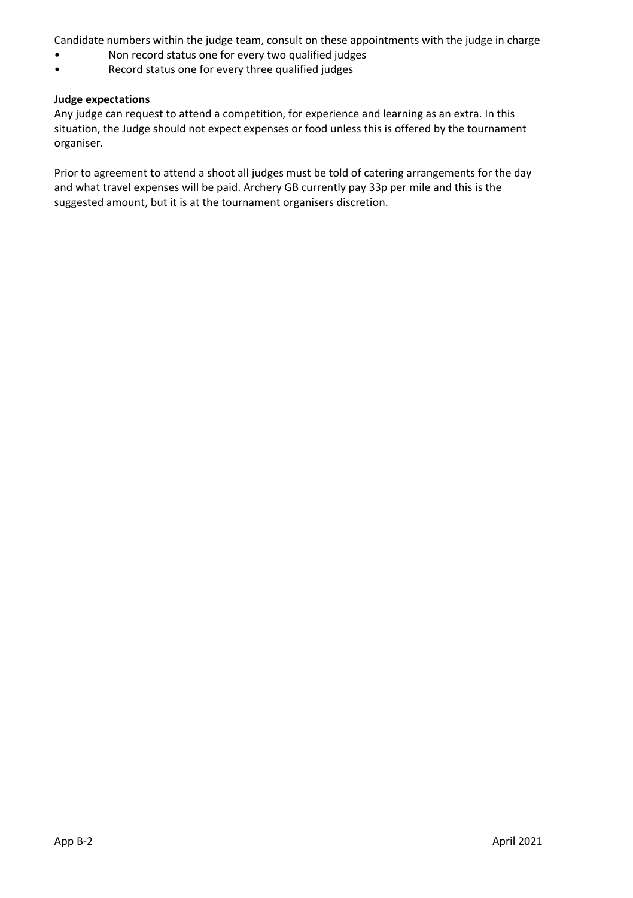Candidate numbers within the judge team, consult on these appointments with the judge in charge

- Non record status one for every two qualified judges
- Record status one for every three qualified judges

**Judge expectations**

Any judge can request to attend a competition, for experience and learning as an extra. In this situation, the Judge should not expect expenses or food unless this is offered by the tournament organiser.

Prior to agreement to attend a shoot all judges must be told of catering arrangements for the day and what travel expenses will be paid. Archery GB currently pay 33p per mile and this is the suggested amount, but it is at the tournament organisers discretion.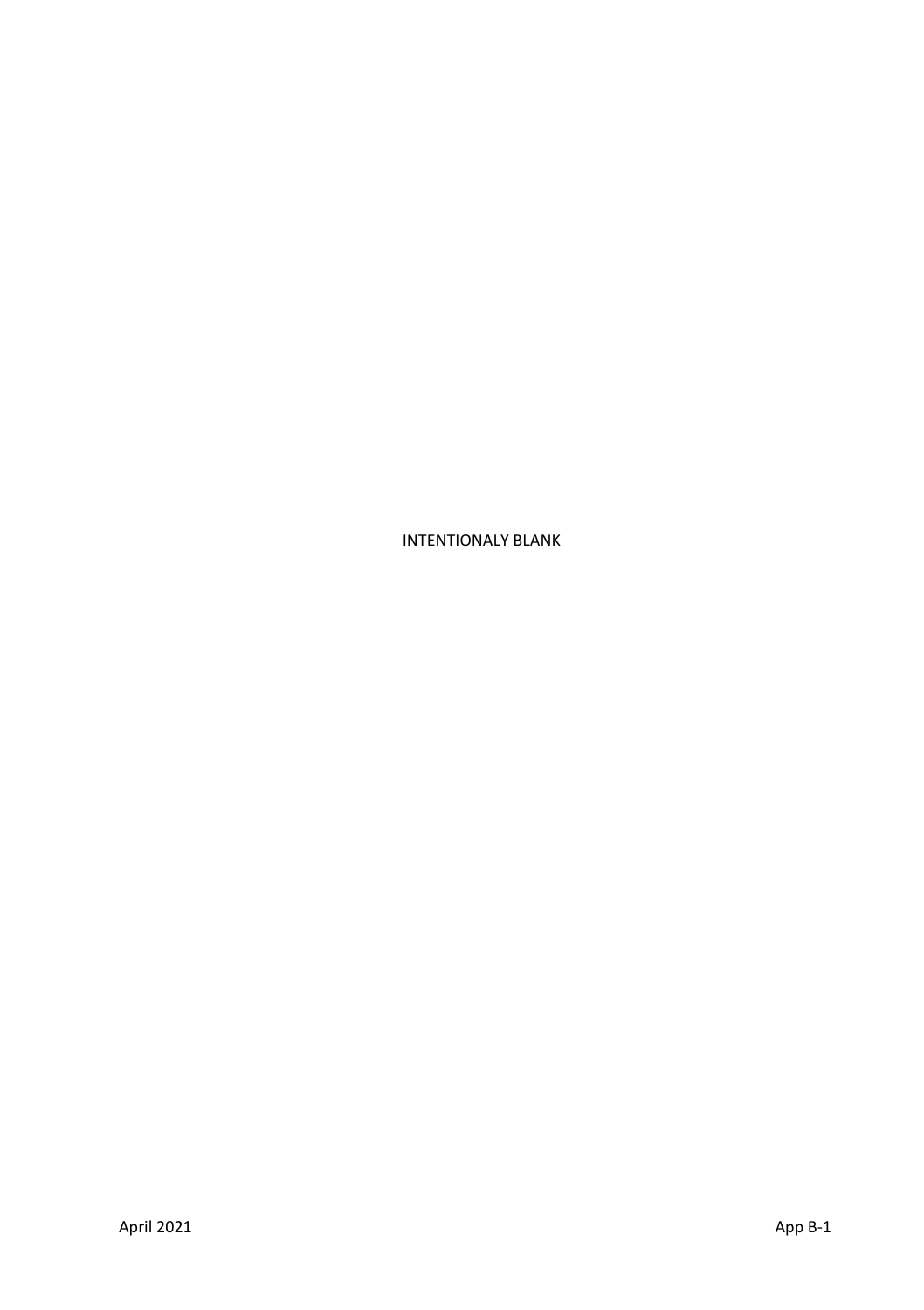INTENTIONALY BLANK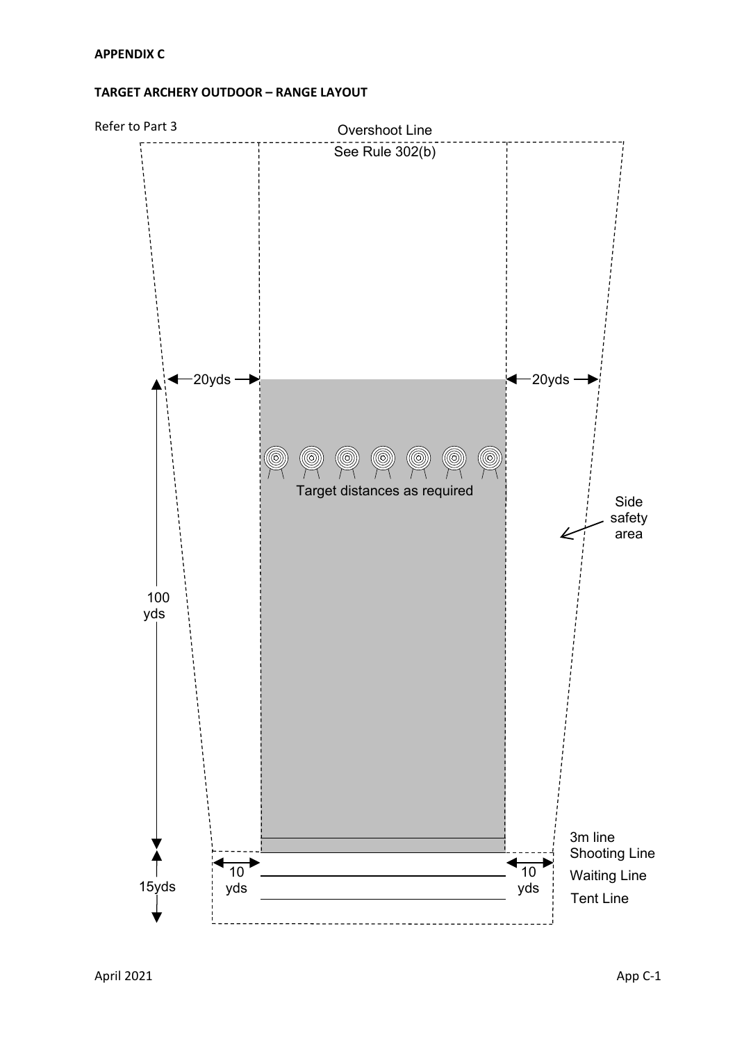**APPENDIX C**

**TARGET ARCHERY OUTDOOR – RANGE LAYOUT**

Refer to Part 3

Overshoot Line

See Rule 302(b)

20yds

20yds

Target distances as required

Side safety area

100 yds

15yds

10 yds

10 yds

3m line

Shooting Line

Waiting Line

Tent Line

April 2021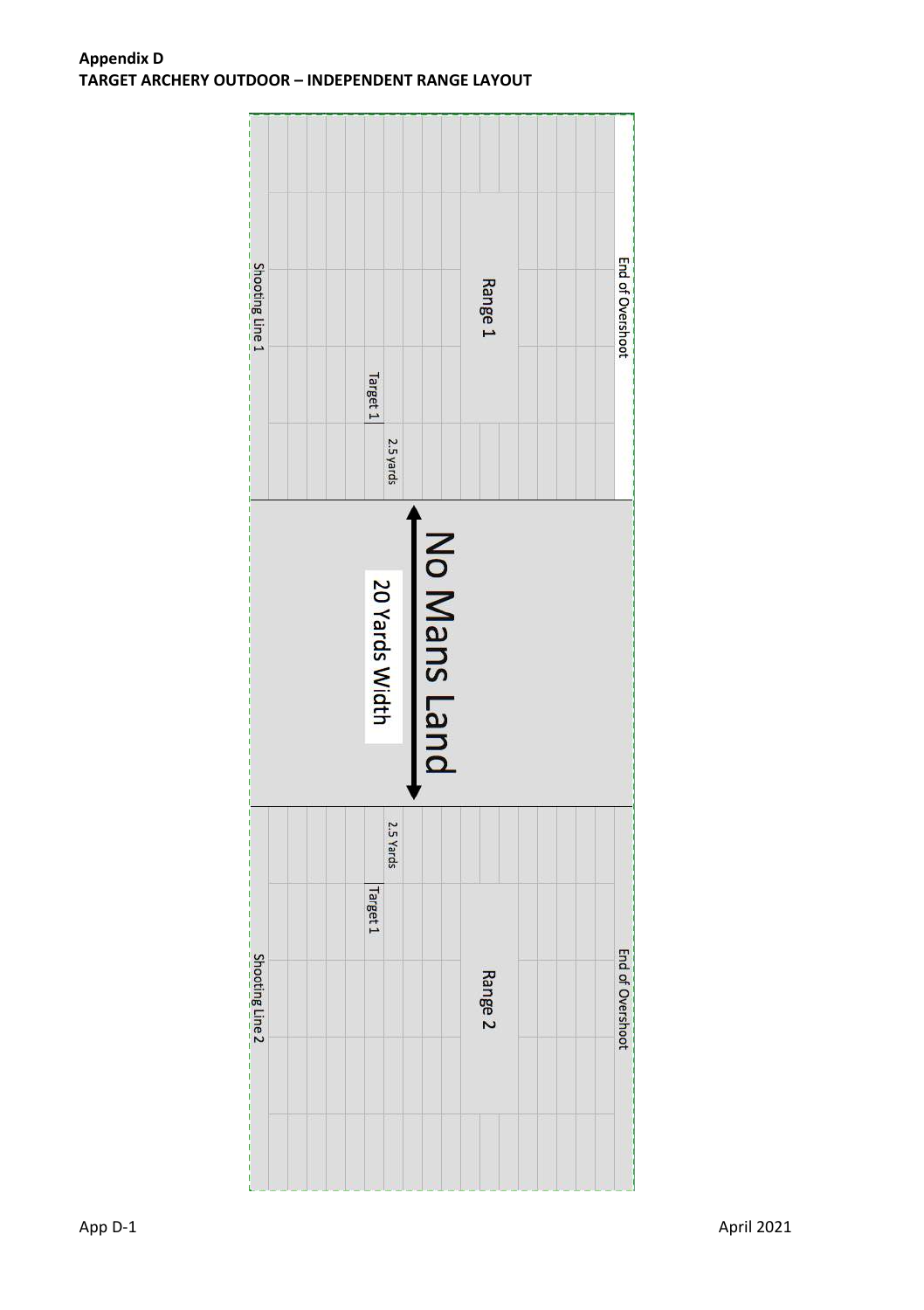**Appendix D**
**TARGET ARCHERY OUTDOOR – INDEPENDENT RANGE LAYOUT**

Shooting Line 1

Target 1

2.5 Yards

Range 1

End of Overshoot

No Mans Land

20 Yards Width

2.5 Yards

Target 1

Shooting Line 2

Range 2

End of Overshoot

App D-1

April 2021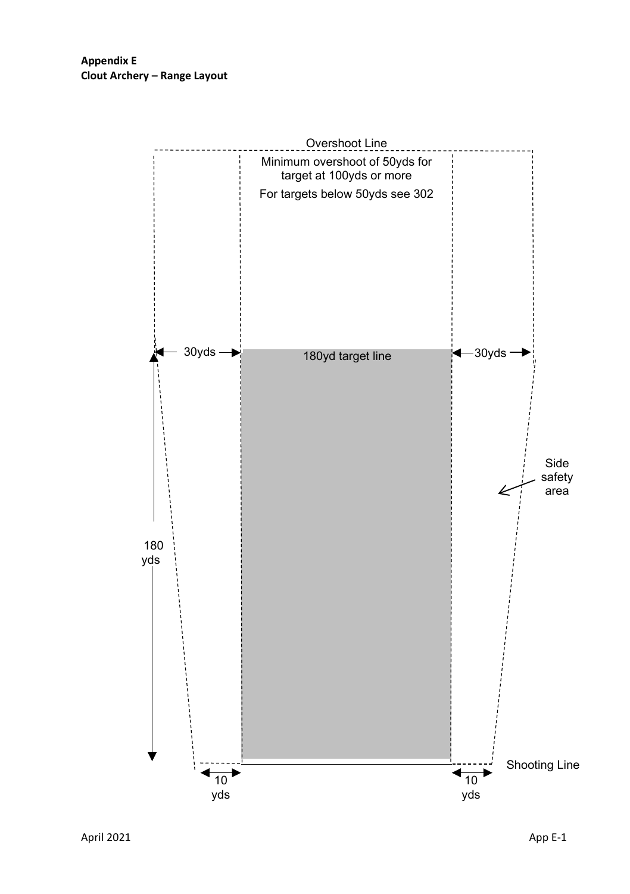**Appendix E**
**Clout Archery – Range Layout**

Overshoot Line

Minimum overshoot of 50yds for target at 100yds or more

For targets below 50yds see 302

30yds

180yd target line

30yds

Side safety area

180 yds

Shooting Line

10 yds

10 yds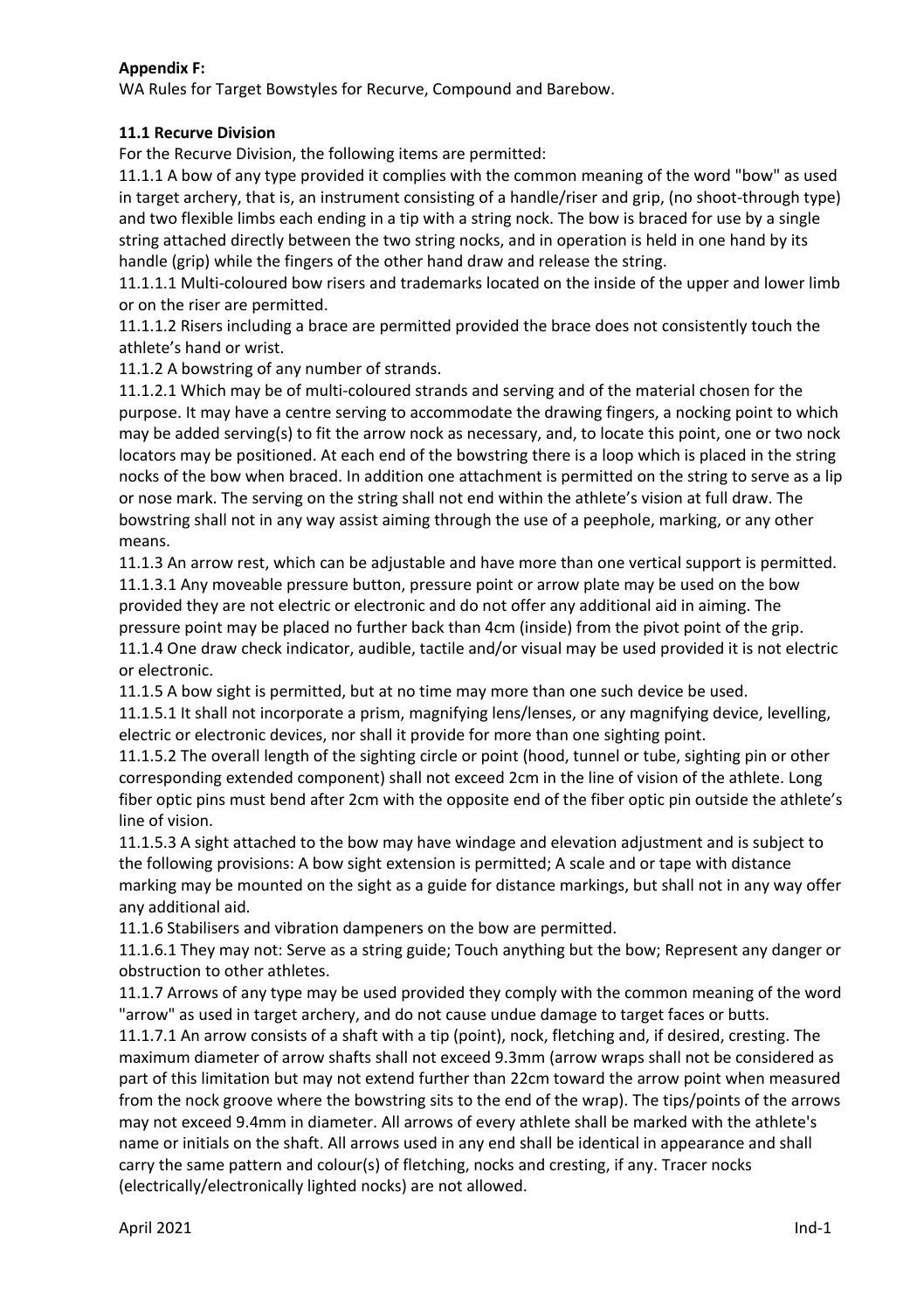**Appendix F:**

WA Rules for Target Bowstyles for Recurve, Compound and Barebow.

**11.1 Recurve Division**

For the Recurve Division, the following items are permitted:

11.1.1 A bow of any type provided it complies with the common meaning of the word "bow" as used in target archery, that is, an instrument consisting of a handle/riser and grip, (no shoot-through type) and two flexible limbs each ending in a tip with a string nock. The bow is braced for use by a single string attached directly between the two string nocks, and in operation is held in one hand by its handle (grip) while the fingers of the other hand draw and release the string.

11.1.1.1 Multi-coloured bow risers and trademarks located on the inside of the upper and lower limb or on the riser are permitted.

11.1.1.2 Risers including a brace are permitted provided the brace does not consistently touch the athlete's hand or wrist.

11.1.2 A bowstring of any number of strands.

11.1.2.1 Which may be of multi-coloured strands and serving and of the material chosen for the purpose. It may have a centre serving to accommodate the drawing fingers, a nocking point to which may be added serving(s) to fit the arrow nock as necessary, and, to locate this point, one or two nock locators may be positioned. At each end of the bowstring there is a loop which is placed in the string nocks of the bow when braced. In addition one attachment is permitted on the string to serve as a lip or nose mark. The serving on the string shall not end within the athlete's vision at full draw. The bowstring shall not in any way assist aiming through the use of a peephole, marking, or any other means.

11.1.3 An arrow rest, which can be adjustable and have more than one vertical support is permitted.

11.1.3.1 Any moveable pressure button, pressure point or arrow plate may be used on the bow provided they are not electric or electronic and do not offer any additional aid in aiming. The pressure point may be placed no further back than 4cm (inside) from the pivot point of the grip.

11.1.4 One draw check indicator, audible, tactile and/or visual may be used provided it is not electric or electronic.

11.1.5 A bow sight is permitted, but at no time may more than one such device be used.

11.1.5.1 It shall not incorporate a prism, magnifying lens/lenses, or any magnifying device, levelling, electric or electronic devices, nor shall it provide for more than one sighting point.

11.1.5.2 The overall length of the sighting circle or point (hood, tunnel or tube, sighting pin or other corresponding extended component) shall not exceed 2cm in the line of vision of the athlete. Long fiber optic pins must bend after 2cm with the opposite end of the fiber optic pin outside the athlete's line of vision.

11.1.5.3 A sight attached to the bow may have windage and elevation adjustment and is subject to the following provisions: A bow sight extension is permitted; A scale and or tape with distance marking may be mounted on the sight as a guide for distance markings, but shall not in any way offer any additional aid.

11.1.6 Stabilisers and vibration dampeners on the bow are permitted.

11.1.6.1 They may not: Serve as a string guide; Touch anything but the bow; Represent any danger or obstruction to other athletes.

11.1.7 Arrows of any type may be used provided they comply with the common meaning of the word "arrow" as used in target archery, and do not cause undue damage to target faces or butts.

11.1.7.1 An arrow consists of a shaft with a tip (point), nock, fletching and, if desired, cresting. The maximum diameter of arrow shafts shall not exceed 9.3mm (arrow wraps shall not be considered as part of this limitation but may not extend further than 22cm toward the arrow point when measured from the nock groove where the bowstring sits to the end of the wrap). The tips/points of the arrows may not exceed 9.4mm in diameter. All arrows of every athlete shall be marked with the athlete's name or initials on the shaft. All arrows used in any end shall be identical in appearance and shall carry the same pattern and colour(s) of fletching, nocks and cresting, if any. Tracer nocks (electrically/electronically lighted nocks) are not allowed.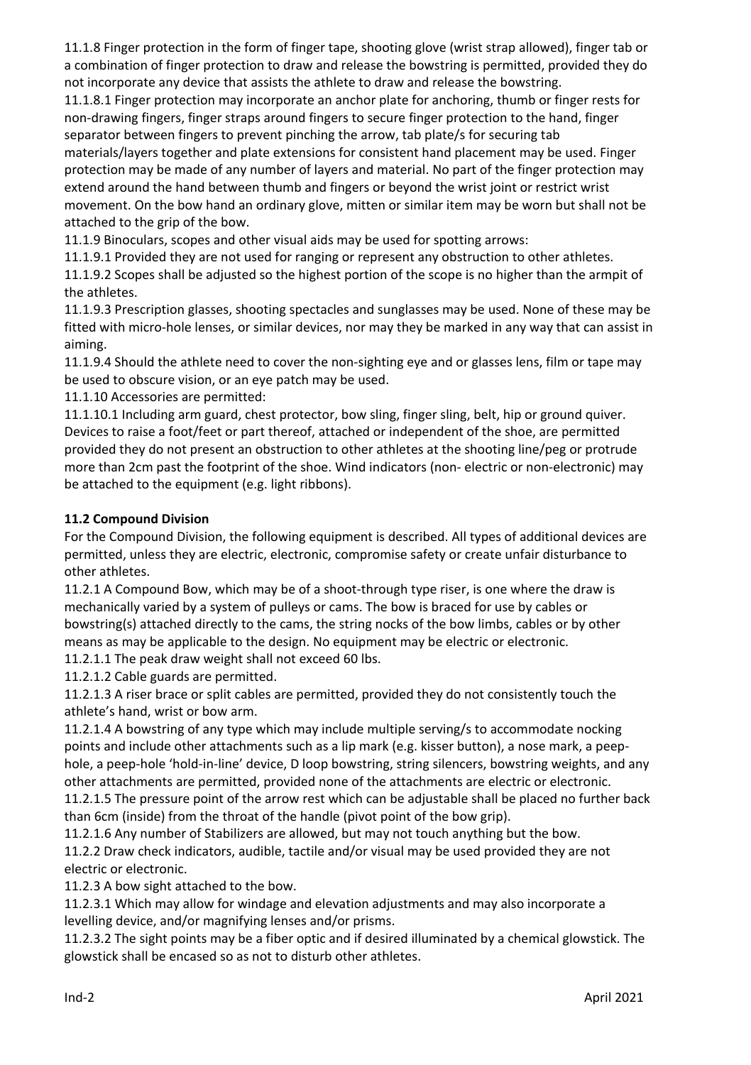11.1.8 Finger protection in the form of finger tape, shooting glove (wrist strap allowed), finger tab or a combination of finger protection to draw and release the bowstring is permitted, provided they do not incorporate any device that assists the athlete to draw and release the bowstring.

11.1.8.1 Finger protection may incorporate an anchor plate for anchoring, thumb or finger rests for non-drawing fingers, finger straps around fingers to secure finger protection to the hand, finger separator between fingers to prevent pinching the arrow, tab plate/s for securing tab materials/layers together and plate extensions for consistent hand placement may be used. Finger protection may be made of any number of layers and material. No part of the finger protection may extend around the hand between thumb and fingers or beyond the wrist joint or restrict wrist movement. On the bow hand an ordinary glove, mitten or similar item may be worn but shall not be attached to the grip of the bow.

11.1.9 Binoculars, scopes and other visual aids may be used for spotting arrows:

11.1.9.1 Provided they are not used for ranging or represent any obstruction to other athletes.

11.1.9.2 Scopes shall be adjusted so the highest portion of the scope is no higher than the armpit of the athletes.

11.1.9.3 Prescription glasses, shooting spectacles and sunglasses may be used. None of these may be fitted with micro-hole lenses, or similar devices, nor may they be marked in any way that can assist in aiming.

11.1.9.4 Should the athlete need to cover the non-sighting eye and or glasses lens, film or tape may be used to obscure vision, or an eye patch may be used.

11.1.10 Accessories are permitted:

11.1.10.1 Including arm guard, chest protector, bow sling, finger sling, belt, hip or ground quiver. Devices to raise a foot/feet or part thereof, attached or independent of the shoe, are permitted provided they do not present an obstruction to other athletes at the shooting line/peg or protrude more than 2cm past the footprint of the shoe. Wind indicators (non- electric or non-electronic) may be attached to the equipment (e.g. light ribbons).

**11.2 Compound Division**

For the Compound Division, the following equipment is described. All types of additional devices are permitted, unless they are electric, electronic, compromise safety or create unfair disturbance to other athletes.

11.2.1 A Compound Bow, which may be of a shoot-through type riser, is one where the draw is mechanically varied by a system of pulleys or cams. The bow is braced for use by cables or bowstring(s) attached directly to the cams, the string nocks of the bow limbs, cables or by other means as may be applicable to the design. No equipment may be electric or electronic.

11.2.1.1 The peak draw weight shall not exceed 60 lbs.

11.2.1.2 Cable guards are permitted.

11.2.1.3 A riser brace or split cables are permitted, provided they do not consistently touch the athlete's hand, wrist or bow arm.

11.2.1.4 A bowstring of any type which may include multiple serving/s to accommodate nocking points and include other attachments such as a lip mark (e.g. kisser button), a nose mark, a peep-hole, a peep-hole 'hold-in-line' device, D loop bowstring, string silencers, bowstring weights, and any other attachments are permitted, provided none of the attachments are electric or electronic.

11.2.1.5 The pressure point of the arrow rest which can be adjustable shall be placed no further back than 6cm (inside) from the throat of the handle (pivot point of the bow grip).

11.2.1.6 Any number of Stabilizers are allowed, but may not touch anything but the bow.

11.2.2 Draw check indicators, audible, tactile and/or visual may be used provided they are not electric or electronic.

11.2.3 A bow sight attached to the bow.

11.2.3.1 Which may allow for windage and elevation adjustments and may also incorporate a levelling device, and/or magnifying lenses and/or prisms.

11.2.3.2 The sight points may be a fiber optic and if desired illuminated by a chemical glowstick. The glowstick shall be encased so as not to disturb other athletes.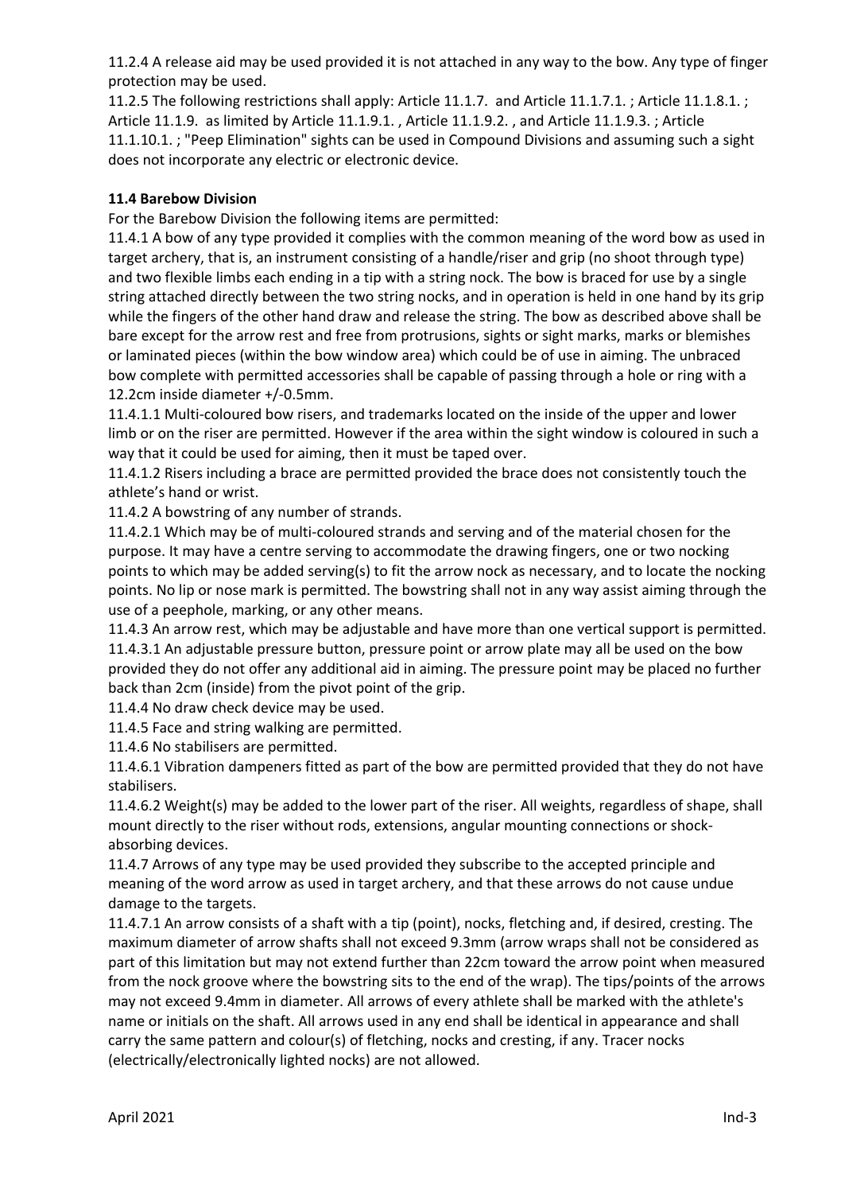11.2.4 A release aid may be used provided it is not attached in any way to the bow. Any type of finger protection may be used.

11.2.5 The following restrictions shall apply: Article 11.1.7. and Article 11.1.7.1. ; Article 11.1.8.1. ; Article 11.1.9. as limited by Article 11.1.9.1. , Article 11.1.9.2. , and Article 11.1.9.3. ; Article 11.1.10.1. ; "Peep Elimination" sights can be used in Compound Divisions and assuming such a sight does not incorporate any electric or electronic device.

**11.4 Barebow Division**

For the Barebow Division the following items are permitted:

11.4.1 A bow of any type provided it complies with the common meaning of the word bow as used in target archery, that is, an instrument consisting of a handle/riser and grip (no shoot through type) and two flexible limbs each ending in a tip with a string nock. The bow is braced for use by a single string attached directly between the two string nocks, and in operation is held in one hand by its grip while the fingers of the other hand draw and release the string. The bow as described above shall be bare except for the arrow rest and free from protrusions, sights or sight marks, marks or blemishes or laminated pieces (within the bow window area) which could be of use in aiming. The unbraced bow complete with permitted accessories shall be capable of passing through a hole or ring with a 12.2cm inside diameter +/-0.5mm.

11.4.1.1 Multi-coloured bow risers, and trademarks located on the inside of the upper and lower limb or on the riser are permitted. However if the area within the sight window is coloured in such a way that it could be used for aiming, then it must be taped over.

11.4.1.2 Risers including a brace are permitted provided the brace does not consistently touch the athlete's hand or wrist.

11.4.2 A bowstring of any number of strands.

11.4.2.1 Which may be of multi-coloured strands and serving and of the material chosen for the purpose. It may have a centre serving to accommodate the drawing fingers, one or two nocking points to which may be added serving(s) to fit the arrow nock as necessary, and to locate the nocking points. No lip or nose mark is permitted. The bowstring shall not in any way assist aiming through the use of a peephole, marking, or any other means.

11.4.3 An arrow rest, which may be adjustable and have more than one vertical support is permitted.

11.4.3.1 An adjustable pressure button, pressure point or arrow plate may all be used on the bow provided they do not offer any additional aid in aiming. The pressure point may be placed no further back than 2cm (inside) from the pivot point of the grip.

11.4.4 No draw check device may be used.

11.4.5 Face and string walking are permitted.

11.4.6 No stabilisers are permitted.

11.4.6.1 Vibration dampeners fitted as part of the bow are permitted provided that they do not have stabilisers.

11.4.6.2 Weight(s) may be added to the lower part of the riser. All weights, regardless of shape, shall mount directly to the riser without rods, extensions, angular mounting connections or shock-absorbing devices.

11.4.7 Arrows of any type may be used provided they subscribe to the accepted principle and meaning of the word arrow as used in target archery, and that these arrows do not cause undue damage to the targets.

11.4.7.1 An arrow consists of a shaft with a tip (point), nocks, fletching and, if desired, cresting. The maximum diameter of arrow shafts shall not exceed 9.3mm (arrow wraps shall not be considered as part of this limitation but may not extend further than 22cm toward the arrow point when measured from the nock groove where the bowstring sits to the end of the wrap). The tips/points of the arrows may not exceed 9.4mm in diameter. All arrows of every athlete shall be marked with the athlete's name or initials on the shaft. All arrows used in any end shall be identical in appearance and shall carry the same pattern and colour(s) of fletching, nocks and cresting, if any. Tracer nocks (electrically/electronically lighted nocks) are not allowed.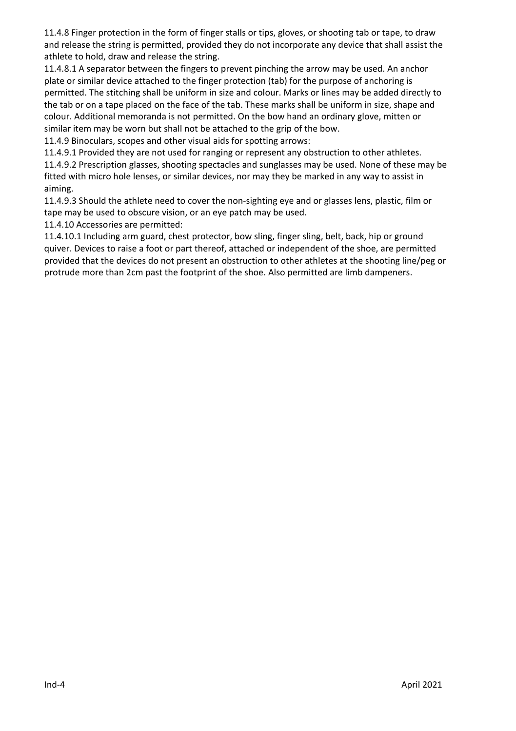11.4.8 Finger protection in the form of finger stalls or tips, gloves, or shooting tab or tape, to draw and release the string is permitted, provided they do not incorporate any device that shall assist the athlete to hold, draw and release the string.

11.4.8.1 A separator between the fingers to prevent pinching the arrow may be used. An anchor plate or similar device attached to the finger protection (tab) for the purpose of anchoring is permitted. The stitching shall be uniform in size and colour. Marks or lines may be added directly to the tab or on a tape placed on the face of the tab. These marks shall be uniform in size, shape and colour. Additional memoranda is not permitted. On the bow hand an ordinary glove, mitten or similar item may be worn but shall not be attached to the grip of the bow.

11.4.9 Binoculars, scopes and other visual aids for spotting arrows:

11.4.9.1 Provided they are not used for ranging or represent any obstruction to other athletes.

11.4.9.2 Prescription glasses, shooting spectacles and sunglasses may be used. None of these may be fitted with micro hole lenses, or similar devices, nor may they be marked in any way to assist in aiming.

11.4.9.3 Should the athlete need to cover the non-sighting eye and or glasses lens, plastic, film or tape may be used to obscure vision, or an eye patch may be used.

11.4.10 Accessories are permitted:

11.4.10.1 Including arm guard, chest protector, bow sling, finger sling, belt, back, hip or ground quiver. Devices to raise a foot or part thereof, attached or independent of the shoe, are permitted provided that the devices do not present an obstruction to other athletes at the shooting line/peg or protrude more than 2cm past the footprint of the shoe. Also permitted are limb dampeners.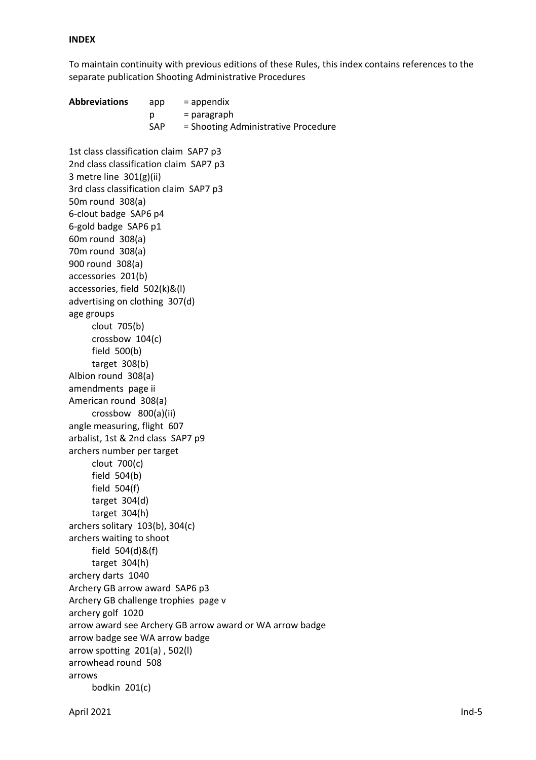**INDEX**

To maintain continuity with previous editions of these Rules, this index contains references to the separate publication Shooting Administrative Procedures

| **Abbreviations** | app | = appendix |
|---|---|---|
| | p | = paragraph |
| | SAP | = Shooting Administrative Procedure |

1st class classification claim SAP7 p3
2nd class classification claim SAP7 p3
3 metre line 301(g)(ii)
3rd class classification claim SAP7 p3
50m round 308(a)
6-clout badge SAP6 p4
6-gold badge SAP6 p1
60m round 308(a)
70m round 308(a)
900 round 308(a)
accessories 201(b)
accessories, field 502(k)&(l)
advertising on clothing 307(d)
age groups
- clout 705(b)
- crossbow 104(c)
- field 500(b)
- target 308(b)

Albion round 308(a)
amendments page ii
American round 308(a)
- crossbow 800(a)(ii)

angle measuring, flight 607
arbalist, 1st & 2nd class SAP7 p9
archers number per target
- clout 700(c)
- field 504(b)
- field 504(f)
- target 304(d)
- target 304(h)

archers solitary 103(b), 304(c)
archers waiting to shoot
- field 504(d)&(f)
- target 304(h)

archery darts 1040
Archery GB arrow award SAP6 p3
Archery GB challenge trophies page v
archery golf 1020
arrow award see Archery GB arrow award or WA arrow badge
arrow badge see WA arrow badge
arrow spotting 201(a) , 502(l)
arrowhead round 508
arrows
- bodkin 201(c)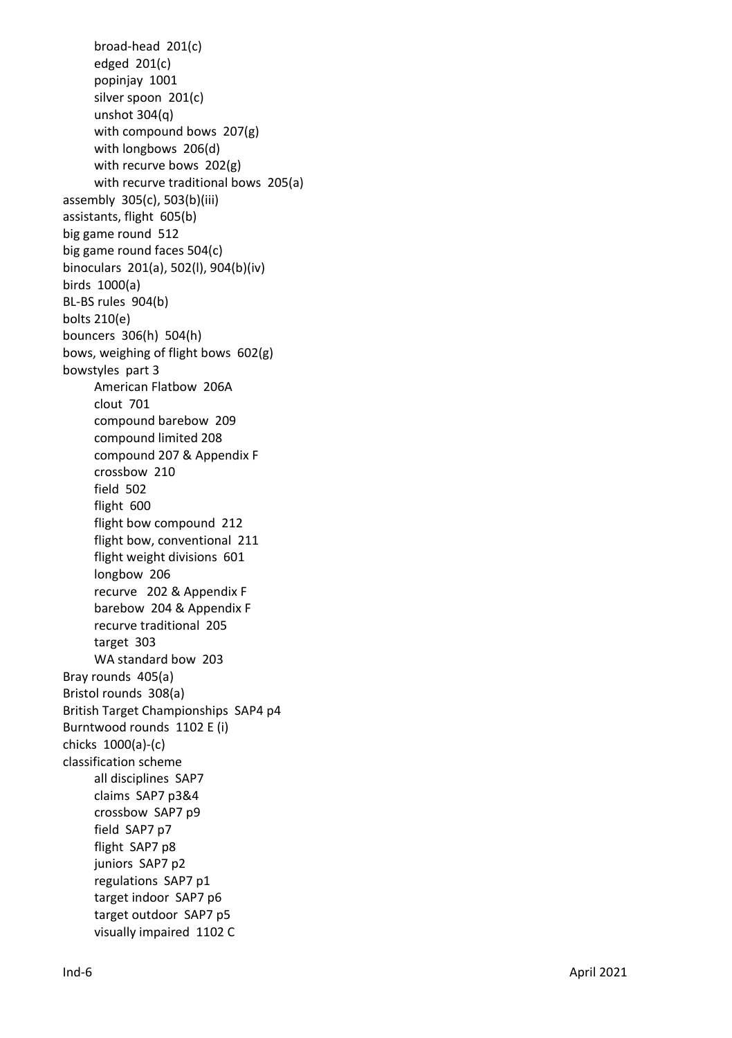- broad-head  201(c)
- edged  201(c)
- popinjay  1001
- silver spoon  201(c)
- unshot 304(q)
- with compound bows  207(g)
- with longbows  206(d)
- with recurve bows  202(g)
- with recurve traditional bows  205(a)

assembly  305(c), 503(b)(iii)
assistants, flight  605(b)
big game round  512
big game round faces 504(c)
binoculars  201(a), 502(l), 904(b)(iv)
birds  1000(a)
BL-BS rules  904(b)
bolts 210(e)
bouncers  306(h)  504(h)
bows, weighing of flight bows  602(g)
bowstyles  part 3

- American Flatbow  206A
- clout  701
- compound barebow  209
- compound limited 208
- compound 207 & Appendix F
- crossbow  210
- field  502
- flight  600
- flight bow compound  212
- flight bow, conventional  211
- flight weight divisions  601
- longbow  206
- recurve   202 & Appendix F
- barebow  204 & Appendix F
- recurve traditional  205
- target  303
- WA standard bow  203

Bray rounds  405(a)
Bristol rounds  308(a)
British Target Championships  SAP4 p4
Burntwood rounds  1102 E (i)
chicks  1000(a)-(c)
classification scheme

- all disciplines  SAP7
- claims  SAP7 p3&4
- crossbow  SAP7 p9
- field  SAP7 p7
- flight  SAP7 p8
- juniors  SAP7 p2
- regulations  SAP7 p1
- target indoor  SAP7 p6
- target outdoor  SAP7 p5
- visually impaired  1102 C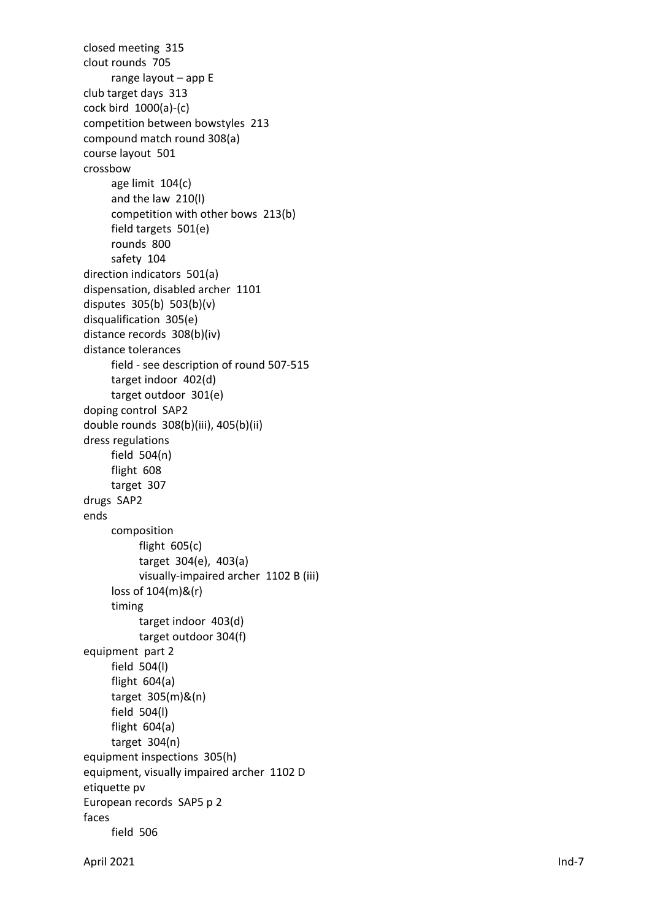closed meeting 315
clout rounds 705
- range layout – app E

club target days 313
cock bird 1000(a)-(c)
competition between bowstyles 213
compound match round 308(a)
course layout 501
crossbow
- age limit 104(c)
- and the law 210(l)
- competition with other bows 213(b)
- field targets 501(e)
- rounds 800
- safety 104

direction indicators 501(a)
dispensation, disabled archer 1101
disputes 305(b) 503(b)(v)
disqualification 305(e)
distance records 308(b)(iv)
distance tolerances
- field - see description of round 507-515
- target indoor 402(d)
- target outdoor 301(e)

doping control SAP2
double rounds 308(b)(iii), 405(b)(ii)
dress regulations
- field 504(n)
- flight 608
- target 307

drugs SAP2
ends
- composition
  - flight 605(c)
  - target 304(e), 403(a)
  - visually-impaired archer 1102 B (iii)
- loss of 104(m)&(r)
- timing
  - target indoor 403(d)
  - target outdoor 304(f)

equipment part 2
- field 504(l)
- flight 604(a)
- target 305(m)&(n)
- field 504(l)
- flight 604(a)
- target 304(n)

equipment inspections 305(h)
equipment, visually impaired archer 1102 D
etiquette pv
European records SAP5 p 2
faces
- field 506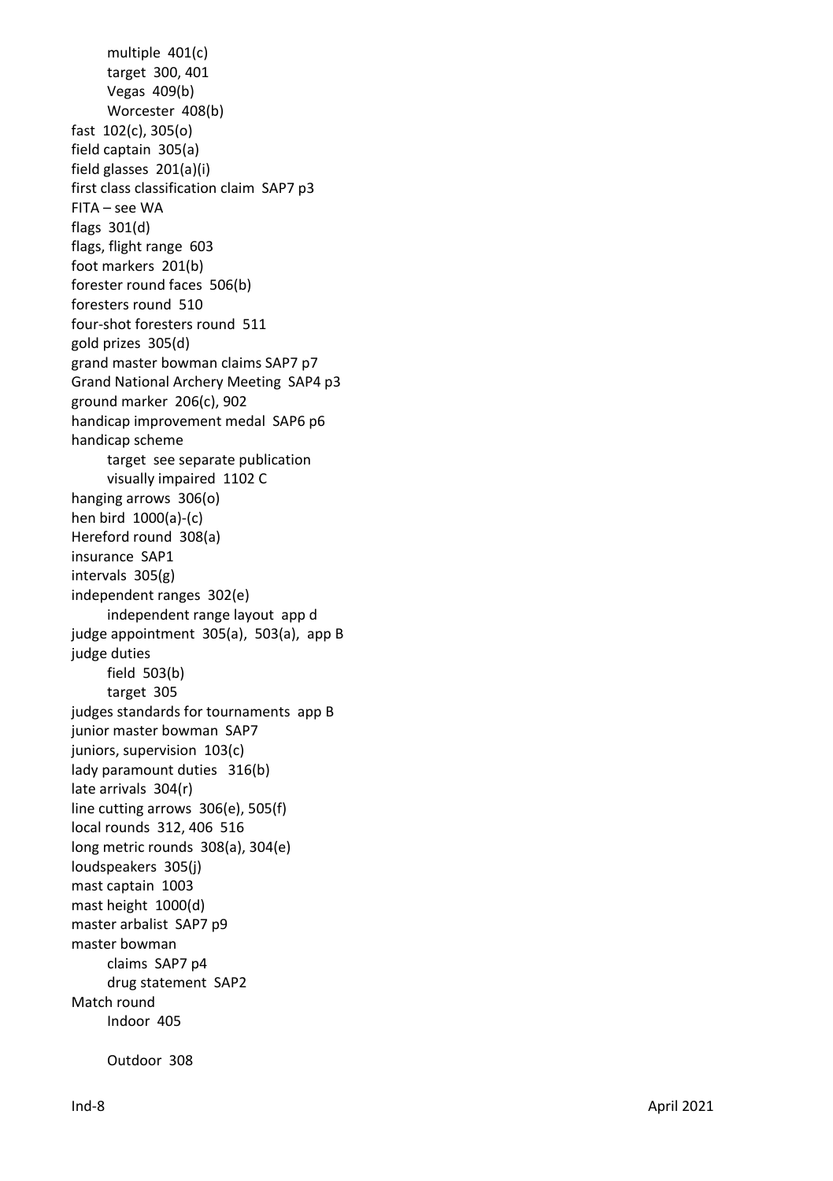- multiple 401(c)
- target 300, 401
- Vegas 409(b)
- Worcester 408(b)

fast 102(c), 305(o)
field captain 305(a)
field glasses 201(a)(i)
first class classification claim SAP7 p3
FITA – see WA
flags 301(d)
flags, flight range 603
foot markers 201(b)
forester round faces 506(b)
foresters round 510
four-shot foresters round 511
gold prizes 305(d)
grand master bowman claims SAP7 p7
Grand National Archery Meeting SAP4 p3
ground marker 206(c), 902
handicap improvement medal SAP6 p6
handicap scheme

- target see separate publication
- visually impaired 1102 C

hanging arrows 306(o)
hen bird 1000(a)-(c)
Hereford round 308(a)
insurance SAP1
intervals 305(g)
independent ranges 302(e)

- independent range layout app d

judge appointment 305(a), 503(a), app B
judge duties

- field 503(b)
- target 305

judges standards for tournaments app B
junior master bowman SAP7
juniors, supervision 103(c)
lady paramount duties 316(b)
late arrivals 304(r)
line cutting arrows 306(e), 505(f)
local rounds 312, 406 516
long metric rounds 308(a), 304(e)
loudspeakers 305(j)
mast captain 1003
mast height 1000(d)
master arbalist SAP7 p9
master bowman

- claims SAP7 p4
- drug statement SAP2

Match round

- Indoor 405
- Outdoor 308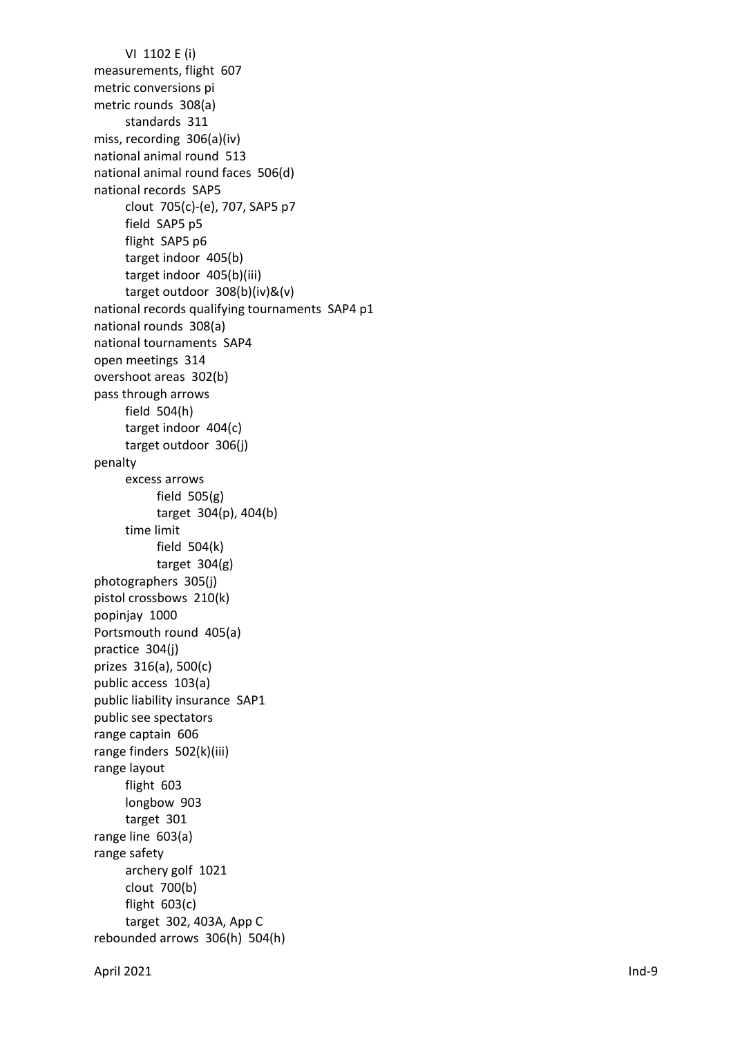VI 1102 E (i)

measurements, flight 607

metric conversions pi

metric rounds 308(a)

    standards 311

miss, recording 306(a)(iv)

national animal round 513

national animal round faces 506(d)

national records SAP5

    clout 705(c)-(e), 707, SAP5 p7

    field SAP5 p5

    flight SAP5 p6

    target indoor 405(b)

    target indoor 405(b)(iii)

    target outdoor 308(b)(iv)&(v)

national records qualifying tournaments SAP4 p1

national rounds 308(a)

national tournaments SAP4

open meetings 314

overshoot areas 302(b)

pass through arrows

    field 504(h)

    target indoor 404(c)

    target outdoor 306(j)

penalty

    excess arrows

        field 505(g)

        target 304(p), 404(b)

    time limit

        field 504(k)

        target 304(g)

photographers 305(j)

pistol crossbows 210(k)

popinjay 1000

Portsmouth round 405(a)

practice 304(j)

prizes 316(a), 500(c)

public access 103(a)

public liability insurance SAP1

public see spectators

range captain 606

range finders 502(k)(iii)

range layout

    flight 603

    longbow 903

    target 301

range line 603(a)

range safety

    archery golf 1021

    clout 700(b)

    flight 603(c)

    target 302, 403A, App C

rebounded arrows 306(h) 504(h)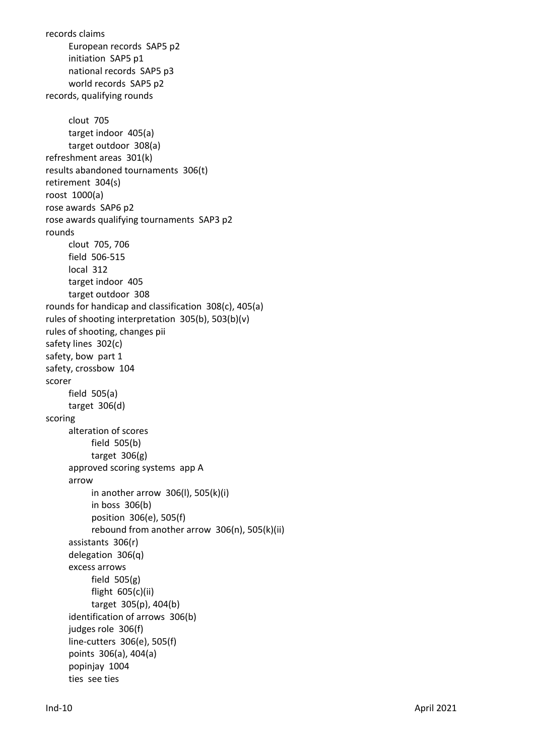records claims
- European records SAP5 p2
- initiation SAP5 p1
- national records SAP5 p3
- world records SAP5 p2

records, qualifying rounds
- clout 705
- target indoor 405(a)
- target outdoor 308(a)

refreshment areas 301(k)

results abandoned tournaments 306(t)

retirement 304(s)

roost 1000(a)

rose awards SAP6 p2

rose awards qualifying tournaments SAP3 p2

rounds
- clout 705, 706
- field 506-515
- local 312
- target indoor 405
- target outdoor 308

rounds for handicap and classification 308(c), 405(a)

rules of shooting interpretation 305(b), 503(b)(v)

rules of shooting, changes pii

safety lines 302(c)

safety, bow part 1

safety, crossbow 104

scorer
- field 505(a)
- target 306(d)

scoring
- alteration of scores
  - field 505(b)
  - target 306(g)
- approved scoring systems app A
- arrow
  - in another arrow 306(l), 505(k)(i)
  - in boss 306(b)
  - position 306(e), 505(f)
  - rebound from another arrow 306(n), 505(k)(ii)
- assistants 306(r)
- delegation 306(q)
- excess arrows
  - field 505(g)
  - flight 605(c)(ii)
  - target 305(p), 404(b)
- identification of arrows 306(b)
- judges role 306(f)
- line-cutters 306(e), 505(f)
- points 306(a), 404(a)
- popinjay 1004
- ties see ties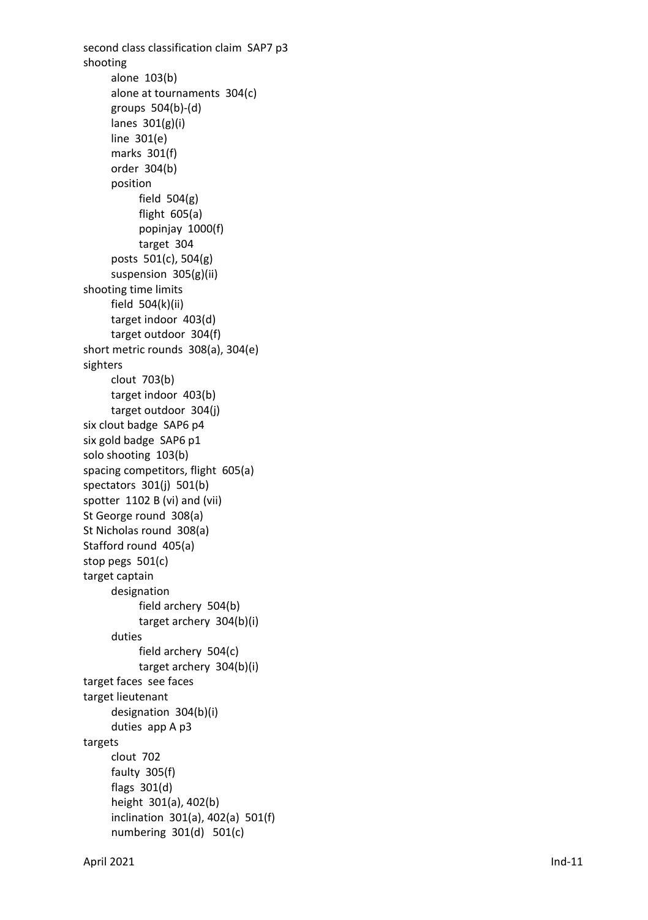second class classification claim  SAP7 p3
shooting
- alone  103(b)
- alone at tournaments  304(c)
- groups  504(b)-(d)
- lanes  301(g)(i)
- line  301(e)
- marks  301(f)
- order  304(b)
- position
  - field  504(g)
  - flight  605(a)
  - popinjay  1000(f)
  - target  304
- posts  501(c), 504(g)
- suspension  305(g)(ii)

shooting time limits
- field  504(k)(ii)
- target indoor  403(d)
- target outdoor  304(f)

short metric rounds  308(a), 304(e)
sighters
- clout  703(b)
- target indoor  403(b)
- target outdoor  304(j)

six clout badge  SAP6 p4
six gold badge  SAP6 p1
solo shooting  103(b)
spacing competitors, flight  605(a)
spectators  301(j)  501(b)
spotter  1102 B (vi) and (vii)
St George round  308(a)
St Nicholas round  308(a)
Stafford round  405(a)
stop pegs  501(c)
target captain
- designation
  - field archery  504(b)
  - target archery  304(b)(i)
- duties
  - field archery  504(c)
  - target archery  304(b)(i)

target faces  see faces
target lieutenant
- designation  304(b)(i)
- duties  app A p3

targets
- clout  702
- faulty  305(f)
- flags  301(d)
- height  301(a), 402(b)
- inclination  301(a), 402(a)  501(f)
- numbering  301(d)   501(c)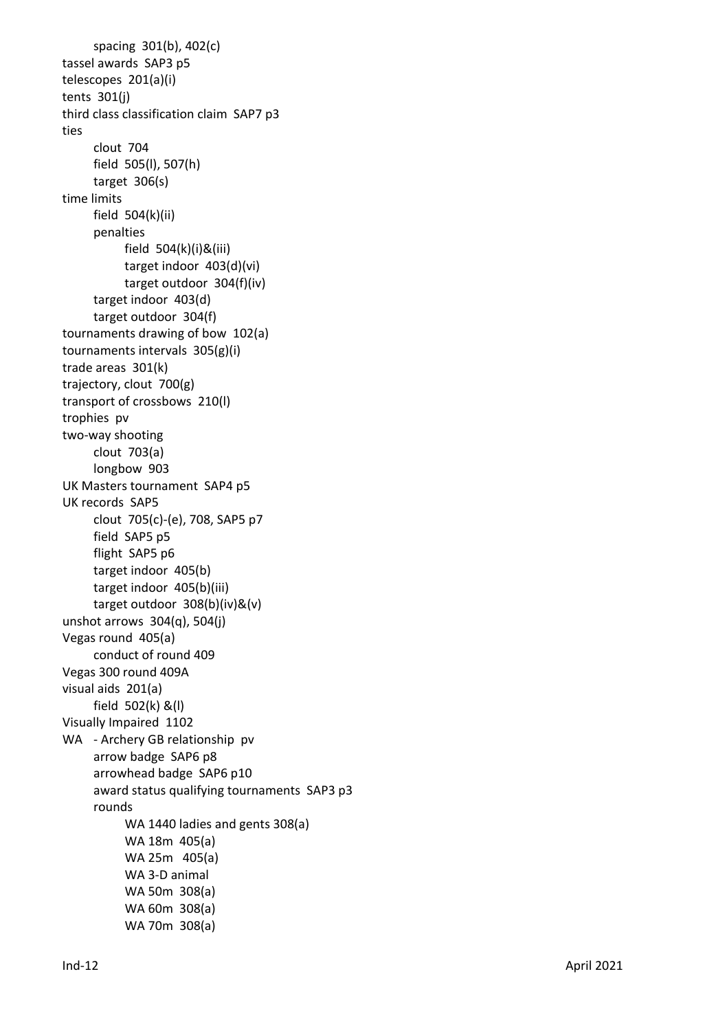- spacing 301(b), 402(c)

tassel awards SAP3 p5

telescopes 201(a)(i)

tents 301(j)

third class classification claim SAP7 p3

ties
- clout 704
- field 505(l), 507(h)
- target 306(s)

time limits
- field 504(k)(ii)
- penalties
  - field 504(k)(i)&(iii)
  - target indoor 403(d)(vi)
  - target outdoor 304(f)(iv)
- target indoor 403(d)
- target outdoor 304(f)

tournaments drawing of bow 102(a)

tournaments intervals 305(g)(i)

trade areas 301(k)

trajectory, clout 700(g)

transport of crossbows 210(l)

trophies pv

two-way shooting
- clout 703(a)
- longbow 903

UK Masters tournament SAP4 p5

UK records SAP5
- clout 705(c)-(e), 708, SAP5 p7
- field SAP5 p5
- flight SAP5 p6
- target indoor 405(b)
- target indoor 405(b)(iii)
- target outdoor 308(b)(iv)&(v)

unshot arrows 304(q), 504(j)

Vegas round 405(a)
- conduct of round 409

Vegas 300 round 409A

visual aids 201(a)
- field 502(k) &(l)

Visually Impaired 1102

WA - Archery GB relationship pv
- arrow badge SAP6 p8
- arrowhead badge SAP6 p10
- award status qualifying tournaments SAP3 p3
- rounds
  - WA 1440 ladies and gents 308(a)
  - WA 18m 405(a)
  - WA 25m 405(a)
  - WA 3-D animal
  - WA 50m 308(a)
  - WA 60m 308(a)
  - WA 70m 308(a)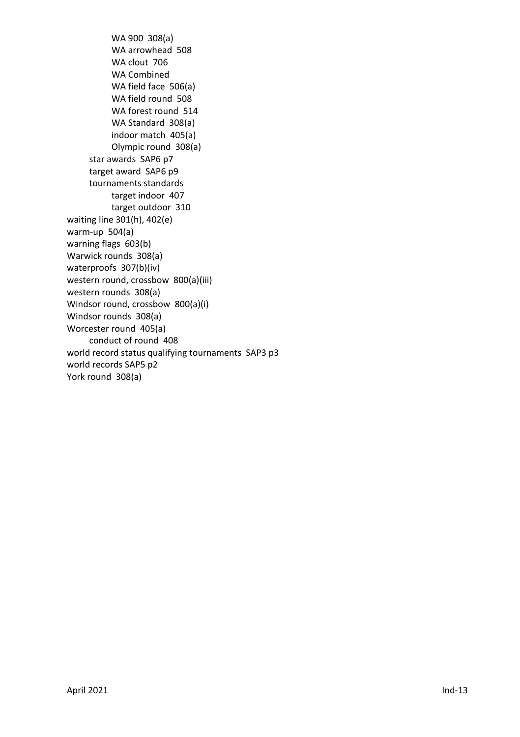- WA 900 308(a)
- WA arrowhead 508
- WA clout 706
- WA Combined
- WA field face 506(a)
- WA field round 508
- WA forest round 514
- WA Standard 308(a)
- indoor match 405(a)
- Olympic round 308(a)

star awards SAP6 p7

target award SAP6 p9

tournaments standards

- target indoor 407
- target outdoor 310

waiting line 301(h), 402(e)

warm-up 504(a)

warning flags 603(b)

Warwick rounds 308(a)

waterproofs 307(b)(iv)

western round, crossbow 800(a)(iii)

western rounds 308(a)

Windsor round, crossbow 800(a)(i)

Windsor rounds 308(a)

Worcester round 405(a)

- conduct of round 408

world record status qualifying tournaments SAP3 p3

world records SAP5 p2

York round 308(a)